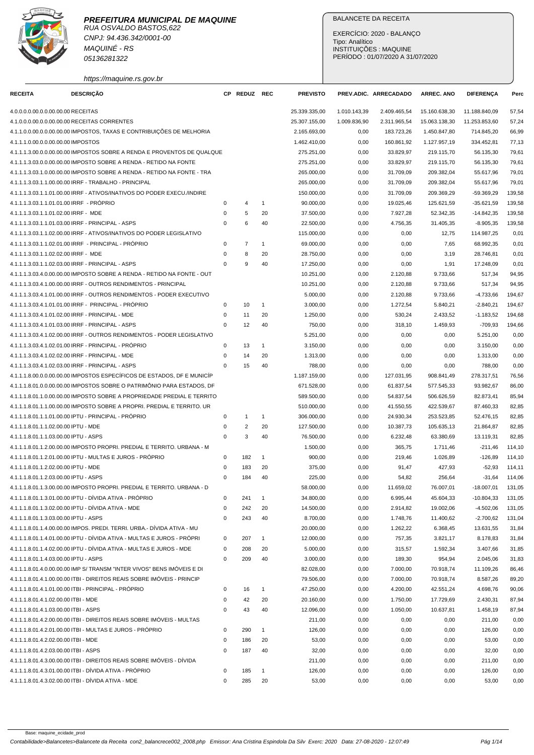**PREFEITURA MUNICIPAL DE MAQUINE**
RUA OSVALDO BASTOS,622
CNPJ: 94.436.342/0001-00
MAQUINÉ - RS
05136281322

https://maquine.rs.gov.br

BALANCETE DA RECEITA

EXERCÍCIO: 2020 - BALANÇO
Tipo: Analítico
INSTITUIÇÕES : MAQUINE
PERÍODO : 01/07/2020 A 31/07/2020

| RECEITA | DESCRIÇÃO | CP | REDUZ | REC | PREVISTO | PREV.ADIC. | ARRECADADO | ARREC. ANO | DIFERENÇA | Perc |
|---|---|---|---|---|---|---|---|---|---|---|
| 4.0.0.0.0.00.0.0.00.00.00 | RECEITAS | | | | 25.339.335,00 | 1.010.143,39 | 2.409.465,54 | 15.160.638,30 | 11.188.840,09 | 57,54 |
| 4.1.0.0.0.00.0.0.00.00.00 | RECEITAS CORRENTES | | | | 25.307.155,00 | 1.009.836,90 | 2.311.965,54 | 15.063.138,30 | 11.253.853,60 | 57,24 |
| 4.1.1.0.0.00.0.0.00.00.00 | IMPOSTOS, TAXAS E CONTRIBUIÇÕES DE MELHORIA | | | | 2.165.693,00 | 0,00 | 183.723,26 | 1.450.847,80 | 714.845,20 | 66,99 |
| 4.1.1.1.0.00.0.0.00.00.00 | IMPOSTOS | | | | 1.462.410,00 | 0,00 | 160.861,92 | 1.127.957,19 | 334.452,81 | 77,13 |
| 4.1.1.1.3.00.0.0.00.00.00 | IMPOSTOS SOBRE A RENDA E PROVENTOS DE QUALQUE | | | | 275.251,00 | 0,00 | 33.829,97 | 219.115,70 | 56.135,30 | 79,61 |
| 4.1.1.1.3.03.0.0.00.00.00 | IMPOSTO SOBRE A RENDA - RETIDO NA FONTE | | | | 275.251,00 | 0,00 | 33.829,97 | 219.115,70 | 56.135,30 | 79,61 |
| 4.1.1.1.3.03.1.0.00.00.00 | IMPOSTO SOBRE A RENDA - RETIDO NA FONTE - TRA | | | | 265.000,00 | 0,00 | 31.709,09 | 209.382,04 | 55.617,96 | 79,01 |
| 4.1.1.1.3.03.1.1.00.00.00 | IRRF - TRABALHO - PRINCIPAL | | | | 265.000,00 | 0,00 | 31.709,09 | 209.382,04 | 55.617,96 | 79,01 |
| 4.1.1.1.3.03.1.1.01.00.00 | IRRF - ATIVOS/INATIVOS DO PODER EXECU./INDIRE | | | | 150.000,00 | 0,00 | 31.709,09 | 209.369,29 | -59.369,29 | 139,58 |
| 4.1.1.1.3.03.1.1.01.01.00 | IRRF - PRÓPRIO | 0 | 4 | 1 | 90.000,00 | 0,00 | 19.025,46 | 125.621,59 | -35.621,59 | 139,58 |
| 4.1.1.1.3.03.1.1.01.02.00 | IRRF - MDE | 0 | 5 | 20 | 37.500,00 | 0,00 | 7.927,28 | 52.342,35 | -14.842,35 | 139,58 |
| 4.1.1.1.3.03.1.1.01.03.00 | IRRF - PRINCIPAL - ASPS | 0 | 6 | 40 | 22.500,00 | 0,00 | 4.756,35 | 31.405,35 | -8.905,35 | 139,58 |
| 4.1.1.1.3.03.1.1.02.00.00 | IRRF - ATIVOS/INATIVOS DO PODER LEGISLATIVO | | | | 115.000,00 | 0,00 | 0,00 | 12,75 | 114.987,25 | 0,01 |
| 4.1.1.1.3.03.1.1.02.01.00 | IRRF - PRINCIPAL - PRÓPRIO | 0 | 7 | 1 | 69.000,00 | 0,00 | 0,00 | 7,65 | 68.992,35 | 0,01 |
| 4.1.1.1.3.03.1.1.02.02.00 | IRRF - MDE | 0 | 8 | 20 | 28.750,00 | 0,00 | 0,00 | 3,19 | 28.746,81 | 0,01 |
| 4.1.1.1.3.03.1.1.02.03.00 | IRRF - PRINCIPAL - ASPS | 0 | 9 | 40 | 17.250,00 | 0,00 | 0,00 | 1,91 | 17.248,09 | 0,01 |
| 4.1.1.1.3.03.4.0.00.00.00 | IMPOSTO SOBRE A RENDA - RETIDO NA FONTE - OUT | | | | 10.251,00 | 0,00 | 2.120,88 | 9.733,66 | 517,34 | 94,95 |
| 4.1.1.1.3.03.4.1.00.00.00 | IRRF - OUTROS RENDIMENTOS - PRINCIPAL | | | | 10.251,00 | 0,00 | 2.120,88 | 9.733,66 | 517,34 | 94,95 |
| 4.1.1.1.3.03.4.1.01.00.00 | IRRF - OUTROS RENDIMENTOS - PODER EXECUTIVO | | | | 5.000,00 | 0,00 | 2.120,88 | 9.733,66 | -4.733,66 | 194,67 |
| 4.1.1.1.3.03.4.1.01.01.00 | IRRF - PRINCIPAL - PRÓPRIO | 0 | 10 | 1 | 3.000,00 | 0,00 | 1.272,54 | 5.840,21 | -2.840,21 | 194,67 |
| 4.1.1.1.3.03.4.1.01.02.00 | IRRF - PRINCIPAL - MDE | 0 | 11 | 20 | 1.250,00 | 0,00 | 530,24 | 2.433,52 | -1.183,52 | 194,68 |
| 4.1.1.1.3.03.4.1.01.03.00 | IRRF - PRINCIPAL - ASPS | 0 | 12 | 40 | 750,00 | 0,00 | 318,10 | 1.459,93 | -709,93 | 194,66 |
| 4.1.1.1.3.03.4.1.02.00.00 | IRRF - OUTROS RENDIMENTOS - PODER LEGISLATIVO | | | | 5.251,00 | 0,00 | 0,00 | 0,00 | 5.251,00 | 0,00 |
| 4.1.1.1.3.03.4.1.02.01.00 | IRRF - PRINCIPAL - PRÓPRIO | 0 | 13 | 1 | 3.150,00 | 0,00 | 0,00 | 0,00 | 3.150,00 | 0,00 |
| 4.1.1.1.3.03.4.1.02.02.00 | IRRF - PRINCIPAL - MDE | 0 | 14 | 20 | 1.313,00 | 0,00 | 0,00 | 0,00 | 1.313,00 | 0,00 |
| 4.1.1.1.3.03.4.1.02.03.00 | IRRF - PRINCIPAL - ASPS | 0 | 15 | 40 | 788,00 | 0,00 | 0,00 | 0,00 | 788,00 | 0,00 |
| 4.1.1.1.8.00.0.0.00.00.00 | IMPOSTOS ESPECÍFICOS DE ESTADOS, DF E MUNICÍP | | | | 1.187.159,00 | 0,00 | 127.031,95 | 908.841,49 | 278.317,51 | 76,56 |
| 4.1.1.1.8.01.0.0.00.00.00 | IMPOSTOS SOBRE O PATRIMÔNIO PARA ESTADOS, DF | | | | 671.528,00 | 0,00 | 61.837,54 | 577.545,33 | 93.982,67 | 86,00 |
| 4.1.1.1.8.01.1.0.00.00.00 | IMPOSTO SOBRE A PROPRIEDADE PREDIAL E TERRITO | | | | 589.500,00 | 0,00 | 54.837,54 | 506.626,59 | 82.873,41 | 85,94 |
| 4.1.1.1.8.01.1.1.00.00.00 | IMPOSTO SOBRE A PROPRI. PREDIAL E TERRITO. UR | | | | 510.000,00 | 0,00 | 41.550,55 | 422.539,67 | 87.460,33 | 82,85 |
| 4.1.1.1.8.01.1.1.01.00.00 | IPTU - PRINCIPAL - PRÓPRIO | 0 | 1 | 1 | 306.000,00 | 0,00 | 24.930,34 | 253.523,85 | 52.476,15 | 82,85 |
| 4.1.1.1.8.01.1.1.02.00.00 | IPTU - MDE | 0 | 2 | 20 | 127.500,00 | 0,00 | 10.387,73 | 105.635,13 | 21.864,87 | 82,85 |
| 4.1.1.1.8.01.1.1.03.00.00 | IPTU - ASPS | 0 | 3 | 40 | 76.500,00 | 0,00 | 6.232,48 | 63.380,69 | 13.119,31 | 82,85 |
| 4.1.1.1.8.01.1.2.00.00.00 | IMPOSTO PROPRI. PREDIAL E TERRITO. URBANA - M | | | | 1.500,00 | 0,00 | 365,75 | 1.711,46 | -211,46 | 114,10 |
| 4.1.1.1.8.01.1.2.01.00.00 | IPTU - MULTAS E JUROS - PRÓPRIO | 0 | 182 | 1 | 900,00 | 0,00 | 219,46 | 1.026,89 | -126,89 | 114,10 |
| 4.1.1.1.8.01.1.2.02.00.00 | IPTU - MDE | 0 | 183 | 20 | 375,00 | 0,00 | 91,47 | 427,93 | -52,93 | 114,11 |
| 4.1.1.1.8.01.1.2.03.00.00 | IPTU - ASPS | 0 | 184 | 40 | 225,00 | 0,00 | 54,82 | 256,64 | -31,64 | 114,06 |
| 4.1.1.1.8.01.1.3.00.00.00 | IMPOSTO PROPRI. PREDIAL E TERRITO. URBANA - D | | | | 58.000,00 | 0,00 | 11.659,02 | 76.007,01 | -18.007,01 | 131,05 |
| 4.1.1.1.8.01.1.3.01.00.00 | IPTU - DÍVIDA ATIVA - PRÓPRIO | 0 | 241 | 1 | 34.800,00 | 0,00 | 6.995,44 | 45.604,33 | -10.804,33 | 131,05 |
| 4.1.1.1.8.01.1.3.02.00.00 | IPTU - DÍVIDA ATIVA - MDE | 0 | 242 | 20 | 14.500,00 | 0,00 | 2.914,82 | 19.002,06 | -4.502,06 | 131,05 |
| 4.1.1.1.8.01.1.3.03.00.00 | IPTU - ASPS | 0 | 243 | 40 | 8.700,00 | 0,00 | 1.748,76 | 11.400,62 | -2.700,62 | 131,04 |
| 4.1.1.1.8.01.1.4.00.00.00 | IMPOS. PREDI. TERRI. URBA.- DÍVIDA ATIVA - MU | | | | 20.000,00 | 0,00 | 1.262,22 | 6.368,45 | 13.631,55 | 31,84 |
| 4.1.1.1.8.01.1.4.01.00.00 | IPTU - DÍVIDA ATIVA - MULTAS E JUROS - PRÓPRI | 0 | 207 | 1 | 12.000,00 | 0,00 | 757,35 | 3.821,17 | 8.178,83 | 31,84 |
| 4.1.1.1.8.01.1.4.02.00.00 | IPTU - DÍVIDA ATIVA - MULTAS E JUROS - MDE | 0 | 208 | 20 | 5.000,00 | 0,00 | 315,57 | 1.592,34 | 3.407,66 | 31,85 |
| 4.1.1.1.8.01.1.4.03.00.00 | IPTU - ASPS | 0 | 209 | 40 | 3.000,00 | 0,00 | 189,30 | 954,94 | 2.045,06 | 31,83 |
| 4.1.1.1.8.01.4.0.00.00.00 | IMP S/ TRANSM "INTER VIVOS" BENS IMÓVEIS E DI | | | | 82.028,00 | 0,00 | 7.000,00 | 70.918,74 | 11.109,26 | 86,46 |
| 4.1.1.1.8.01.4.1.00.00.00 | ITBI - DIREITOS REAIS SOBRE IMÓVEIS - PRINCIP | | | | 79.506,00 | 0,00 | 7.000,00 | 70.918,74 | 8.587,26 | 89,20 |
| 4.1.1.1.8.01.4.1.01.00.00 | ITBI - PRINCIPAL - PRÓPRIO | 0 | 16 | 1 | 47.250,00 | 0,00 | 4.200,00 | 42.551,24 | 4.698,76 | 90,06 |
| 4.1.1.1.8.01.4.1.02.00.00 | ITBI - MDE | 0 | 42 | 20 | 20.160,00 | 0,00 | 1.750,00 | 17.729,69 | 2.430,31 | 87,94 |
| 4.1.1.1.8.01.4.1.03.00.00 | ITBI - ASPS | 0 | 43 | 40 | 12.096,00 | 0,00 | 1.050,00 | 10.637,81 | 1.458,19 | 87,94 |
| 4.1.1.1.8.01.4.2.00.00.00 | ITBI - DIREITOS REAIS SOBRE IMÓVEIS - MULTAS | | | | 211,00 | 0,00 | 0,00 | 0,00 | 211,00 | 0,00 |
| 4.1.1.1.8.01.4.2.01.00.00 | ITBI - MULTAS E JUROS - PRÓPRIO | 0 | 290 | 1 | 126,00 | 0,00 | 0,00 | 0,00 | 126,00 | 0,00 |
| 4.1.1.1.8.01.4.2.02.00.00 | ITBI - MDE | 0 | 186 | 20 | 53,00 | 0,00 | 0,00 | 0,00 | 53,00 | 0,00 |
| 4.1.1.1.8.01.4.2.03.00.00 | ITBI - ASPS | 0 | 187 | 40 | 32,00 | 0,00 | 0,00 | 0,00 | 32,00 | 0,00 |
| 4.1.1.1.8.01.4.3.00.00.00 | ITBI - DIREITOS REAIS SOBRE IMÓVEIS - DÍVIDA | | | | 211,00 | 0,00 | 0,00 | 0,00 | 211,00 | 0,00 |
| 4.1.1.1.8.01.4.3.01.00.00 | ITBI - DÍVIDA ATIVA - PRÓPRIO | 0 | 185 | 1 | 126,00 | 0,00 | 0,00 | 0,00 | 126,00 | 0,00 |
| 4.1.1.1.8.01.4.3.02.00.00 | ITBI - DÍVIDA ATIVA - MDE | 0 | 285 | 20 | 53,00 | 0,00 | 0,00 | 0,00 | 53,00 | 0,00 |

Base: maquine_ecidade_prod

Contabilidade>Balancetes>Balancete da Receita con2_balancrece002_2008.php Emissor: Ana Cristina Espindola Da Silv Exerc: 2020 Data: 27-08-2020 - 12:07:49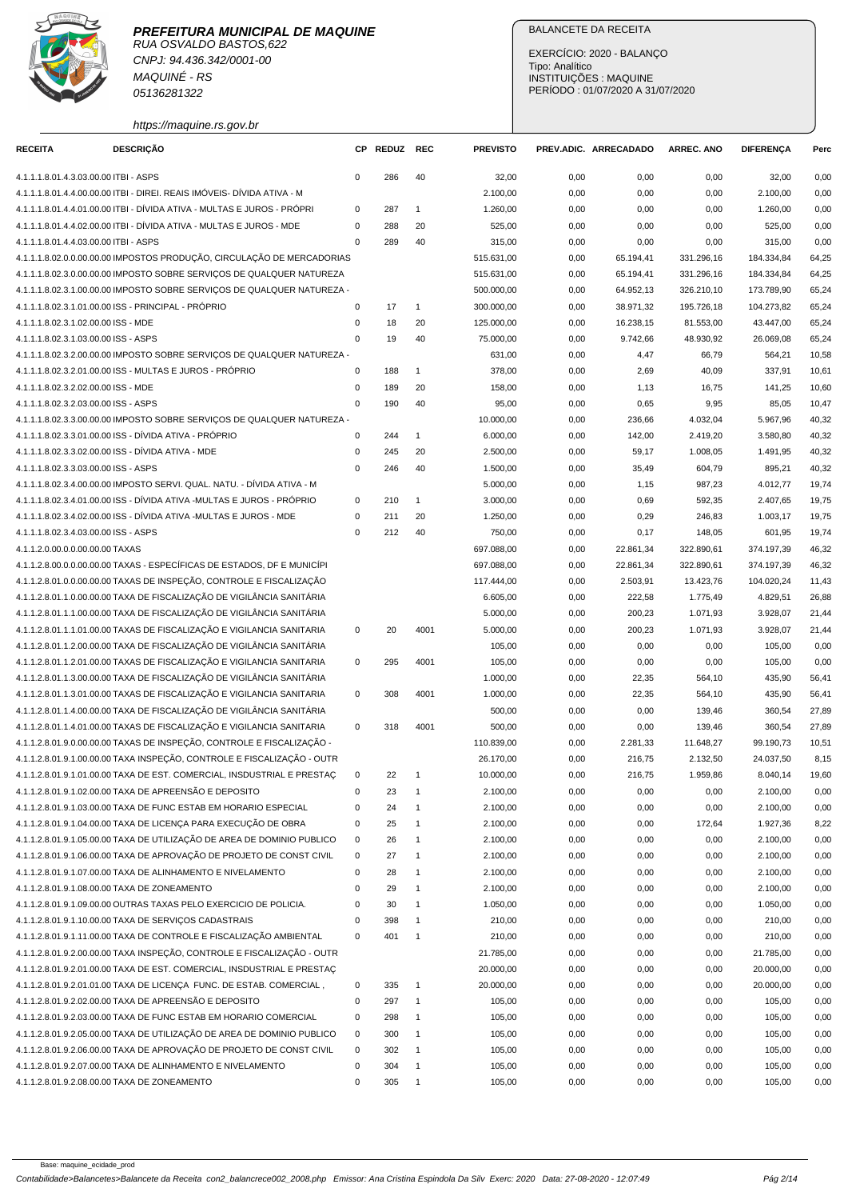**PREFEITURA MUNICIPAL DE MAQUINE**
RUA OSVALDO BASTOS,622
CNPJ: 94.436.342/0001-00
MAQUINÉ - RS
05136281322

https://maquine.rs.gov.br

BALANCETE DA RECEITA

EXERCÍCIO: 2020 - BALANÇO
Tipo: Analítico
INSTITUIÇÕES : MAQUINE
PERÍODO : 01/07/2020 A 31/07/2020

| RECEITA | DESCRIÇÃO | CP | REDUZ | REC | PREVISTO | PREV.ADIC. | ARRECADADO | ARREC. ANO | DIFERENÇA | Perc |
|---|---|---|---|---|---|---|---|---|---|---|
| 4.1.1.1.8.01.4.3.03.00.00 | ITBI - ASPS | 0 | 286 | 40 | 32,00 | 0,00 | 0,00 | 0,00 | 32,00 | 0,00 |
| 4.1.1.1.8.01.4.4.00.00.00 | ITBI - DIREI. REAIS IMÓVEIS- DÍVIDA ATIVA - M | | | | 2.100,00 | 0,00 | 0,00 | 0,00 | 2.100,00 | 0,00 |
| 4.1.1.1.8.01.4.4.01.00.00 | ITBI - DÍVIDA ATIVA - MULTAS E JUROS - PRÓPRI | 0 | 287 | 1 | 1.260,00 | 0,00 | 0,00 | 0,00 | 1.260,00 | 0,00 |
| 4.1.1.1.8.01.4.4.02.00.00 | ITBI - DÍVIDA ATIVA - MULTAS E JUROS - MDE | 0 | 288 | 20 | 525,00 | 0,00 | 0,00 | 0,00 | 525,00 | 0,00 |
| 4.1.1.1.8.01.4.4.03.00.00 | ITBI - ASPS | 0 | 289 | 40 | 315,00 | 0,00 | 0,00 | 0,00 | 315,00 | 0,00 |
| 4.1.1.1.8.02.0.0.00.00.00 | IMPOSTOS PRODUÇÃO, CIRCULAÇÃO DE MERCADORIAS | | | | 515.631,00 | 0,00 | 65.194,41 | 331.296,16 | 184.334,84 | 64,25 |
| 4.1.1.1.8.02.3.0.00.00.00 | IMPOSTO SOBRE SERVIÇOS DE QUALQUER NATUREZA | | | | 515.631,00 | 0,00 | 65.194,41 | 331.296,16 | 184.334,84 | 64,25 |
| 4.1.1.1.8.02.3.1.00.00.00 | IMPOSTO SOBRE SERVIÇOS DE QUALQUER NATUREZA - | | | | 500.000,00 | 0,00 | 64.952,13 | 326.210,10 | 173.789,90 | 65,24 |
| 4.1.1.1.8.02.3.1.01.00.00 | ISS - PRINCIPAL - PRÓPRIO | 0 | 17 | 1 | 300.000,00 | 0,00 | 38.971,32 | 195.726,18 | 104.273,82 | 65,24 |
| 4.1.1.1.8.02.3.1.02.00.00 | ISS - MDE | 0 | 18 | 20 | 125.000,00 | 0,00 | 16.238,15 | 81.553,00 | 43.447,00 | 65,24 |
| 4.1.1.1.8.02.3.1.03.00.00 | ISS - ASPS | 0 | 19 | 40 | 75.000,00 | 0,00 | 9.742,66 | 48.930,92 | 26.069,08 | 65,24 |
| 4.1.1.1.8.02.3.2.00.00.00 | IMPOSTO SOBRE SERVIÇOS DE QUALQUER NATUREZA - | | | | 631,00 | 0,00 | 4,47 | 66,79 | 564,21 | 10,58 |
| 4.1.1.1.8.02.3.2.01.00.00 | ISS - MULTAS E JUROS - PRÓPRIO | 0 | 188 | 1 | 378,00 | 0,00 | 2,69 | 40,09 | 337,91 | 10,61 |
| 4.1.1.1.8.02.3.2.02.00.00 | ISS - MDE | 0 | 189 | 20 | 158,00 | 0,00 | 1,13 | 16,75 | 141,25 | 10,60 |
| 4.1.1.1.8.02.3.2.03.00.00 | ISS - ASPS | 0 | 190 | 40 | 95,00 | 0,00 | 0,65 | 9,95 | 85,05 | 10,47 |
| 4.1.1.1.8.02.3.3.00.00.00 | IMPOSTO SOBRE SERVIÇOS DE QUALQUER NATUREZA - | | | | 10.000,00 | 0,00 | 236,66 | 4.032,04 | 5.967,96 | 40,32 |
| 4.1.1.1.8.02.3.3.01.00.00 | ISS - DÍVIDA ATIVA - PRÓPRIO | 0 | 244 | 1 | 6.000,00 | 0,00 | 142,00 | 2.419,20 | 3.580,80 | 40,32 |
| 4.1.1.1.8.02.3.3.02.00.00 | ISS - DÍVIDA ATIVA - MDE | 0 | 245 | 20 | 2.500,00 | 0,00 | 59,17 | 1.008,05 | 1.491,95 | 40,32 |
| 4.1.1.1.8.02.3.3.03.00.00 | ISS - ASPS | 0 | 246 | 40 | 1.500,00 | 0,00 | 35,49 | 604,79 | 895,21 | 40,32 |
| 4.1.1.1.8.02.3.4.00.00.00 | IMPOSTO SERVI. QUAL. NATU. - DÍVIDA ATIVA - M | | | | 5.000,00 | 0,00 | 1,15 | 987,23 | 4.012,77 | 19,74 |
| 4.1.1.1.8.02.3.4.01.00.00 | ISS - DÍVIDA ATIVA -MULTAS E JUROS - PRÓPRIO | 0 | 210 | 1 | 3.000,00 | 0,00 | 0,69 | 592,35 | 2.407,65 | 19,75 |
| 4.1.1.1.8.02.3.4.02.00.00 | ISS - DÍVIDA ATIVA -MULTAS E JUROS - MDE | 0 | 211 | 20 | 1.250,00 | 0,00 | 0,29 | 246,83 | 1.003,17 | 19,75 |
| 4.1.1.1.8.02.3.4.03.00.00 | ISS - ASPS | 0 | 212 | 40 | 750,00 | 0,00 | 0,17 | 148,05 | 601,95 | 19,74 |
| 4.1.1.2.0.00.0.0.00.00.00 | TAXAS | | | | 697.088,00 | 0,00 | 22.861,34 | 322.890,61 | 374.197,39 | 46,32 |
| 4.1.1.2.8.00.0.0.00.00.00 | TAXAS - ESPECÍFICAS DE ESTADOS, DF E MUNICÍPI | | | | 697.088,00 | 0,00 | 22.861,34 | 322.890,61 | 374.197,39 | 46,32 |
| 4.1.1.2.8.01.0.0.00.00.00 | TAXAS DE INSPEÇÃO, CONTROLE E FISCALIZAÇÃO | | | | 117.444,00 | 0,00 | 2.503,91 | 13.423,76 | 104.020,24 | 11,43 |
| 4.1.1.2.8.01.1.0.00.00.00 | TAXA DE FISCALIZAÇÃO DE VIGILÂNCIA SANITÁRIA | | | | 6.605,00 | 0,00 | 222,58 | 1.775,49 | 4.829,51 | 26,88 |
| 4.1.1.2.8.01.1.1.00.00.00 | TAXA DE FISCALIZAÇÃO DE VIGILÂNCIA SANITÁRIA | | | | 5.000,00 | 0,00 | 200,23 | 1.071,93 | 3.928,07 | 21,44 |
| 4.1.1.2.8.01.1.1.01.00.00 | TAXAS DE FISCALIZAÇÃO E VIGILANCIA SANITARIA | 0 | 20 | 4001 | 5.000,00 | 0,00 | 200,23 | 1.071,93 | 3.928,07 | 21,44 |
| 4.1.1.2.8.01.1.2.00.00.00 | TAXA DE FISCALIZAÇÃO DE VIGILÂNCIA SANITÁRIA | | | | 105,00 | 0,00 | 0,00 | 0,00 | 105,00 | 0,00 |
| 4.1.1.2.8.01.1.2.01.00.00 | TAXAS DE FISCALIZAÇÃO E VIGILANCIA SANITARIA | 0 | 295 | 4001 | 105,00 | 0,00 | 0,00 | 0,00 | 105,00 | 0,00 |
| 4.1.1.2.8.01.1.3.00.00.00 | TAXA DE FISCALIZAÇÃO DE VIGILÂNCIA SANITÁRIA | | | | 1.000,00 | 0,00 | 22,35 | 564,10 | 435,90 | 56,41 |
| 4.1.1.2.8.01.1.3.01.00.00 | TAXAS DE FISCALIZAÇÃO E VIGILANCIA SANITARIA | 0 | 308 | 4001 | 1.000,00 | 0,00 | 22,35 | 564,10 | 435,90 | 56,41 |
| 4.1.1.2.8.01.1.4.00.00.00 | TAXA DE FISCALIZAÇÃO DE VIGILÂNCIA SANITÁRIA | | | | 500,00 | 0,00 | 0,00 | 139,46 | 360,54 | 27,89 |
| 4.1.1.2.8.01.1.4.01.00.00 | TAXAS DE FISCALIZAÇÃO E VIGILANCIA SANITARIA | 0 | 318 | 4001 | 500,00 | 0,00 | 0,00 | 139,46 | 360,54 | 27,89 |
| 4.1.1.2.8.01.9.0.00.00.00 | TAXAS DE INSPEÇÃO, CONTROLE E FISCALIZAÇÃO - | | | | 110.839,00 | 0,00 | 2.281,33 | 11.648,27 | 99.190,73 | 10,51 |
| 4.1.1.2.8.01.9.1.00.00.00 | TAXA INSPEÇÃO, CONTROLE E FISCALIZAÇÃO - OUTR | | | | 26.170,00 | 0,00 | 216,75 | 2.132,50 | 24.037,50 | 8,15 |
| 4.1.1.2.8.01.9.1.01.00.00 | TAXA DE EST. COMERCIAL, INSDUSTRIAL E PRESTAÇ | 0 | 22 | 1 | 10.000,00 | 0,00 | 216,75 | 1.959,86 | 8.040,14 | 19,60 |
| 4.1.1.2.8.01.9.1.02.00.00 | TAXA DE APREENSÃO E DEPOSITO | 0 | 23 | 1 | 2.100,00 | 0,00 | 0,00 | 0,00 | 2.100,00 | 0,00 |
| 4.1.1.2.8.01.9.1.03.00.00 | TAXA DE FUNC ESTAB EM HORARIO ESPECIAL | 0 | 24 | 1 | 2.100,00 | 0,00 | 0,00 | 0,00 | 2.100,00 | 0,00 |
| 4.1.1.2.8.01.9.1.04.00.00 | TAXA DE LICENÇA PARA EXECUÇÃO DE OBRA | 0 | 25 | 1 | 2.100,00 | 0,00 | 0,00 | 172,64 | 1.927,36 | 8,22 |
| 4.1.1.2.8.01.9.1.05.00.00 | TAXA DE UTILIZAÇÃO DE AREA DE DOMINIO PUBLICO | 0 | 26 | 1 | 2.100,00 | 0,00 | 0,00 | 0,00 | 2.100,00 | 0,00 |
| 4.1.1.2.8.01.9.1.06.00.00 | TAXA DE APROVAÇÃO DE PROJETO DE CONST CIVIL | 0 | 27 | 1 | 2.100,00 | 0,00 | 0,00 | 0,00 | 2.100,00 | 0,00 |
| 4.1.1.2.8.01.9.1.07.00.00 | TAXA DE ALINHAMENTO E NIVELAMENTO | 0 | 28 | 1 | 2.100,00 | 0,00 | 0,00 | 0,00 | 2.100,00 | 0,00 |
| 4.1.1.2.8.01.9.1.08.00.00 | TAXA DE ZONEAMENTO | 0 | 29 | 1 | 2.100,00 | 0,00 | 0,00 | 0,00 | 2.100,00 | 0,00 |
| 4.1.1.2.8.01.9.1.09.00.00 | OUTRAS TAXAS PELO EXERCICIO DE POLICIA. | 0 | 30 | 1 | 1.050,00 | 0,00 | 0,00 | 0,00 | 1.050,00 | 0,00 |
| 4.1.1.2.8.01.9.1.10.00.00 | TAXA DE SERVIÇOS CADASTRAIS | 0 | 398 | 1 | 210,00 | 0,00 | 0,00 | 0,00 | 210,00 | 0,00 |
| 4.1.1.2.8.01.9.1.11.00.00 | TAXA DE CONTROLE E FISCALIZAÇÃO AMBIENTAL | 0 | 401 | 1 | 210,00 | 0,00 | 0,00 | 0,00 | 210,00 | 0,00 |
| 4.1.1.2.8.01.9.2.00.00.00 | TAXA INSPEÇÃO, CONTROLE E FISCALIZAÇÃO - OUTR | | | | 21.785,00 | 0,00 | 0,00 | 0,00 | 21.785,00 | 0,00 |
| 4.1.1.2.8.01.9.2.01.00.00 | TAXA DE EST. COMERCIAL, INSDUSTRIAL E PRESTAÇ | | | | 20.000,00 | 0,00 | 0,00 | 0,00 | 20.000,00 | 0,00 |
| 4.1.1.2.8.01.9.2.01.01.00 | TAXA DE LICENÇA FUNC. DE ESTAB. COMERCIAL , | 0 | 335 | 1 | 20.000,00 | 0,00 | 0,00 | 0,00 | 20.000,00 | 0,00 |
| 4.1.1.2.8.01.9.2.02.00.00 | TAXA DE APREENSÃO E DEPOSITO | 0 | 297 | 1 | 105,00 | 0,00 | 0,00 | 0,00 | 105,00 | 0,00 |
| 4.1.1.2.8.01.9.2.03.00.00 | TAXA DE FUNC ESTAB EM HORARIO COMERCIAL | 0 | 298 | 1 | 105,00 | 0,00 | 0,00 | 0,00 | 105,00 | 0,00 |
| 4.1.1.2.8.01.9.2.05.00.00 | TAXA DE UTILIZAÇÃO DE AREA DE DOMINIO PUBLICO | 0 | 300 | 1 | 105,00 | 0,00 | 0,00 | 0,00 | 105,00 | 0,00 |
| 4.1.1.2.8.01.9.2.06.00.00 | TAXA DE APROVAÇÃO DE PROJETO DE CONST CIVIL | 0 | 302 | 1 | 105,00 | 0,00 | 0,00 | 0,00 | 105,00 | 0,00 |
| 4.1.1.2.8.01.9.2.07.00.00 | TAXA DE ALINHAMENTO E NIVELAMENTO | 0 | 304 | 1 | 105,00 | 0,00 | 0,00 | 0,00 | 105,00 | 0,00 |
| 4.1.1.2.8.01.9.2.08.00.00 | TAXA DE ZONEAMENTO | 0 | 305 | 1 | 105,00 | 0,00 | 0,00 | 0,00 | 105,00 | 0,00 |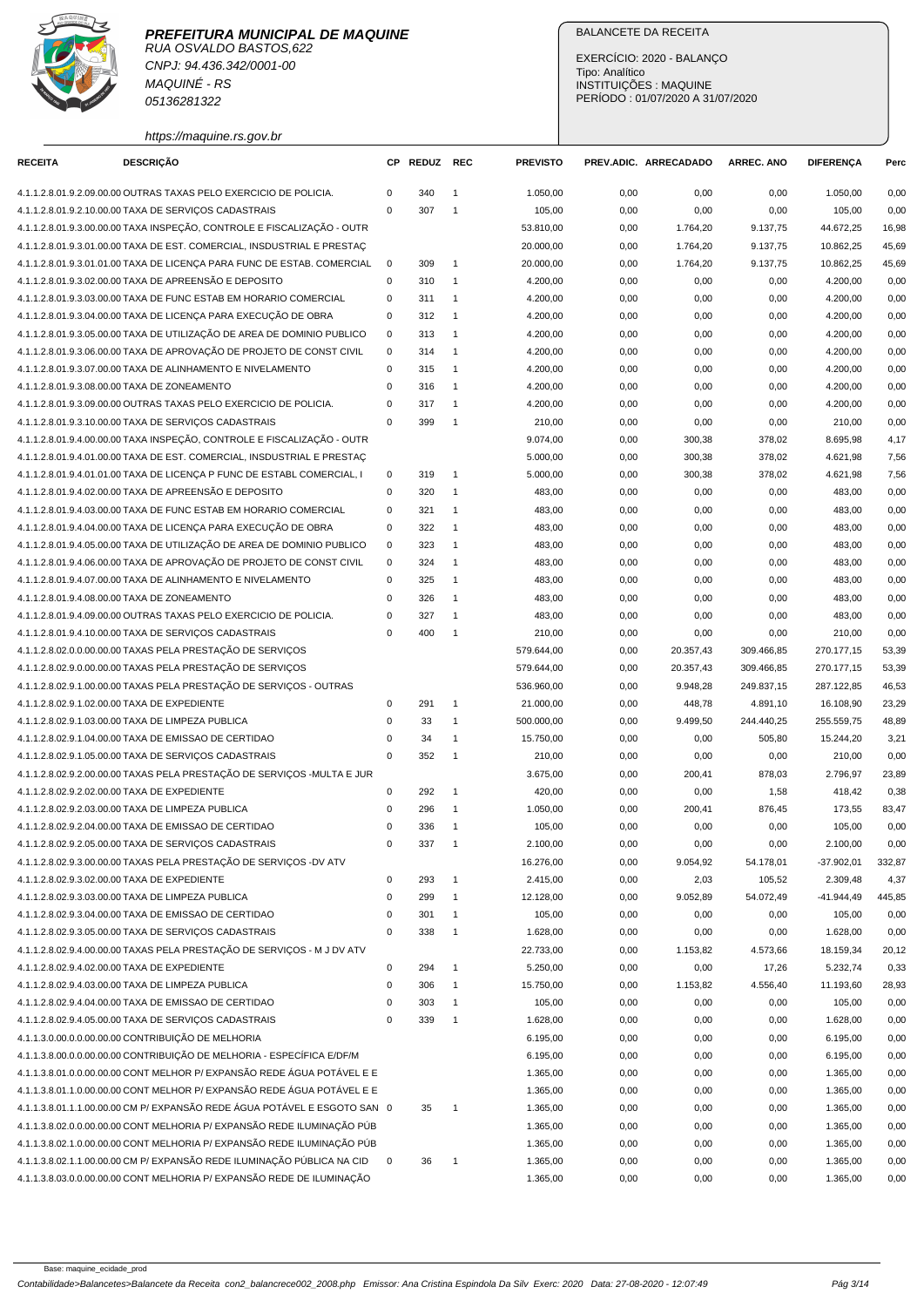**PREFEITURA MUNICIPAL DE MAQUINE**
RUA OSVALDO BASTOS,622
CNPJ: 94.436.342/0001-00
MAQUINÉ - RS
05136281322
https://maquine.rs.gov.br

BALANCETE DA RECEITA

EXERCÍCIO: 2020 - BALANÇO
Tipo: Analítico
INSTITUIÇÕES : MAQUINE
PERÍODO : 01/07/2020 A 31/07/2020

| RECEITA | DESCRIÇÃO | CP | REDUZ | REC | PREVISTO | PREV.ADIC. | ARRECADADO | ARREC. ANO | DIFERENÇA | Perc |
|---|---|---|---|---|---|---|---|---|---|---|
| 4.1.1.2.8.01.9.2.09.00.00 | OUTRAS TAXAS PELO EXERCICIO DE POLICIA. | 0 | 340 | 1 | 1.050,00 | 0,00 | 0,00 | 0,00 | 1.050,00 | 0,00 |
| 4.1.1.2.8.01.9.2.10.00.00 | TAXA DE SERVIÇOS CADASTRAIS | 0 | 307 | 1 | 105,00 | 0,00 | 0,00 | 0,00 | 105,00 | 0,00 |
| 4.1.1.2.8.01.9.3.00.00.00 | TAXA INSPEÇÃO, CONTROLE E FISCALIZAÇÃO - OUTR | | | | 53.810,00 | 0,00 | 1.764,20 | 9.137,75 | 44.672,25 | 16,98 |
| 4.1.1.2.8.01.9.3.01.00.00 | TAXA DE EST. COMERCIAL, INSDUSTRIAL E PRESTAÇ | | | | 20.000,00 | 0,00 | 1.764,20 | 9.137,75 | 10.862,25 | 45,69 |
| 4.1.1.2.8.01.9.3.01.01.00 | TAXA DE LICENÇA PARA FUNC DE ESTAB. COMERCIAL | 0 | 309 | 1 | 20.000,00 | 0,00 | 1.764,20 | 9.137,75 | 10.862,25 | 45,69 |
| 4.1.1.2.8.01.9.3.02.00.00 | TAXA DE APREENSÃO E DEPOSITO | 0 | 310 | 1 | 4.200,00 | 0,00 | 0,00 | 0,00 | 4.200,00 | 0,00 |
| 4.1.1.2.8.01.9.3.03.00.00 | TAXA DE FUNC ESTAB EM HORARIO COMERCIAL | 0 | 311 | 1 | 4.200,00 | 0,00 | 0,00 | 0,00 | 4.200,00 | 0,00 |
| 4.1.1.2.8.01.9.3.04.00.00 | TAXA DE LICENÇA PARA EXECUÇÃO DE OBRA | 0 | 312 | 1 | 4.200,00 | 0,00 | 0,00 | 0,00 | 4.200,00 | 0,00 |
| 4.1.1.2.8.01.9.3.05.00.00 | TAXA DE UTILIZAÇÃO DE AREA DE DOMINIO PUBLICO | 0 | 313 | 1 | 4.200,00 | 0,00 | 0,00 | 0,00 | 4.200,00 | 0,00 |
| 4.1.1.2.8.01.9.3.06.00.00 | TAXA DE APROVAÇÃO DE PROJETO DE CONST CIVIL | 0 | 314 | 1 | 4.200,00 | 0,00 | 0,00 | 0,00 | 4.200,00 | 0,00 |
| 4.1.1.2.8.01.9.3.07.00.00 | TAXA DE ALINHAMENTO E NIVELAMENTO | 0 | 315 | 1 | 4.200,00 | 0,00 | 0,00 | 0,00 | 4.200,00 | 0,00 |
| 4.1.1.2.8.01.9.3.08.00.00 | TAXA DE ZONEAMENTO | 0 | 316 | 1 | 4.200,00 | 0,00 | 0,00 | 0,00 | 4.200,00 | 0,00 |
| 4.1.1.2.8.01.9.3.09.00.00 | OUTRAS TAXAS PELO EXERCICIO DE POLICIA. | 0 | 317 | 1 | 4.200,00 | 0,00 | 0,00 | 0,00 | 4.200,00 | 0,00 |
| 4.1.1.2.8.01.9.3.10.00.00 | TAXA DE SERVIÇOS CADASTRAIS | 0 | 399 | 1 | 210,00 | 0,00 | 0,00 | 0,00 | 210,00 | 0,00 |
| 4.1.1.2.8.01.9.4.00.00.00 | TAXA INSPEÇÃO, CONTROLE E FISCALIZAÇÃO - OUTR | | | | 9.074,00 | 0,00 | 300,38 | 378,02 | 8.695,98 | 4,17 |
| 4.1.1.2.8.01.9.4.01.00.00 | TAXA DE EST. COMERCIAL, INSDUSTRIAL E PRESTAÇ | | | | 5.000,00 | 0,00 | 300,38 | 378,02 | 4.621,98 | 7,56 |
| 4.1.1.2.8.01.9.4.01.01.00 | TAXA DE LICENÇA P FUNC DE ESTABL COMERCIAL, I | 0 | 319 | 1 | 5.000,00 | 0,00 | 300,38 | 378,02 | 4.621,98 | 7,56 |
| 4.1.1.2.8.01.9.4.02.00.00 | TAXA DE APREENSÃO E DEPOSITO | 0 | 320 | 1 | 483,00 | 0,00 | 0,00 | 0,00 | 483,00 | 0,00 |
| 4.1.1.2.8.01.9.4.03.00.00 | TAXA DE FUNC ESTAB EM HORARIO COMERCIAL | 0 | 321 | 1 | 483,00 | 0,00 | 0,00 | 0,00 | 483,00 | 0,00 |
| 4.1.1.2.8.01.9.4.04.00.00 | TAXA DE LICENÇA PARA EXECUÇÃO DE OBRA | 0 | 322 | 1 | 483,00 | 0,00 | 0,00 | 0,00 | 483,00 | 0,00 |
| 4.1.1.2.8.01.9.4.05.00.00 | TAXA DE UTILIZAÇÃO DE AREA DE DOMINIO PUBLICO | 0 | 323 | 1 | 483,00 | 0,00 | 0,00 | 0,00 | 483,00 | 0,00 |
| 4.1.1.2.8.01.9.4.06.00.00 | TAXA DE APROVAÇÃO DE PROJETO DE CONST CIVIL | 0 | 324 | 1 | 483,00 | 0,00 | 0,00 | 0,00 | 483,00 | 0,00 |
| 4.1.1.2.8.01.9.4.07.00.00 | TAXA DE ALINHAMENTO E NIVELAMENTO | 0 | 325 | 1 | 483,00 | 0,00 | 0,00 | 0,00 | 483,00 | 0,00 |
| 4.1.1.2.8.01.9.4.08.00.00 | TAXA DE ZONEAMENTO | 0 | 326 | 1 | 483,00 | 0,00 | 0,00 | 0,00 | 483,00 | 0,00 |
| 4.1.1.2.8.01.9.4.09.00.00 | OUTRAS TAXAS PELO EXERCICIO DE POLICIA. | 0 | 327 | 1 | 483,00 | 0,00 | 0,00 | 0,00 | 483,00 | 0,00 |
| 4.1.1.2.8.01.9.4.10.00.00 | TAXA DE SERVIÇOS CADASTRAIS | 0 | 400 | 1 | 210,00 | 0,00 | 0,00 | 0,00 | 210,00 | 0,00 |
| 4.1.1.2.8.02.0.0.00.00.00 | TAXAS PELA PRESTAÇÃO DE SERVIÇOS | | | | 579.644,00 | 0,00 | 20.357,43 | 309.466,85 | 270.177,15 | 53,39 |
| 4.1.1.2.8.02.9.0.00.00.00 | TAXAS PELA PRESTAÇÃO DE SERVIÇOS | | | | 579.644,00 | 0,00 | 20.357,43 | 309.466,85 | 270.177,15 | 53,39 |
| 4.1.1.2.8.02.9.1.00.00.00 | TAXAS PELA PRESTAÇÃO DE SERVIÇOS - OUTRAS | | | | 536.960,00 | 0,00 | 9.948,28 | 249.837,15 | 287.122,85 | 46,53 |
| 4.1.1.2.8.02.9.1.02.00.00 | TAXA DE EXPEDIENTE | 0 | 291 | 1 | 21.000,00 | 0,00 | 448,78 | 4.891,10 | 16.108,90 | 23,29 |
| 4.1.1.2.8.02.9.1.03.00.00 | TAXA DE LIMPEZA PUBLICA | 0 | 33 | 1 | 500.000,00 | 0,00 | 9.499,50 | 244.440,25 | 255.559,75 | 48,89 |
| 4.1.1.2.8.02.9.1.04.00.00 | TAXA DE EMISSAO DE CERTIDAO | 0 | 34 | 1 | 15.750,00 | 0,00 | 0,00 | 505,80 | 15.244,20 | 3,21 |
| 4.1.1.2.8.02.9.1.05.00.00 | TAXA DE SERVIÇOS CADASTRAIS | 0 | 352 | 1 | 210,00 | 0,00 | 0,00 | 0,00 | 210,00 | 0,00 |
| 4.1.1.2.8.02.9.2.00.00.00 | TAXAS PELA PRESTAÇÃO DE SERVIÇOS -MULTA E JUR | | | | 3.675,00 | 0,00 | 200,41 | 878,03 | 2.796,97 | 23,89 |
| 4.1.1.2.8.02.9.2.02.00.00 | TAXA DE EXPEDIENTE | 0 | 292 | 1 | 420,00 | 0,00 | 0,00 | 1,58 | 418,42 | 0,38 |
| 4.1.1.2.8.02.9.2.03.00.00 | TAXA DE LIMPEZA PUBLICA | 0 | 296 | 1 | 1.050,00 | 0,00 | 200,41 | 876,45 | 173,55 | 83,47 |
| 4.1.1.2.8.02.9.2.04.00.00 | TAXA DE EMISSAO DE CERTIDAO | 0 | 336 | 1 | 105,00 | 0,00 | 0,00 | 0,00 | 105,00 | 0,00 |
| 4.1.1.2.8.02.9.2.05.00.00 | TAXA DE SERVIÇOS CADASTRAIS | 0 | 337 | 1 | 2.100,00 | 0,00 | 0,00 | 0,00 | 2.100,00 | 0,00 |
| 4.1.1.2.8.02.9.3.00.00.00 | TAXAS PELA PRESTAÇÃO DE SERVIÇOS -DV ATV | | | | 16.276,00 | 0,00 | 9.054,92 | 54.178,01 | -37.902,01 | 332,87 |
| 4.1.1.2.8.02.9.3.02.00.00 | TAXA DE EXPEDIENTE | 0 | 293 | 1 | 2.415,00 | 0,00 | 2,03 | 105,52 | 2.309,48 | 4,37 |
| 4.1.1.2.8.02.9.3.03.00.00 | TAXA DE LIMPEZA PUBLICA | 0 | 299 | 1 | 12.128,00 | 0,00 | 9.052,89 | 54.072,49 | -41.944,49 | 445,85 |
| 4.1.1.2.8.02.9.3.04.00.00 | TAXA DE EMISSAO DE CERTIDAO | 0 | 301 | 1 | 105,00 | 0,00 | 0,00 | 0,00 | 105,00 | 0,00 |
| 4.1.1.2.8.02.9.3.05.00.00 | TAXA DE SERVIÇOS CADASTRAIS | 0 | 338 | 1 | 1.628,00 | 0,00 | 0,00 | 0,00 | 1.628,00 | 0,00 |
| 4.1.1.2.8.02.9.4.00.00.00 | TAXAS PELA PRESTAÇÃO DE SERVIÇOS - M J DV ATV | | | | 22.733,00 | 0,00 | 1.153,82 | 4.573,66 | 18.159,34 | 20,12 |
| 4.1.1.2.8.02.9.4.02.00.00 | TAXA DE EXPEDIENTE | 0 | 294 | 1 | 5.250,00 | 0,00 | 0,00 | 17,26 | 5.232,74 | 0,33 |
| 4.1.1.2.8.02.9.4.03.00.00 | TAXA DE LIMPEZA PUBLICA | 0 | 306 | 1 | 15.750,00 | 0,00 | 1.153,82 | 4.556,40 | 11.193,60 | 28,93 |
| 4.1.1.2.8.02.9.4.04.00.00 | TAXA DE EMISSAO DE CERTIDAO | 0 | 303 | 1 | 105,00 | 0,00 | 0,00 | 0,00 | 105,00 | 0,00 |
| 4.1.1.2.8.02.9.4.05.00.00 | TAXA DE SERVIÇOS CADASTRAIS | 0 | 339 | 1 | 1.628,00 | 0,00 | 0,00 | 0,00 | 1.628,00 | 0,00 |
| 4.1.1.3.0.00.0.0.00.00.00 | CONTRIBUIÇÃO DE MELHORIA | | | | 6.195,00 | 0,00 | 0,00 | 0,00 | 6.195,00 | 0,00 |
| 4.1.1.3.8.00.0.0.00.00.00 | CONTRIBUIÇÃO DE MELHORIA - ESPECÍFICA E/DF/M | | | | 6.195,00 | 0,00 | 0,00 | 0,00 | 6.195,00 | 0,00 |
| 4.1.1.3.8.01.0.0.00.00.00 | CONT MELHOR P/ EXPANSÃO REDE ÁGUA POTÁVEL E E | | | | 1.365,00 | 0,00 | 0,00 | 0,00 | 1.365,00 | 0,00 |
| 4.1.1.3.8.01.1.0.00.00.00 | CONT MELHOR P/ EXPANSÃO REDE ÁGUA POTÁVEL E E | | | | 1.365,00 | 0,00 | 0,00 | 0,00 | 1.365,00 | 0,00 |
| 4.1.1.3.8.01.1.1.00.00.00 | CM P/ EXPANSÃO REDE ÁGUA POTÁVEL E ESGOTO SAN | 0 | 35 | 1 | 1.365,00 | 0,00 | 0,00 | 0,00 | 1.365,00 | 0,00 |
| 4.1.1.3.8.02.0.0.00.00.00 | CONT MELHORIA P/ EXPANSÃO REDE ILUMINAÇÃO PÚB | | | | 1.365,00 | 0,00 | 0,00 | 0,00 | 1.365,00 | 0,00 |
| 4.1.1.3.8.02.1.0.00.00.00 | CONT MELHORIA P/ EXPANSÃO REDE ILUMINAÇÃO PÚB | | | | 1.365,00 | 0,00 | 0,00 | 0,00 | 1.365,00 | 0,00 |
| 4.1.1.3.8.02.1.1.00.00.00 | CM P/ EXPANSÃO REDE ILUMINAÇÃO PÚBLICA NA CID | 0 | 36 | 1 | 1.365,00 | 0,00 | 0,00 | 0,00 | 1.365,00 | 0,00 |
| 4.1.1.3.8.03.0.0.00.00.00 | CONT MELHORIA P/ EXPANSÃO REDE DE ILUMINAÇÃO | | | | 1.365,00 | 0,00 | 0,00 | 0,00 | 1.365,00 | 0,00 |

Base: maquine_ecidade_prod
Contabilidade>Balancetes>Balancete da Receita con2_balancrece002_2008.php Emissor: Ana Cristina Espindola Da Silv Exerc: 2020 Data: 27-08-2020 - 12:07:49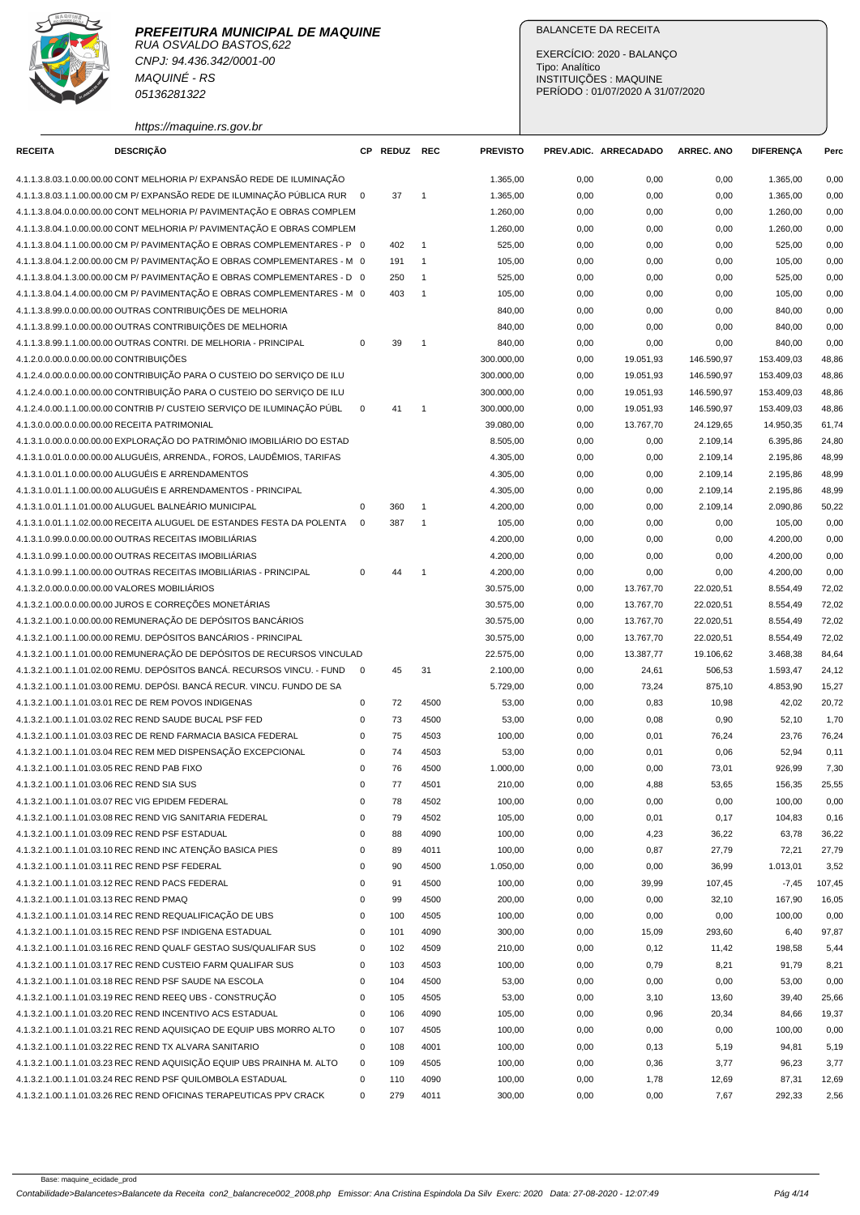**PREFEITURA MUNICIPAL DE MAQUINE**
RUA OSVALDO BASTOS,622
CNPJ: 94.436.342/0001-00
MAQUINÉ - RS
05136281322
https://maquine.rs.gov.br

BALANCETE DA RECEITA
EXERCÍCIO: 2020 - BALANÇO
Tipo: Analítico
INSTITUIÇÕES : MAQUINE
PERÍODO : 01/07/2020 A 31/07/2020

| RECEITA | DESCRIÇÃO | CP | REDUZ | REC | PREVISTO | PREV.ADIC. | ARRECADADO | ARREC. ANO | DIFERENÇA | Perc |
|---|---|---|---|---|---|---|---|---|---|---|
| 4.1.1.3.8.03.1.0.00.00.00 | CONT MELHORIA P/ EXPANSÃO REDE DE ILUMINAÇÃO | | | | 1.365,00 | 0,00 | 0,00 | 0,00 | 1.365,00 | 0,00 |
| 4.1.1.3.8.03.1.1.00.00.00 | CM P/ EXPANSÃO REDE DE ILUMINAÇÃO PÚBLICA RUR | 0 | 37 | 1 | 1.365,00 | 0,00 | 0,00 | 0,00 | 1.365,00 | 0,00 |
| 4.1.1.3.8.04.0.0.00.00.00 | CONT MELHORIA P/ PAVIMENTAÇÃO E OBRAS COMPLEM | | | | 1.260,00 | 0,00 | 0,00 | 0,00 | 1.260,00 | 0,00 |
| 4.1.1.3.8.04.1.0.00.00.00 | CONT MELHORIA P/ PAVIMENTAÇÃO E OBRAS COMPLEM | | | | 1.260,00 | 0,00 | 0,00 | 0,00 | 1.260,00 | 0,00 |
| 4.1.1.3.8.04.1.1.00.00.00 | CM P/ PAVIMENTAÇÃO E OBRAS COMPLEMENTARES - P | 0 | 402 | 1 | 525,00 | 0,00 | 0,00 | 0,00 | 525,00 | 0,00 |
| 4.1.1.3.8.04.1.2.00.00.00 | CM P/ PAVIMENTAÇÃO E OBRAS COMPLEMENTARES - M | 0 | 191 | 1 | 105,00 | 0,00 | 0,00 | 0,00 | 105,00 | 0,00 |
| 4.1.1.3.8.04.1.3.00.00.00 | CM P/ PAVIMENTAÇÃO E OBRAS COMPLEMENTARES - D | 0 | 250 | 1 | 525,00 | 0,00 | 0,00 | 0,00 | 525,00 | 0,00 |
| 4.1.1.3.8.04.1.4.00.00.00 | CM P/ PAVIMENTAÇÃO E OBRAS COMPLEMENTARES - M | 0 | 403 | 1 | 105,00 | 0,00 | 0,00 | 0,00 | 105,00 | 0,00 |
| 4.1.1.3.8.99.0.0.00.00.00 | OUTRAS CONTRIBUIÇÕES DE MELHORIA | | | | 840,00 | 0,00 | 0,00 | 0,00 | 840,00 | 0,00 |
| 4.1.1.3.8.99.1.0.00.00.00 | OUTRAS CONTRIBUIÇÕES DE MELHORIA | | | | 840,00 | 0,00 | 0,00 | 0,00 | 840,00 | 0,00 |
| 4.1.1.3.8.99.1.1.00.00.00 | OUTRAS CONTRI. DE MELHORIA - PRINCIPAL | 0 | 39 | 1 | 840,00 | 0,00 | 0,00 | 0,00 | 840,00 | 0,00 |
| 4.1.2.0.0.00.0.0.00.00.00 | CONTRIBUIÇÕES | | | | 300.000,00 | 0,00 | 19.051,93 | 146.590,97 | 153.409,03 | 48,86 |
| 4.1.2.4.0.00.0.0.00.00.00 | CONTRIBUIÇÃO PARA O CUSTEIO DO SERVIÇO DE ILU | | | | 300.000,00 | 0,00 | 19.051,93 | 146.590,97 | 153.409,03 | 48,86 |
| 4.1.2.4.0.00.1.0.00.00.00 | CONTRIBUIÇÃO PARA O CUSTEIO DO SERVIÇO DE ILU | | | | 300.000,00 | 0,00 | 19.051,93 | 146.590,97 | 153.409,03 | 48,86 |
| 4.1.2.4.0.00.1.1.00.00.00 | CONTRIB P/ CUSTEIO SERVIÇO DE ILUMINAÇÃO PÚBL | 0 | 41 | 1 | 300.000,00 | 0,00 | 19.051,93 | 146.590,97 | 153.409,03 | 48,86 |
| 4.1.3.0.0.00.0.0.00.00.00 | RECEITA PATRIMONIAL | | | | 39.080,00 | 0,00 | 13.767,70 | 24.129,65 | 14.950,35 | 61,74 |
| 4.1.3.1.0.00.0.0.00.00.00 | EXPLORAÇÃO DO PATRIMÔNIO IMOBILIÁRIO DO ESTAD | | | | 8.505,00 | 0,00 | 0,00 | 2.109,14 | 6.395,86 | 24,80 |
| 4.1.3.1.0.01.0.0.00.00.00 | ALUGUÉIS, ARRENDA., FOROS, LAUDÊMIOS, TARIFAS | | | | 4.305,00 | 0,00 | 0,00 | 2.109,14 | 2.195,86 | 48,99 |
| 4.1.3.1.0.01.1.0.00.00.00 | ALUGUÉIS E ARRENDAMENTOS | | | | 4.305,00 | 0,00 | 0,00 | 2.109,14 | 2.195,86 | 48,99 |
| 4.1.3.1.0.01.1.1.00.00.00 | ALUGUÉIS E ARRENDAMENTOS - PRINCIPAL | | | | 4.305,00 | 0,00 | 0,00 | 2.109,14 | 2.195,86 | 48,99 |
| 4.1.3.1.0.01.1.1.01.00.00 | ALUGUEL BALNEÁRIO MUNICIPAL | 0 | 360 | 1 | 4.200,00 | 0,00 | 0,00 | 2.109,14 | 2.090,86 | 50,22 |
| 4.1.3.1.0.01.1.1.02.00.00 | RECEITA ALUGUEL DE ESTANDES FESTA DA POLENTA | 0 | 387 | 1 | 105,00 | 0,00 | 0,00 | 0,00 | 105,00 | 0,00 |
| 4.1.3.1.0.99.0.0.00.00.00 | OUTRAS RECEITAS IMOBILIÁRIAS | | | | 4.200,00 | 0,00 | 0,00 | 0,00 | 4.200,00 | 0,00 |
| 4.1.3.1.0.99.1.0.00.00.00 | OUTRAS RECEITAS IMOBILIÁRIAS | | | | 4.200,00 | 0,00 | 0,00 | 0,00 | 4.200,00 | 0,00 |
| 4.1.3.1.0.99.1.1.00.00.00 | OUTRAS RECEITAS IMOBILIÁRIAS - PRINCIPAL | 0 | 44 | 1 | 4.200,00 | 0,00 | 0,00 | 0,00 | 4.200,00 | 0,00 |
| 4.1.3.2.0.00.0.0.00.00.00 | VALORES MOBILIÁRIOS | | | | 30.575,00 | 0,00 | 13.767,70 | 22.020,51 | 8.554,49 | 72,02 |
| 4.1.3.2.1.00.0.0.00.00.00 | JUROS E CORREÇÕES MONETÁRIAS | | | | 30.575,00 | 0,00 | 13.767,70 | 22.020,51 | 8.554,49 | 72,02 |
| 4.1.3.2.1.00.1.0.00.00.00 | REMUNERAÇÃO DE DEPÓSITOS BANCÁRIOS | | | | 30.575,00 | 0,00 | 13.767,70 | 22.020,51 | 8.554,49 | 72,02 |
| 4.1.3.2.1.00.1.1.00.00.00 | REMU. DEPÓSITOS BANCÁRIOS - PRINCIPAL | | | | 30.575,00 | 0,00 | 13.767,70 | 22.020,51 | 8.554,49 | 72,02 |
| 4.1.3.2.1.00.1.1.01.00.00 | REMUNERAÇÃO DE DEPÓSITOS DE RECURSOS VINCULAD | | | | 22.575,00 | 0,00 | 13.387,77 | 19.106,62 | 3.468,38 | 84,64 |
| 4.1.3.2.1.00.1.1.01.02.00 | REMU. DEPÓSITOS BANCÁ. RECURSOS VINCU. - FUND | 0 | 45 | 31 | 2.100,00 | 0,00 | 24,61 | 506,53 | 1.593,47 | 24,12 |
| 4.1.3.2.1.00.1.1.01.03.00 | REMU. DEPÓSI. BANCÁ RECUR. VINCU. FUNDO DE SA | | | | 5.729,00 | 0,00 | 73,24 | 875,10 | 4.853,90 | 15,27 |
| 4.1.3.2.1.00.1.1.01.03.01 | REC DE REM POVOS INDIGENAS | 0 | 72 | 4500 | 53,00 | 0,00 | 0,83 | 10,98 | 42,02 | 20,72 |
| 4.1.3.2.1.00.1.1.01.03.02 | REC REND SAUDE BUCAL PSF FED | 0 | 73 | 4500 | 53,00 | 0,00 | 0,08 | 0,90 | 52,10 | 1,70 |
| 4.1.3.2.1.00.1.1.01.03.03 | REC DE REND FARMACIA BASICA FEDERAL | 0 | 75 | 4503 | 100,00 | 0,00 | 0,01 | 76,24 | 23,76 | 76,24 |
| 4.1.3.2.1.00.1.1.01.03.04 | REC REND MED DISPENSAÇÃO EXCEPCIONAL | 0 | 74 | 4503 | 53,00 | 0,00 | 0,01 | 0,06 | 52,94 | 0,11 |
| 4.1.3.2.1.00.1.1.01.03.05 | REC REND PAB FIXO | 0 | 76 | 4500 | 1.000,00 | 0,00 | 0,00 | 73,01 | 926,99 | 7,30 |
| 4.1.3.2.1.00.1.1.01.03.06 | REC REND SIA SUS | 0 | 77 | 4501 | 210,00 | 0,00 | 4,88 | 53,65 | 156,35 | 25,55 |
| 4.1.3.2.1.00.1.1.01.03.07 | REC VIG EPIDEM FEDERAL | 0 | 78 | 4502 | 100,00 | 0,00 | 0,00 | 0,00 | 100,00 | 0,00 |
| 4.1.3.2.1.00.1.1.01.03.08 | REC REND VIG SANITARIA FEDERAL | 0 | 79 | 4502 | 105,00 | 0,00 | 0,01 | 0,17 | 104,83 | 0,16 |
| 4.1.3.2.1.00.1.1.01.03.09 | REC REND PSF ESTADUAL | 0 | 88 | 4090 | 100,00 | 0,00 | 4,23 | 36,22 | 63,78 | 36,22 |
| 4.1.3.2.1.00.1.1.01.03.10 | REC REND INC ATENÇÃO BASICA PIES | 0 | 89 | 4011 | 100,00 | 0,00 | 0,87 | 27,79 | 72,21 | 27,79 |
| 4.1.3.2.1.00.1.1.01.03.11 | REC REND PSF FEDERAL | 0 | 90 | 4500 | 1.050,00 | 0,00 | 0,00 | 36,99 | 1.013,01 | 3,52 |
| 4.1.3.2.1.00.1.1.01.03.12 | REC REND PACS FEDERAL | 0 | 91 | 4500 | 100,00 | 0,00 | 39,99 | 107,45 | -7,45 | 107,45 |
| 4.1.3.2.1.00.1.1.01.03.13 | REC REND PMAQ | 0 | 99 | 4500 | 200,00 | 0,00 | 0,00 | 32,10 | 167,90 | 16,05 |
| 4.1.3.2.1.00.1.1.01.03.14 | REC REND REQUALIFICAÇÃO DE UBS | 0 | 100 | 4505 | 100,00 | 0,00 | 0,00 | 0,00 | 100,00 | 0,00 |
| 4.1.3.2.1.00.1.1.01.03.15 | REC REND PSF INDIGENA ESTADUAL | 0 | 101 | 4090 | 300,00 | 0,00 | 15,09 | 293,60 | 6,40 | 97,87 |
| 4.1.3.2.1.00.1.1.01.03.16 | REC REND QUALF GESTAO SUS/QUALIFAR SUS | 0 | 102 | 4509 | 210,00 | 0,00 | 0,12 | 11,42 | 198,58 | 5,44 |
| 4.1.3.2.1.00.1.1.01.03.17 | REC REND CUSTEIO FARM QUALIFAR SUS | 0 | 103 | 4503 | 100,00 | 0,00 | 0,79 | 8,21 | 91,79 | 8,21 |
| 4.1.3.2.1.00.1.1.01.03.18 | REC REND PSF SAUDE NA ESCOLA | 0 | 104 | 4500 | 53,00 | 0,00 | 0,00 | 0,00 | 53,00 | 0,00 |
| 4.1.3.2.1.00.1.1.01.03.19 | REC REND REEQ UBS - CONSTRUÇÃO | 0 | 105 | 4505 | 53,00 | 0,00 | 3,10 | 13,60 | 39,40 | 25,66 |
| 4.1.3.2.1.00.1.1.01.03.20 | REC REND INCENTIVO ACS ESTADUAL | 0 | 106 | 4090 | 105,00 | 0,00 | 0,96 | 20,34 | 84,66 | 19,37 |
| 4.1.3.2.1.00.1.1.01.03.21 | REC REND AQUISIÇAO DE EQUIP UBS MORRO ALTO | 0 | 107 | 4505 | 100,00 | 0,00 | 0,00 | 0,00 | 100,00 | 0,00 |
| 4.1.3.2.1.00.1.1.01.03.22 | REC REND TX ALVARA SANITARIO | 0 | 108 | 4001 | 100,00 | 0,00 | 0,13 | 5,19 | 94,81 | 5,19 |
| 4.1.3.2.1.00.1.1.01.03.23 | REC REND AQUISIÇÃO EQUIP UBS PRAINHA M. ALTO | 0 | 109 | 4505 | 100,00 | 0,00 | 0,36 | 3,77 | 96,23 | 3,77 |
| 4.1.3.2.1.00.1.1.01.03.24 | REC REND PSF QUILOMBOLA ESTADUAL | 0 | 110 | 4090 | 100,00 | 0,00 | 1,78 | 12,69 | 87,31 | 12,69 |
| 4.1.3.2.1.00.1.1.01.03.26 | REC REND OFICINAS TERAPEUTICAS PPV CRACK | 0 | 279 | 4011 | 300,00 | 0,00 | 0,00 | 7,67 | 292,33 | 2,56 |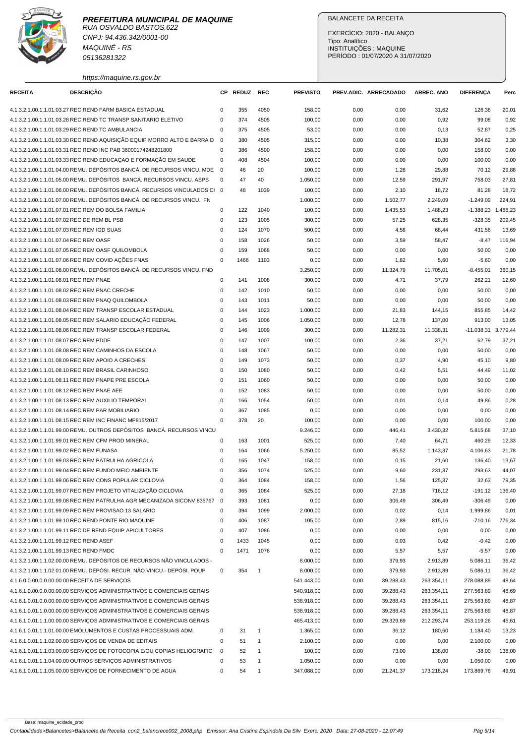**PREFEITURA MUNICIPAL DE MAQUINE**
RUA OSVALDO BASTOS,622
CNPJ: 94.436.342/0001-00
MAQUINÉ - RS
05136281322
https://maquine.rs.gov.br

BALANCETE DA RECEITA

EXERCÍCIO: 2020 - BALANÇO
Tipo: Analítico
INSTITUIÇÕES : MAQUINE
PERÍODO : 01/07/2020 A 31/07/2020

| RECEITA | DESCRIÇÃO | CP | REDUZ | REC | PREVISTO | PREV.ADIC. | ARRECADADO | ARREC. ANO | DIFERENÇA | Perc |
|---|---|---|---|---|---|---|---|---|---|---|
| 4.1.3.2.1.00.1.1.01.03.27 | REC REND FARM BASICA ESTADUAL | 0 | 355 | 4050 | 158,00 | 0,00 | 0,00 | 31,62 | 126,38 | 20,01 |
| 4.1.3.2.1.00.1.1.01.03.28 | REC REND TC TRANSP SANITARIO ELETIVO | 0 | 374 | 4505 | 100,00 | 0,00 | 0,00 | 0,92 | 99,08 | 0,92 |
| 4.1.3.2.1.00.1.1.01.03.29 | REC REND TC AMBULANCIA | 0 | 375 | 4505 | 53,00 | 0,00 | 0,00 | 0,13 | 52,87 | 0,25 |
| 4.1.3.2.1.00.1.1.01.03.30 | REC REND AQUISIÇÃO EQUIP MORRO ALTO E BARRA D | 0 | 380 | 4505 | 315,00 | 0,00 | 0,00 | 10,38 | 304,62 | 3,30 |
| 4.1.3.2.1.00.1.1.01.03.31 | REC REND INC PAB 36000174248201800 | 0 | 386 | 4500 | 158,00 | 0,00 | 0,00 | 0,00 | 158,00 | 0,00 |
| 4.1.3.2.1.00.1.1.01.03.33 | REC REND EDUCAÇAO E FORMAÇÃO EM SAUDE | 0 | 408 | 4504 | 100,00 | 0,00 | 0,00 | 0,00 | 100,00 | 0,00 |
| 4.1.3.2.1.00.1.1.01.04.00 | REMU. DEPÓSITOS BANCÁ. DE RECURSOS VINCU. MDE | 0 | 46 | 20 | 100,00 | 0,00 | 1,26 | 29,88 | 70,12 | 29,88 |
| 4.1.3.2.1.00.1.1.01.05.00 | REMU. DEPÓSITOS BANCÁ. RECURSOS VINCU. ASPS | 0 | 47 | 40 | 1.050,00 | 0,00 | 12,59 | 291,97 | 758,03 | 27,81 |
| 4.1.3.2.1.00.1.1.01.06.00 | REMU. DEPÓSITOS BANCÁ. RECURSOS VINCULADOS CI | 0 | 48 | 1039 | 100,00 | 0,00 | 2,10 | 18,72 | 81,28 | 18,72 |
| 4.1.3.2.1.00.1.1.01.07.00 | REMU. DEPÓSITOS BANCÁ. DE RECURSOS VINCU. FN | | | | 1.000,00 | 0,00 | 1.502,77 | 2.249,09 | -1.249,09 | 224,91 |
| 4.1.3.2.1.00.1.1.01.07.01 | REC REM DO BOLSA FAMILIA | 0 | 122 | 1040 | 100,00 | 0,00 | 1.435,53 | 1.488,23 | -1.388,23 | 1.488,23 |
| 4.1.3.2.1.00.1.1.01.07.02 | REC DE REM BL PSB | 0 | 123 | 1005 | 300,00 | 0,00 | 57,25 | 628,35 | -328,35 | 209,45 |
| 4.1.3.2.1.00.1.1.01.07.03 | REC REM IGD SUAS | 0 | 124 | 1070 | 500,00 | 0,00 | 4,58 | 68,44 | 431,56 | 13,69 |
| 4.1.3.2.1.00.1.1.01.07.04 | REC REM OASF | 0 | 158 | 1026 | 50,00 | 0,00 | 3,59 | 58,47 | -8,47 | 116,94 |
| 4.1.3.2.1.00.1.1.01.07.05 | REC REM OASF QUILOMBOLA | 0 | 159 | 1068 | 50,00 | 0,00 | 0,00 | 0,00 | 50,00 | 0,00 |
| 4.1.3.2.1.00.1.1.01.07.06 | REC REM COVID AÇÕES FNAS | 0 | 1466 | 1103 | 0,00 | 0,00 | 1,82 | 5,60 | -5,60 | 0,00 |
| 4.1.3.2.1.00.1.1.01.08.00 | REMU. DEPÓSITOS BANCÁ. DE RECURSOS VINCU. FND | | | | 3.250,00 | 0,00 | 11.324,79 | 11.705,01 | -8.455,01 | 360,15 |
| 4.1.3.2.1.00.1.1.01.08.01 | REC REM PNAE | 0 | 141 | 1008 | 300,00 | 0,00 | 4,71 | 37,79 | 262,21 | 12,60 |
| 4.1.3.2.1.00.1.1.01.08.02 | REC REM PNAC CRECHE | 0 | 142 | 1010 | 50,00 | 0,00 | 0,00 | 0,00 | 50,00 | 0,00 |
| 4.1.3.2.1.00.1.1.01.08.03 | REC REM PNAQ QUILOMBOLA | 0 | 143 | 1011 | 50,00 | 0,00 | 0,00 | 0,00 | 50,00 | 0,00 |
| 4.1.3.2.1.00.1.1.01.08.04 | REC REM TRANSP ESCOLAR ESTADUAL | 0 | 144 | 1023 | 1.000,00 | 0,00 | 21,83 | 144,15 | 855,85 | 14,42 |
| 4.1.3.2.1.00.1.1.01.08.05 | REC REM SALARIO EDUCAÇÃO FEDERAL | 0 | 145 | 1006 | 1.050,00 | 0,00 | 12,78 | 137,00 | 913,00 | 13,05 |
| 4.1.3.2.1.00.1.1.01.08.06 | REC REM TRANSP ESCOLAR FEDERAL | 0 | 146 | 1009 | 300,00 | 0,00 | 11.282,31 | 11.338,31 | -11.038,31 | 3.779,44 |
| 4.1.3.2.1.00.1.1.01.08.07 | REC REM PDDE | 0 | 147 | 1007 | 100,00 | 0,00 | 2,36 | 37,21 | 62,79 | 37,21 |
| 4.1.3.2.1.00.1.1.01.08.08 | REC REM CAMINHOS DA ESCOLA | 0 | 148 | 1067 | 50,00 | 0,00 | 0,00 | 0,00 | 50,00 | 0,00 |
| 4.1.3.2.1.00.1.1.01.08.09 | REC REM APOIO A CRECHES | 0 | 149 | 1073 | 50,00 | 0,00 | 0,37 | 4,90 | 45,10 | 9,80 |
| 4.1.3.2.1.00.1.1.01.08.10 | REC REM BRASIL CARINHOSO | 0 | 150 | 1080 | 50,00 | 0,00 | 0,42 | 5,51 | 44,49 | 11,02 |
| 4.1.3.2.1.00.1.1.01.08.11 | REC REM PNAPE PRE ESCOLA | 0 | 151 | 1060 | 50,00 | 0,00 | 0,00 | 0,00 | 50,00 | 0,00 |
| 4.1.3.2.1.00.1.1.01.08.12 | REC REM PNAE AEE | 0 | 152 | 1083 | 50,00 | 0,00 | 0,00 | 0,00 | 50,00 | 0,00 |
| 4.1.3.2.1.00.1.1.01.08.13 | REC REM AUXILIO TEMPORAL | 0 | 166 | 1054 | 50,00 | 0,00 | 0,01 | 0,14 | 49,86 | 0,28 |
| 4.1.3.2.1.00.1.1.01.08.14 | REC REM PAR MOBILIARIO | 0 | 367 | 1085 | 0,00 | 0,00 | 0,00 | 0,00 | 0,00 | 0,00 |
| 4.1.3.2.1.00.1.1.01.08.15 | REC REM INC FINANC MP815/2017 | 0 | 378 | 20 | 100,00 | 0,00 | 0,00 | 0,00 | 100,00 | 0,00 |
| 4.1.3.2.1.00.1.1.01.99.00 | REMU. OUTROS DEPÓSITOS BANCÁ. RECURSOS VINCU | | | | 9.246,00 | 0,00 | 446,41 | 3.430,32 | 5.815,68 | 37,10 |
| 4.1.3.2.1.00.1.1.01.99.01 | REC REM CFM PROD MINERAL | 0 | 163 | 1001 | 525,00 | 0,00 | 7,40 | 64,71 | 460,29 | 12,33 |
| 4.1.3.2.1.00.1.1.01.99.02 | REC REM FUNASA | 0 | 164 | 1066 | 5.250,00 | 0,00 | 85,52 | 1.143,37 | 4.106,63 | 21,78 |
| 4.1.3.2.1.00.1.1.01.99.03 | REC REM PATRULHA AGRICOLA | 0 | 165 | 1047 | 158,00 | 0,00 | 0,15 | 21,60 | 136,40 | 13,67 |
| 4.1.3.2.1.00.1.1.01.99.04 | REC REM FUNDO MEIO AMBIENTE | 0 | 356 | 1074 | 525,00 | 0,00 | 9,60 | 231,37 | 293,63 | 44,07 |
| 4.1.3.2.1.00.1.1.01.99.06 | REC REM CONS POPULAR CICLOVIA | 0 | 364 | 1084 | 158,00 | 0,00 | 1,56 | 125,37 | 32,63 | 79,35 |
| 4.1.3.2.1.00.1.1.01.99.07 | REC REM PROJETO VITALIZAÇÃO CICLOVIA | 0 | 365 | 1084 | 525,00 | 0,00 | 27,18 | 716,12 | -191,12 | 136,40 |
| 4.1.3.2.1.00.1.1.01.99.08 | REC REM PATRULHA AGR MECANIZADA SICONV 835767 | 0 | 393 | 1081 | 0,00 | 0,00 | 306,49 | 306,49 | -306,49 | 0,00 |
| 4.1.3.2.1.00.1.1.01.99.09 | REC REM PROVISAO 13 SALARIO | 0 | 394 | 1099 | 2.000,00 | 0,00 | 0,02 | 0,14 | 1.999,86 | 0,01 |
| 4.1.3.2.1.00.1.1.01.99.10 | REC REND PONTE RIO MAQUINE | 0 | 406 | 1087 | 105,00 | 0,00 | 2,89 | 815,16 | -710,16 | 776,34 |
| 4.1.3.2.1.00.1.1.01.99.11 | REC DE REND EQUIP APICULTORES | 0 | 407 | 1086 | 0,00 | 0,00 | 0,00 | 0,00 | 0,00 | 0,00 |
| 4.1.3.2.1.00.1.1.01.99.12 | REC REND ASEF | 0 | 1433 | 1045 | 0,00 | 0,00 | 0,03 | 0,42 | -0,42 | 0,00 |
| 4.1.3.2.1.00.1.1.01.99.13 | REC REND FMDC | 0 | 1471 | 1076 | 0,00 | 0,00 | 5,57 | 5,57 | -5,57 | 0,00 |
| 4.1.3.2.1.00.1.1.02.00.00 | REMU. DEPÓSITOS DE RECURSOS NÃO VINCULADOS - | | | | 8.000,00 | 0,00 | 379,93 | 2.913,89 | 5.086,11 | 36,42 |
| 4.1.3.2.1.00.1.1.02.01.00 | REMU. DEPÓSI. RECUR. NÃO VINCU.- DEPÓSI. POUP | 0 | 354 | 1 | 8.000,00 | 0,00 | 379,93 | 2.913,89 | 5.086,11 | 36,42 |
| 4.1.6.0.0.00.0.0.00.00.00 | RECEITA DE SERVIÇOS | | | | 541.443,00 | 0,00 | 39.288,43 | 263.354,11 | 278.088,89 | 48,64 |
| 4.1.6.1.0.00.0.0.00.00.00 | SERVIÇOS ADMINISTRATIVOS E COMERCIAIS GERAIS | | | | 540.918,00 | 0,00 | 39.288,43 | 263.354,11 | 277.563,89 | 48,69 |
| 4.1.6.1.0.01.0.0.00.00.00 | SERVIÇOS ADMINISTRATIVOS E COMERCIAIS GERAIS | | | | 538.918,00 | 0,00 | 39.288,43 | 263.354,11 | 275.563,89 | 48,87 |
| 4.1.6.1.0.01.1.0.00.00.00 | SERVIÇOS ADMINISTRATIVOS E COMERCIAIS GERAIS | | | | 538.918,00 | 0,00 | 39.288,43 | 263.354,11 | 275.563,89 | 48,87 |
| 4.1.6.1.0.01.1.1.00.00.00 | SERVIÇOS ADMINISTRATIVOS E COMERCIAIS GERAIS | | | | 465.413,00 | 0,00 | 29.329,69 | 212.293,74 | 253.119,26 | 45,61 |
| 4.1.6.1.0.01.1.1.01.00.00 | EMOLUMENTOS E CUSTAS PROCESSUAIS ADM. | 0 | 31 | 1 | 1.365,00 | 0,00 | 36,12 | 180,60 | 1.184,40 | 13,23 |
| 4.1.6.1.0.01.1.1.02.00.00 | SERVIÇOS DE VENDA DE EDITAIS | 0 | 51 | 1 | 2.100,00 | 0,00 | 0,00 | 0,00 | 2.100,00 | 0,00 |
| 4.1.6.1.0.01.1.1.03.00.00 | SERVIÇOS DE FOTOCOPIA E/OU COPIAS HELIOGRAFIC | 0 | 52 | 1 | 100,00 | 0,00 | 73,00 | 138,00 | -38,00 | 138,00 |
| 4.1.6.1.0.01.1.1.04.00.00 | OUTROS SERVIÇOS ADMINISTRATIVOS | 0 | 53 | 1 | 1.050,00 | 0,00 | 0,00 | 0,00 | 1.050,00 | 0,00 |
| 4.1.6.1.0.01.1.1.05.00.00 | SERVIÇOS DE FORNECIMENTO DE AGUA | 0 | 54 | 1 | 347.088,00 | 0,00 | 21.241,37 | 173.218,24 | 173.869,76 | 49,91 |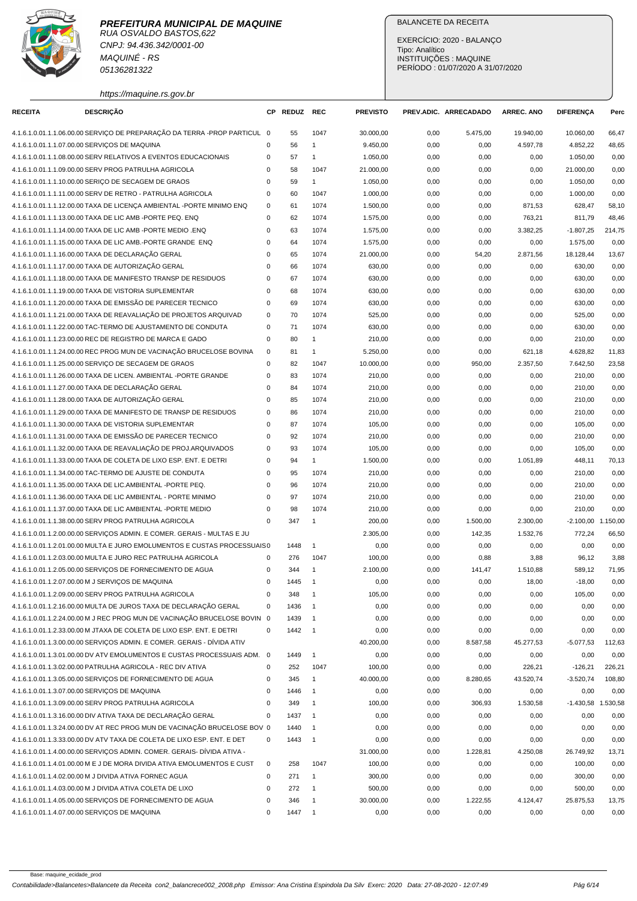**PREFEITURA MUNICIPAL DE MAQUINE**
RUA OSVALDO BASTOS,622
CNPJ: 94.436.342/0001-00
MAQUINÉ - RS
05136281322
https://maquine.rs.gov.br

BALANCETE DA RECEITA

EXERCÍCIO: 2020 - BALANÇO
Tipo: Analítico
INSTITUIÇÕES : MAQUINE
PERÍODO : 01/07/2020 A 31/07/2020

| RECEITA | DESCRIÇÃO | CP | REDUZ | REC | PREVISTO | PREV.ADIC. | ARRECADADO | ARREC. ANO | DIFERENÇA | Perc |
|---|---|---|---|---|---|---|---|---|---|---|
| 4.1.6.1.0.01.1.1.06.00.00 | SERVIÇO DE PREPARAÇÃO DA TERRA -PROP PARTICUL | 0 | 55 | 1047 | 30.000,00 | 0,00 | 5.475,00 | 19.940,00 | 10.060,00 | 66,47 |
| 4.1.6.1.0.01.1.1.07.00.00 | SERVIÇOS DE MAQUINA | 0 | 56 | 1 | 9.450,00 | 0,00 | 0,00 | 4.597,78 | 4.852,22 | 48,65 |
| 4.1.6.1.0.01.1.1.08.00.00 | SERV RELATIVOS A EVENTOS EDUCACIONAIS | 0 | 57 | 1 | 1.050,00 | 0,00 | 0,00 | 0,00 | 1.050,00 | 0,00 |
| 4.1.6.1.0.01.1.1.09.00.00 | SERV PROG PATRULHA AGRICOLA | 0 | 58 | 1047 | 21.000,00 | 0,00 | 0,00 | 0,00 | 21.000,00 | 0,00 |
| 4.1.6.1.0.01.1.1.10.00.00 | SERIÇO DE SECAGEM DE GRAOS | 0 | 59 | 1 | 1.050,00 | 0,00 | 0,00 | 0,00 | 1.050,00 | 0,00 |
| 4.1.6.1.0.01.1.1.11.00.00 | SERV DE RETRO - PATRULHA AGRICOLA | 0 | 60 | 1047 | 1.000,00 | 0,00 | 0,00 | 0,00 | 1.000,00 | 0,00 |
| 4.1.6.1.0.01.1.1.12.00.00 | TAXA DE LICENÇA AMBIENTAL -PORTE MINIMO ENQ | 0 | 61 | 1074 | 1.500,00 | 0,00 | 0,00 | 871,53 | 628,47 | 58,10 |
| 4.1.6.1.0.01.1.1.13.00.00 | TAXA DE LIC AMB -PORTE PEQ. ENQ | 0 | 62 | 1074 | 1.575,00 | 0,00 | 0,00 | 763,21 | 811,79 | 48,46 |
| 4.1.6.1.0.01.1.1.14.00.00 | TAXA DE LIC AMB -PORTE MEDIO .ENQ | 0 | 63 | 1074 | 1.575,00 | 0,00 | 0,00 | 3.382,25 | -1.807,25 | 214,75 |
| 4.1.6.1.0.01.1.1.15.00.00 | TAXA DE LIC AMB.-PORTE GRANDE ENQ | 0 | 64 | 1074 | 1.575,00 | 0,00 | 0,00 | 0,00 | 1.575,00 | 0,00 |
| 4.1.6.1.0.01.1.1.16.00.00 | TAXA DE DECLARAÇÃO GERAL | 0 | 65 | 1074 | 21.000,00 | 0,00 | 54,20 | 2.871,56 | 18.128,44 | 13,67 |
| 4.1.6.1.0.01.1.1.17.00.00 | TAXA DE AUTORIZAÇÃO GERAL | 0 | 66 | 1074 | 630,00 | 0,00 | 0,00 | 0,00 | 630,00 | 0,00 |
| 4.1.6.1.0.01.1.1.18.00.00 | TAXA DE MANIFESTO TRANSP DE RESIDUOS | 0 | 67 | 1074 | 630,00 | 0,00 | 0,00 | 0,00 | 630,00 | 0,00 |
| 4.1.6.1.0.01.1.1.19.00.00 | TAXA DE VISTORIA SUPLEMENTAR | 0 | 68 | 1074 | 630,00 | 0,00 | 0,00 | 0,00 | 630,00 | 0,00 |
| 4.1.6.1.0.01.1.1.20.00.00 | TAXA DE EMISSÃO DE PARECER TECNICO | 0 | 69 | 1074 | 630,00 | 0,00 | 0,00 | 0,00 | 630,00 | 0,00 |
| 4.1.6.1.0.01.1.1.21.00.00 | TAXA DE REAVALIAÇÃO DE PROJETOS ARQUIVAD | 0 | 70 | 1074 | 525,00 | 0,00 | 0,00 | 0,00 | 525,00 | 0,00 |
| 4.1.6.1.0.01.1.1.22.00.00 | TAC-TERMO DE AJUSTAMENTO DE CONDUTA | 0 | 71 | 1074 | 630,00 | 0,00 | 0,00 | 0,00 | 630,00 | 0,00 |
| 4.1.6.1.0.01.1.1.23.00.00 | REC DE REGISTRO DE MARCA E GADO | 0 | 80 | 1 | 210,00 | 0,00 | 0,00 | 0,00 | 210,00 | 0,00 |
| 4.1.6.1.0.01.1.1.24.00.00 | REC PROG MUN DE VACINAÇÃO BRUCELOSE BOVINA | 0 | 81 | 1 | 5.250,00 | 0,00 | 0,00 | 621,18 | 4.628,82 | 11,83 |
| 4.1.6.1.0.01.1.1.25.00.00 | SERVIÇO DE SECAGEM DE GRAOS | 0 | 82 | 1047 | 10.000,00 | 0,00 | 950,00 | 2.357,50 | 7.642,50 | 23,58 |
| 4.1.6.1.0.01.1.1.26.00.00 | TAXA DE LICEN. AMBIENTAL -PORTE GRANDE | 0 | 83 | 1074 | 210,00 | 0,00 | 0,00 | 0,00 | 210,00 | 0,00 |
| 4.1.6.1.0.01.1.1.27.00.00 | TAXA DE DECLARAÇÃO GERAL | 0 | 84 | 1074 | 210,00 | 0,00 | 0,00 | 0,00 | 210,00 | 0,00 |
| 4.1.6.1.0.01.1.1.28.00.00 | TAXA DE AUTORIZAÇÃO GERAL | 0 | 85 | 1074 | 210,00 | 0,00 | 0,00 | 0,00 | 210,00 | 0,00 |
| 4.1.6.1.0.01.1.1.29.00.00 | TAXA DE MANIFESTO DE TRANSP DE RESIDUOS | 0 | 86 | 1074 | 210,00 | 0,00 | 0,00 | 0,00 | 210,00 | 0,00 |
| 4.1.6.1.0.01.1.1.30.00.00 | TAXA DE VISTORIA SUPLEMENTAR | 0 | 87 | 1074 | 105,00 | 0,00 | 0,00 | 0,00 | 105,00 | 0,00 |
| 4.1.6.1.0.01.1.1.31.00.00 | TAXA DE EMISSÃO DE PARECER TECNICO | 0 | 92 | 1074 | 210,00 | 0,00 | 0,00 | 0,00 | 210,00 | 0,00 |
| 4.1.6.1.0.01.1.1.32.00.00 | TAXA DE REAVALIAÇÃO DE PROJ.ARQUIVADOS | 0 | 93 | 1074 | 105,00 | 0,00 | 0,00 | 0,00 | 105,00 | 0,00 |
| 4.1.6.1.0.01.1.1.33.00.00 | TAXA DE COLETA DE LIXO ESP. ENT. E DETRI | 0 | 94 | 1 | 1.500,00 | 0,00 | 0,00 | 1.051,89 | 448,11 | 70,13 |
| 4.1.6.1.0.01.1.1.34.00.00 | TAC-TERMO DE AJUSTE DE CONDUTA | 0 | 95 | 1074 | 210,00 | 0,00 | 0,00 | 0,00 | 210,00 | 0,00 |
| 4.1.6.1.0.01.1.1.35.00.00 | TAXA DE LIC.AMBIENTAL -PORTE PEQ. | 0 | 96 | 1074 | 210,00 | 0,00 | 0,00 | 0,00 | 210,00 | 0,00 |
| 4.1.6.1.0.01.1.1.36.00.00 | TAXA DE LIC AMBIENTAL - PORTE MINIMO | 0 | 97 | 1074 | 210,00 | 0,00 | 0,00 | 0,00 | 210,00 | 0,00 |
| 4.1.6.1.0.01.1.1.37.00.00 | TAXA DE LIC AMBIENTAL -PORTE MEDIO | 0 | 98 | 1074 | 210,00 | 0,00 | 0,00 | 0,00 | 210,00 | 0,00 |
| 4.1.6.1.0.01.1.1.38.00.00 | SERV PROG PATRULHA AGRICOLA | 0 | 347 | 1 | 200,00 | 0,00 | 1.500,00 | 2.300,00 | -2.100,00 | 1.150,00 |
| 4.1.6.1.0.01.1.2.00.00.00 | SERVIÇOS ADMIN. E COMER. GERAIS - MULTAS E JU | | | | 2.305,00 | 0,00 | 142,35 | 1.532,76 | 772,24 | 66,50 |
| 4.1.6.1.0.01.1.2.01.00.00 | MULTA E JURO EMOLUMENTOS E CUSTAS PROCESSUAIS | 0 | 1448 | 1 | 0,00 | 0,00 | 0,00 | 0,00 | 0,00 | 0,00 |
| 4.1.6.1.0.01.1.2.03.00.00 | MULTA E JURO REC PATRULHA AGRICOLA | 0 | 276 | 1047 | 100,00 | 0,00 | 0,88 | 3,88 | 96,12 | 3,88 |
| 4.1.6.1.0.01.1.2.05.00.00 | SERVIÇOS DE FORNECIMENTO DE AGUA | 0 | 344 | 1 | 2.100,00 | 0,00 | 141,47 | 1.510,88 | 589,12 | 71,95 |
| 4.1.6.1.0.01.1.2.07.00.00 | M J SERVIÇOS DE MAQUINA | 0 | 1445 | 1 | 0,00 | 0,00 | 0,00 | 18,00 | -18,00 | 0,00 |
| 4.1.6.1.0.01.1.2.09.00.00 | SERV PROG PATRULHA AGRICOLA | 0 | 348 | 1 | 105,00 | 0,00 | 0,00 | 0,00 | 105,00 | 0,00 |
| 4.1.6.1.0.01.1.2.16.00.00 | MULTA DE JUROS TAXA DE DECLARAÇÃO GERAL | 0 | 1436 | 1 | 0,00 | 0,00 | 0,00 | 0,00 | 0,00 | 0,00 |
| 4.1.6.1.0.01.1.2.24.00.00 | M J REC PROG MUN DE VACINAÇÃO BRUCELOSE BOVIN | 0 | 1439 | 1 | 0,00 | 0,00 | 0,00 | 0,00 | 0,00 | 0,00 |
| 4.1.6.1.0.01.1.2.33.00.00 | M JTAXA DE COLETA DE LIXO ESP. ENT. E DETRI | 0 | 1442 | 1 | 0,00 | 0,00 | 0,00 | 0,00 | 0,00 | 0,00 |
| 4.1.6.1.0.01.1.3.00.00.00 | SERVIÇOS ADMIN. E COMER. GERAIS - DÍVIDA ATIV | | | | 40.200,00 | 0,00 | 8.587,58 | 45.277,53 | -5.077,53 | 112,63 |
| 4.1.6.1.0.01.1.3.01.00.00 | DV ATV EMOLUMENTOS E CUSTAS PROCESSUAIS ADM. | 0 | 1449 | 1 | 0,00 | 0,00 | 0,00 | 0,00 | 0,00 | 0,00 |
| 4.1.6.1.0.01.1.3.02.00.00 | PATRULHA AGRICOLA - REC DIV ATIVA | 0 | 252 | 1047 | 100,00 | 0,00 | 0,00 | 226,21 | -126,21 | 226,21 |
| 4.1.6.1.0.01.1.3.05.00.00 | SERVIÇOS DE FORNECIMENTO DE AGUA | 0 | 345 | 1 | 40.000,00 | 0,00 | 8.280,65 | 43.520,74 | -3.520,74 | 108,80 |
| 4.1.6.1.0.01.1.3.07.00.00 | SERVIÇOS DE MAQUINA | 0 | 1446 | 1 | 0,00 | 0,00 | 0,00 | 0,00 | 0,00 | 0,00 |
| 4.1.6.1.0.01.1.3.09.00.00 | SERV PROG PATRULHA AGRICOLA | 0 | 349 | 1 | 100,00 | 0,00 | 306,93 | 1.530,58 | -1.430,58 | 1.530,58 |
| 4.1.6.1.0.01.1.3.16.00.00 | DIV ATIVA TAXA DE DECLARAÇÃO GERAL | 0 | 1437 | 1 | 0,00 | 0,00 | 0,00 | 0,00 | 0,00 | 0,00 |
| 4.1.6.1.0.01.1.3.24.00.00 | DV AT REC PROG MUN DE VACINAÇÃO BRUCELOSE BOV | 0 | 1440 | 1 | 0,00 | 0,00 | 0,00 | 0,00 | 0,00 | 0,00 |
| 4.1.6.1.0.01.1.3.33.00.00 | DV ATV TAXA DE COLETA DE LIXO ESP. ENT. E DET | 0 | 1443 | 1 | 0,00 | 0,00 | 0,00 | 0,00 | 0,00 | 0,00 |
| 4.1.6.1.0.01.1.4.00.00.00 | SERVIÇOS ADMIN. COMER. GERAIS- DÍVIDA ATIVA - | | | | 31.000,00 | 0,00 | 1.228,81 | 4.250,08 | 26.749,92 | 13,71 |
| 4.1.6.1.0.01.1.4.01.00.00 | M E J DE MORA DIVIDA ATIVA EMOLUMENTOS E CUST | 0 | 258 | 1047 | 100,00 | 0,00 | 0,00 | 0,00 | 100,00 | 0,00 |
| 4.1.6.1.0.01.1.4.02.00.00 | M J DIVIDA ATIVA FORNEC AGUA | 0 | 271 | 1 | 300,00 | 0,00 | 0,00 | 0,00 | 300,00 | 0,00 |
| 4.1.6.1.0.01.1.4.03.00.00 | M J DIVIDA ATIVA COLETA DE LIXO | 0 | 272 | 1 | 500,00 | 0,00 | 0,00 | 0,00 | 500,00 | 0,00 |
| 4.1.6.1.0.01.1.4.05.00.00 | SERVIÇOS DE FORNECIMENTO DE AGUA | 0 | 346 | 1 | 30.000,00 | 0,00 | 1.222,55 | 4.124,47 | 25.875,53 | 13,75 |
| 4.1.6.1.0.01.1.4.07.00.00 | SERVIÇOS DE MAQUINA | 0 | 1447 | 1 | 0,00 | 0,00 | 0,00 | 0,00 | 0,00 | 0,00 |

Base: maquine_ecidade_prod

Contabilidade>Balancetes>Balancete da Receita con2_balancrece002_2008.php Emissor: Ana Cristina Espindola Da Silv Exerc: 2020 Data: 27-08-2020 - 12:07:49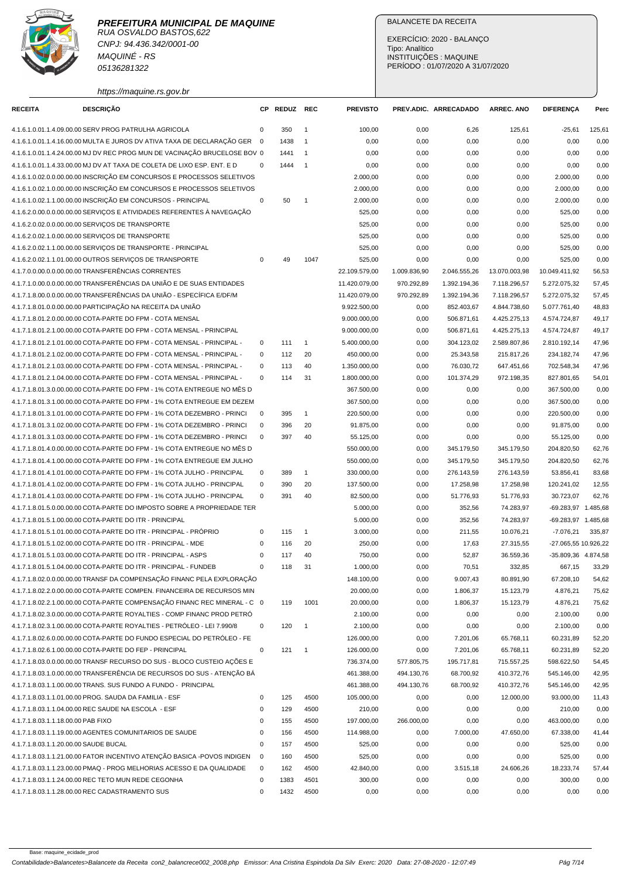**PREFEITURA MUNICIPAL DE MAQUINE**
RUA OSVALDO BASTOS,622
CNPJ: 94.436.342/0001-00
MAQUINÉ - RS
05136281322

https://maquine.rs.gov.br

BALANCETE DA RECEITA

EXERCÍCIO: 2020 - BALANÇO
Tipo: Analítico
INSTITUIÇÕES : MAQUINE
PERÍODO : 01/07/2020 A 31/07/2020

| RECEITA | DESCRIÇÃO | CP | REDUZ | REC | PREVISTO | PREV.ADIC. | ARRECADADO | ARREC. ANO | DIFERENÇA | Perc |
|---|---|---|---|---|---|---|---|---|---|---|
| 4.1.6.1.0.01.1.4.09.00.00 | SERV PROG PATRULHA AGRICOLA | 0 | 350 | 1 | 100,00 | 0,00 | 6,26 | 125,61 | -25,61 | 125,61 |
| 4.1.6.1.0.01.1.4.16.00.00 | MULTA E JUROS DV ATIVA TAXA DE DECLARAÇÃO GER | 0 | 1438 | 1 | 0,00 | 0,00 | 0,00 | 0,00 | 0,00 | 0,00 |
| 4.1.6.1.0.01.1.4.24.00.00 | MJ DV REC PROG MUN DE VACINAÇÃO BRUCELOSE BOV | 0 | 1441 | 1 | 0,00 | 0,00 | 0,00 | 0,00 | 0,00 | 0,00 |
| 4.1.6.1.0.01.1.4.33.00.00 | MJ DV AT TAXA DE COLETA DE LIXO ESP. ENT. E D | 0 | 1444 | 1 | 0,00 | 0,00 | 0,00 | 0,00 | 0,00 | 0,00 |
| 4.1.6.1.0.02.0.0.00.00.00 | INSCRIÇÃO EM CONCURSOS E PROCESSOS SELETIVOS | | | | 2.000,00 | 0,00 | 0,00 | 0,00 | 2.000,00 | 0,00 |
| 4.1.6.1.0.02.1.0.00.00.00 | INSCRIÇÃO EM CONCURSOS E PROCESSOS SELETIVOS | | | | 2.000,00 | 0,00 | 0,00 | 0,00 | 2.000,00 | 0,00 |
| 4.1.6.1.0.02.1.1.00.00.00 | INSCRIÇÃO EM CONCURSOS - PRINCIPAL | 0 | 50 | 1 | 2.000,00 | 0,00 | 0,00 | 0,00 | 2.000,00 | 0,00 |
| 4.1.6.2.0.00.0.0.00.00.00 | SERVIÇOS E ATIVIDADES REFERENTES À NAVEGAÇÃO | | | | 525,00 | 0,00 | 0,00 | 0,00 | 525,00 | 0,00 |
| 4.1.6.2.0.02.0.0.00.00.00 | SERVIÇOS DE TRANSPORTE | | | | 525,00 | 0,00 | 0,00 | 0,00 | 525,00 | 0,00 |
| 4.1.6.2.0.02.1.0.00.00.00 | SERVIÇOS DE TRANSPORTE | | | | 525,00 | 0,00 | 0,00 | 0,00 | 525,00 | 0,00 |
| 4.1.6.2.0.02.1.1.00.00.00 | SERVIÇOS DE TRANSPORTE - PRINCIPAL | | | | 525,00 | 0,00 | 0,00 | 0,00 | 525,00 | 0,00 |
| 4.1.6.2.0.02.1.1.01.00.00 | OUTROS SERVIÇOS DE TRANSPORTE | 0 | 49 | 1047 | 525,00 | 0,00 | 0,00 | 0,00 | 525,00 | 0,00 |
| 4.1.7.0.0.00.0.0.00.00.00 | TRANSFERÊNCIAS CORRENTES | | | | 22.109.579,00 | 1.009.836,90 | 2.046.555,26 | 13.070.003,98 | 10.049.411,92 | 56,53 |
| 4.1.7.1.0.00.0.0.00.00.00 | TRANSFERÊNCIAS DA UNIÃO E DE SUAS ENTIDADES | | | | 11.420.079,00 | 970.292,89 | 1.392.194,36 | 7.118.296,57 | 5.272.075,32 | 57,45 |
| 4.1.7.1.8.00.0.0.00.00.00 | TRANSFERÊNCIAS DA UNIÃO - ESPECÍFICA E/DF/M | | | | 11.420.079,00 | 970.292,89 | 1.392.194,36 | 7.118.296,57 | 5.272.075,32 | 57,45 |
| 4.1.7.1.8.01.0.0.00.00.00 | PARTICIPAÇÃO NA RECEITA DA UNIÃO | | | | 9.922.500,00 | 0,00 | 852.403,67 | 4.844.738,60 | 5.077.761,40 | 48,83 |
| 4.1.7.1.8.01.2.0.00.00.00 | COTA-PARTE DO FPM - COTA MENSAL | | | | 9.000.000,00 | 0,00 | 506.871,61 | 4.425.275,13 | 4.574.724,87 | 49,17 |
| 4.1.7.1.8.01.2.1.00.00.00 | COTA-PARTE DO FPM - COTA MENSAL - PRINCIPAL | | | | 9.000.000,00 | 0,00 | 506.871,61 | 4.425.275,13 | 4.574.724,87 | 49,17 |
| 4.1.7.1.8.01.2.1.01.00.00 | COTA-PARTE DO FPM - COTA MENSAL - PRINCIPAL - | 0 | 111 | 1 | 5.400.000,00 | 0,00 | 304.123,02 | 2.589.807,86 | 2.810.192,14 | 47,96 |
| 4.1.7.1.8.01.2.1.02.00.00 | COTA-PARTE DO FPM - COTA MENSAL - PRINCIPAL - | 0 | 112 | 20 | 450.000,00 | 0,00 | 25.343,58 | 215.817,26 | 234.182,74 | 47,96 |
| 4.1.7.1.8.01.2.1.03.00.00 | COTA-PARTE DO FPM - COTA MENSAL - PRINCIPAL - | 0 | 113 | 40 | 1.350.000,00 | 0,00 | 76.030,72 | 647.451,66 | 702.548,34 | 47,96 |
| 4.1.7.1.8.01.2.1.04.00.00 | COTA-PARTE DO FPM - COTA MENSAL - PRINCIPAL - | 0 | 114 | 31 | 1.800.000,00 | 0,00 | 101.374,29 | 972.198,35 | 827.801,65 | 54,01 |
| 4.1.7.1.8.01.3.0.00.00.00 | COTA-PARTE DO FPM - 1% COTA ENTREGUE NO MÊS D | | | | 367.500,00 | 0,00 | 0,00 | 0,00 | 367.500,00 | 0,00 |
| 4.1.7.1.8.01.3.1.00.00.00 | COTA-PARTE DO FPM - 1% COTA ENTREGUE EM DEZEM | | | | 367.500,00 | 0,00 | 0,00 | 0,00 | 367.500,00 | 0,00 |
| 4.1.7.1.8.01.3.1.01.00.00 | COTA-PARTE DO FPM - 1% COTA DEZEMBRO - PRINCI | 0 | 395 | 1 | 220.500,00 | 0,00 | 0,00 | 0,00 | 220.500,00 | 0,00 |
| 4.1.7.1.8.01.3.1.02.00.00 | COTA-PARTE DO FPM - 1% COTA DEZEMBRO - PRINCI | 0 | 396 | 20 | 91.875,00 | 0,00 | 0,00 | 0,00 | 91.875,00 | 0,00 |
| 4.1.7.1.8.01.3.1.03.00.00 | COTA-PARTE DO FPM - 1% COTA DEZEMBRO - PRINCI | 0 | 397 | 40 | 55.125,00 | 0,00 | 0,00 | 0,00 | 55.125,00 | 0,00 |
| 4.1.7.1.8.01.4.0.00.00.00 | COTA-PARTE DO FPM - 1% COTA ENTREGUE NO MÊS D | | | | 550.000,00 | 0,00 | 345.179,50 | 345.179,50 | 204.820,50 | 62,76 |
| 4.1.7.1.8.01.4.1.00.00.00 | COTA-PARTE DO FPM - 1% COTA ENTREGUE EM JULHO | | | | 550.000,00 | 0,00 | 345.179,50 | 345.179,50 | 204.820,50 | 62,76 |
| 4.1.7.1.8.01.4.1.01.00.00 | COTA-PARTE DO FPM - 1% COTA JULHO - PRINCIPAL | 0 | 389 | 1 | 330.000,00 | 0,00 | 276.143,59 | 276.143,59 | 53.856,41 | 83,68 |
| 4.1.7.1.8.01.4.1.02.00.00 | COTA-PARTE DO FPM - 1% COTA JULHO - PRINCIPAL | 0 | 390 | 20 | 137.500,00 | 0,00 | 17.258,98 | 17.258,98 | 120.241,02 | 12,55 |
| 4.1.7.1.8.01.4.1.03.00.00 | COTA-PARTE DO FPM - 1% COTA JULHO - PRINCIPAL | 0 | 391 | 40 | 82.500,00 | 0,00 | 51.776,93 | 51.776,93 | 30.723,07 | 62,76 |
| 4.1.7.1.8.01.5.0.00.00.00 | COTA-PARTE DO IMPOSTO SOBRE A PROPRIEDADE TER | | | | 5.000,00 | 0,00 | 352,56 | 74.283,97 | -69.283,97 | 1.485,68 |
| 4.1.7.1.8.01.5.1.00.00.00 | COTA-PARTE DO ITR - PRINCIPAL | | | | 5.000,00 | 0,00 | 352,56 | 74.283,97 | -69.283,97 | 1.485,68 |
| 4.1.7.1.8.01.5.1.01.00.00 | COTA-PARTE DO ITR - PRINCIPAL - PRÓPRIO | 0 | 115 | 1 | 3.000,00 | 0,00 | 211,55 | 10.076,21 | -7.076,21 | 335,87 |
| 4.1.7.1.8.01.5.1.02.00.00 | COTA-PARTE DO ITR - PRINCIPAL - MDE | 0 | 116 | 20 | 250,00 | 0,00 | 17,63 | 27.315,55 | -27.065,55 | 10.926,22 |
| 4.1.7.1.8.01.5.1.03.00.00 | COTA-PARTE DO ITR - PRINCIPAL - ASPS | 0 | 117 | 40 | 750,00 | 0,00 | 52,87 | 36.559,36 | -35.809,36 | 4.874,58 |
| 4.1.7.1.8.01.5.1.04.00.00 | COTA-PARTE DO ITR - PRINCIPAL - FUNDEB | 0 | 118 | 31 | 1.000,00 | 0,00 | 70,51 | 332,85 | 667,15 | 33,29 |
| 4.1.7.1.8.02.0.0.00.00.00 | TRANSF DA COMPENSAÇÃO FINANC PELA EXPLORAÇÃO | | | | 148.100,00 | 0,00 | 9.007,43 | 80.891,90 | 67.208,10 | 54,62 |
| 4.1.7.1.8.02.2.0.00.00.00 | COTA-PARTE COMPEN. FINANCEIRA DE RECURSOS MIN | | | | 20.000,00 | 0,00 | 1.806,37 | 15.123,79 | 4.876,21 | 75,62 |
| 4.1.7.1.8.02.2.1.00.00.00 | COTA-PARTE COMPENSAÇÃO FINANC REC MINERAL - C | 0 | 119 | 1001 | 20.000,00 | 0,00 | 1.806,37 | 15.123,79 | 4.876,21 | 75,62 |
| 4.1.7.1.8.02.3.0.00.00.00 | COTA-PARTE ROYALTIES - COMP FINANC PROD PETRÓ | | | | 2.100,00 | 0,00 | 0,00 | 0,00 | 2.100,00 | 0,00 |
| 4.1.7.1.8.02.3.1.00.00.00 | COTA-PARTE ROYALTIES - PETRÓLEO - LEI 7.990/8 | 0 | 120 | 1 | 2.100,00 | 0,00 | 0,00 | 0,00 | 2.100,00 | 0,00 |
| 4.1.7.1.8.02.6.0.00.00.00 | COTA-PARTE DO FUNDO ESPECIAL DO PETRÓLEO - FE | | | | 126.000,00 | 0,00 | 7.201,06 | 65.768,11 | 60.231,89 | 52,20 |
| 4.1.7.1.8.02.6.1.00.00.00 | COTA-PARTE DO FEP - PRINCIPAL | 0 | 121 | 1 | 126.000,00 | 0,00 | 7.201,06 | 65.768,11 | 60.231,89 | 52,20 |
| 4.1.7.1.8.03.0.0.00.00.00 | TRANSF RECURSO DO SUS - BLOCO CUSTEIO AÇÕES E | | | | 736.374,00 | 577.805,75 | 195.717,81 | 715.557,25 | 598.622,50 | 54,45 |
| 4.1.7.1.8.03.1.0.00.00.00 | TRANSFERÊNCIA DE RECURSOS DO SUS - ATENÇÃO BÁ | | | | 461.388,00 | 494.130,76 | 68.700,92 | 410.372,76 | 545.146,00 | 42,95 |
| 4.1.7.1.8.03.1.1.00.00.00 | TRANS. SUS FUNDO A FUNDO - PRINCIPAL | | | | 461.388,00 | 494.130,76 | 68.700,92 | 410.372,76 | 545.146,00 | 42,95 |
| 4.1.7.1.8.03.1.1.01.00.00 | PROG. SAUDA DA FAMILIA - ESF | 0 | 125 | 4500 | 105.000,00 | 0,00 | 0,00 | 12.000,00 | 93.000,00 | 11,43 |
| 4.1.7.1.8.03.1.1.04.00.00 | REC SAUDE NA ESCOLA - ESF | 0 | 129 | 4500 | 210,00 | 0,00 | 0,00 | 0,00 | 210,00 | 0,00 |
| 4.1.7.1.8.03.1.1.18.00.00 | PAB FIXO | 0 | 155 | 4500 | 197.000,00 | 266.000,00 | 0,00 | 0,00 | 463.000,00 | 0,00 |
| 4.1.7.1.8.03.1.1.19.00.00 | AGENTES COMUNITARIOS DE SAUDE | 0 | 156 | 4500 | 114.988,00 | 0,00 | 7.000,00 | 47.650,00 | 67.338,00 | 41,44 |
| 4.1.7.1.8.03.1.1.20.00.00 | SAUDE BUCAL | 0 | 157 | 4500 | 525,00 | 0,00 | 0,00 | 0,00 | 525,00 | 0,00 |
| 4.1.7.1.8.03.1.1.21.00.00 | FATOR INCENTIVO ATENÇÃO BASICA -POVOS INDIGEN | 0 | 160 | 4500 | 525,00 | 0,00 | 0,00 | 0,00 | 525,00 | 0,00 |
| 4.1.7.1.8.03.1.1.23.00.00 | PMAQ - PROG MELHORIAS ACESSO E DA QUALIDADE | 0 | 162 | 4500 | 42.840,00 | 0,00 | 3.515,18 | 24.606,26 | 18.233,74 | 57,44 |
| 4.1.7.1.8.03.1.1.24.00.00 | REC TETO MUN REDE CEGONHA | 0 | 1383 | 4501 | 300,00 | 0,00 | 0,00 | 0,00 | 300,00 | 0,00 |
| 4.1.7.1.8.03.1.1.28.00.00 | REC CADASTRAMENTO SUS | 0 | 1432 | 4500 | 0,00 | 0,00 | 0,00 | 0,00 | 0,00 | 0,00 |

Base: maquine_ecidade_prod
Contabilidade>Balancetes>Balancete da Receita con2_balancrece002_2008.php Emissor: Ana Cristina Espindola Da Silv Exerc: 2020 Data: 27-08-2020 - 12:07:49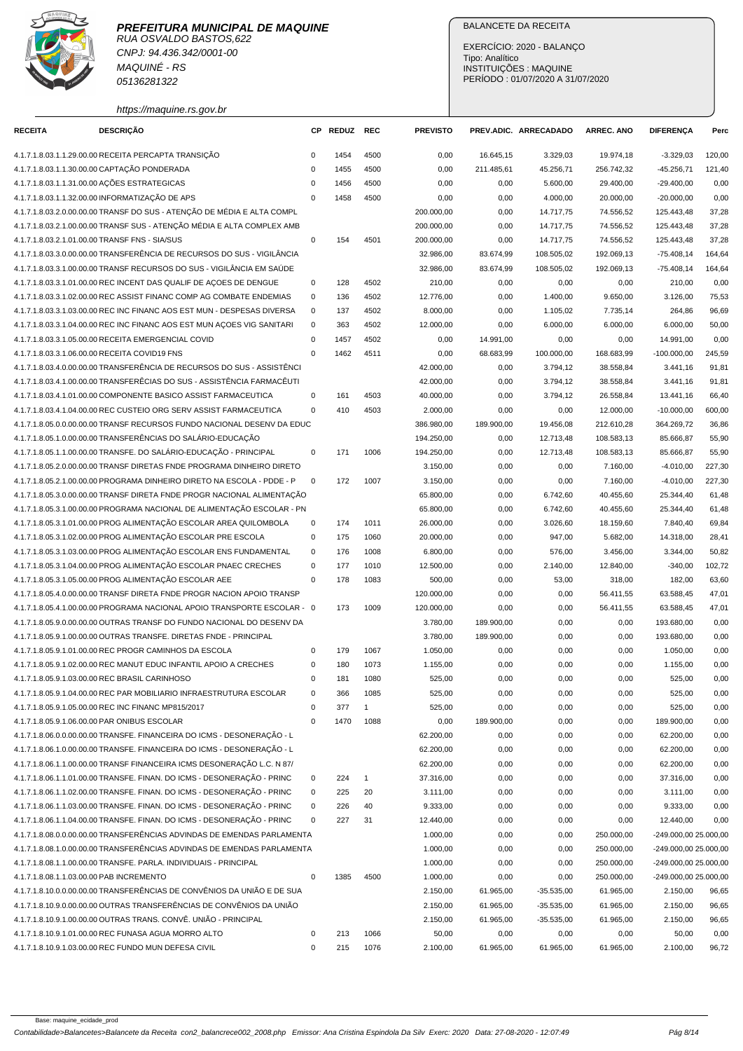**PREFEITURA MUNICIPAL DE MAQUINE**
RUA OSVALDO BASTOS,622
CNPJ: 94.436.342/0001-00
MAQUINÉ - RS
05136281322
https://maquine.rs.gov.br

BALANCETE DA RECEITA

EXERCÍCIO: 2020 - BALANÇO
Tipo: Analítico
INSTITUIÇÕES : MAQUINE
PERÍODO : 01/07/2020 A 31/07/2020

| RECEITA | DESCRIÇÃO | CP | REDUZ | REC | PREVISTO | PREV.ADIC. | ARRECADADO | ARREC. ANO | DIFERENÇA | Perc |
|---|---|---|---|---|---|---|---|---|---|---|
| 4.1.7.1.8.03.1.1.29.00.00 | RECEITA PERCAPTA TRANSIÇÃO | 0 | 1454 | 4500 | 0,00 | 16.645,15 | 3.329,03 | 19.974,18 | -3.329,03 | 120,00 |
| 4.1.7.1.8.03.1.1.30.00.00 | CAPTAÇÃO PONDERADA | 0 | 1455 | 4500 | 0,00 | 211.485,61 | 45.256,71 | 256.742,32 | -45.256,71 | 121,40 |
| 4.1.7.1.8.03.1.1.31.00.00 | AÇÕES ESTRATEGICAS | 0 | 1456 | 4500 | 0,00 | 0,00 | 5.600,00 | 29.400,00 | -29.400,00 | 0,00 |
| 4.1.7.1.8.03.1.1.32.00.00 | INFORMATIZAÇÃO DE APS | 0 | 1458 | 4500 | 0,00 | 0,00 | 4.000,00 | 20.000,00 | -20.000,00 | 0,00 |
| 4.1.7.1.8.03.2.0.00.00.00 | TRANSF DO SUS - ATENÇÃO DE MÉDIA E ALTA COMPL | | | | 200.000,00 | 0,00 | 14.717,75 | 74.556,52 | 125.443,48 | 37,28 |
| 4.1.7.1.8.03.2.1.00.00.00 | TRANSF SUS - ATENÇÃO MÉDIA E ALTA COMPLEX AMB | | | | 200.000,00 | 0,00 | 14.717,75 | 74.556,52 | 125.443,48 | 37,28 |
| 4.1.7.1.8.03.2.1.01.00.00 | TRANSF FNS - SIA/SUS | 0 | 154 | 4501 | 200.000,00 | 0,00 | 14.717,75 | 74.556,52 | 125.443,48 | 37,28 |
| 4.1.7.1.8.03.3.0.00.00.00 | TRANSFERÊNCIA DE RECURSOS DO SUS - VIGILÂNCIA | | | | 32.986,00 | 83.674,99 | 108.505,02 | 192.069,13 | -75.408,14 | 164,64 |
| 4.1.7.1.8.03.3.1.00.00.00 | TRANSF RECURSOS DO SUS - VIGILÂNCIA EM SAÚDE | | | | 32.986,00 | 83.674,99 | 108.505,02 | 192.069,13 | -75.408,14 | 164,64 |
| 4.1.7.1.8.03.3.1.01.00.00 | REC INCENT DAS QUALIF DE AÇOES DE DENGUE | 0 | 128 | 4502 | 210,00 | 0,00 | 0,00 | 0,00 | 210,00 | 0,00 |
| 4.1.7.1.8.03.3.1.02.00.00 | REC ASSIST FINANC COMP AG COMBATE ENDEMIAS | 0 | 136 | 4502 | 12.776,00 | 0,00 | 1.400,00 | 9.650,00 | 3.126,00 | 75,53 |
| 4.1.7.1.8.03.3.1.03.00.00 | REC INC FINANC AOS EST MUN - DESPESAS DIVERSA | 0 | 137 | 4502 | 8.000,00 | 0,00 | 1.105,02 | 7.735,14 | 264,86 | 96,69 |
| 4.1.7.1.8.03.3.1.04.00.00 | REC INC FINANC AOS EST MUN AÇOES VIG SANITARI | 0 | 363 | 4502 | 12.000,00 | 0,00 | 6.000,00 | 6.000,00 | 6.000,00 | 50,00 |
| 4.1.7.1.8.03.3.1.05.00.00 | RECEITA EMERGENCIAL COVID | 0 | 1457 | 4502 | 0,00 | 14.991,00 | 0,00 | 0,00 | 14.991,00 | 0,00 |
| 4.1.7.1.8.03.3.1.06.00.00 | RECEITA COVID19 FNS | 0 | 1462 | 4511 | 0,00 | 68.683,99 | 100.000,00 | 168.683,99 | -100.000,00 | 245,59 |
| 4.1.7.1.8.03.4.0.00.00.00 | TRANSFERÊNCIA DE RECURSOS DO SUS - ASSISTÊNCI | | | | 42.000,00 | 0,00 | 3.794,12 | 38.558,84 | 3.441,16 | 91,81 |
| 4.1.7.1.8.03.4.1.00.00.00 | TRANSFERÊCIAS DO SUS - ASSISTÊNCIA FARMACÊUTI | | | | 42.000,00 | 0,00 | 3.794,12 | 38.558,84 | 3.441,16 | 91,81 |
| 4.1.7.1.8.03.4.1.01.00.00 | COMPONENTE BASICO ASSIST FARMACEUTICA | 0 | 161 | 4503 | 40.000,00 | 0,00 | 3.794,12 | 26.558,84 | 13.441,16 | 66,40 |
| 4.1.7.1.8.03.4.1.04.00.00 | REC CUSTEIO ORG SERV ASSIST FARMACEUTICA | 0 | 410 | 4503 | 2.000,00 | 0,00 | 0,00 | 12.000,00 | -10.000,00 | 600,00 |
| 4.1.7.1.8.05.0.0.00.00.00 | TRANSF RECURSOS FUNDO NACIONAL DESENV DA EDUC | | | | 386.980,00 | 189.900,00 | 19.456,08 | 212.610,28 | 364.269,72 | 36,86 |
| 4.1.7.1.8.05.1.0.00.00.00 | TRANSFERÊNCIAS DO SALÁRIO-EDUCAÇÃO | | | | 194.250,00 | 0,00 | 12.713,48 | 108.583,13 | 85.666,87 | 55,90 |
| 4.1.7.1.8.05.1.1.00.00.00 | TRANSFE. DO SALÁRIO-EDUCAÇÃO - PRINCIPAL | 0 | 171 | 1006 | 194.250,00 | 0,00 | 12.713,48 | 108.583,13 | 85.666,87 | 55,90 |
| 4.1.7.1.8.05.2.0.00.00.00 | TRANSF DIRETAS FNDE PROGRAMA DINHEIRO DIRETO | | | | 3.150,00 | 0,00 | 0,00 | 7.160,00 | -4.010,00 | 227,30 |
| 4.1.7.1.8.05.2.1.00.00.00 | PROGRAMA DINHEIRO DIRETO NA ESCOLA - PDDE - P | 0 | 172 | 1007 | 3.150,00 | 0,00 | 0,00 | 7.160,00 | -4.010,00 | 227,30 |
| 4.1.7.1.8.05.3.0.00.00.00 | TRANSF DIRETA FNDE PROGR NACIONAL ALIMENTAÇÃO | | | | 65.800,00 | 0,00 | 6.742,60 | 40.455,60 | 25.344,40 | 61,48 |
| 4.1.7.1.8.05.3.1.00.00.00 | PROGRAMA NACIONAL DE ALIMENTAÇÃO ESCOLAR - PN | | | | 65.800,00 | 0,00 | 6.742,60 | 40.455,60 | 25.344,40 | 61,48 |
| 4.1.7.1.8.05.3.1.01.00.00 | PROG ALIMENTAÇÃO ESCOLAR AREA QUILOMBOLA | 0 | 174 | 1011 | 26.000,00 | 0,00 | 3.026,60 | 18.159,60 | 7.840,40 | 69,84 |
| 4.1.7.1.8.05.3.1.02.00.00 | PROG ALIMENTAÇÃO ESCOLAR PRE ESCOLA | 0 | 175 | 1060 | 20.000,00 | 0,00 | 947,00 | 5.682,00 | 14.318,00 | 28,41 |
| 4.1.7.1.8.05.3.1.03.00.00 | PROG ALIMENTAÇÃO ESCOLAR ENS FUNDAMENTAL | 0 | 176 | 1008 | 6.800,00 | 0,00 | 576,00 | 3.456,00 | 3.344,00 | 50,82 |
| 4.1.7.1.8.05.3.1.04.00.00 | PROG ALIMENTAÇÃO ESCOLAR PNAEC CRECHES | 0 | 177 | 1010 | 12.500,00 | 0,00 | 2.140,00 | 12.840,00 | -340,00 | 102,72 |
| 4.1.7.1.8.05.3.1.05.00.00 | PROG ALIMENTAÇÃO ESCOLAR AEE | 0 | 178 | 1083 | 500,00 | 0,00 | 53,00 | 318,00 | 182,00 | 63,60 |
| 4.1.7.1.8.05.4.0.00.00.00 | TRANSF DIRETA FNDE PROGR NACION APOIO TRANSP | | | | 120.000,00 | 0,00 | 0,00 | 56.411,55 | 63.588,45 | 47,01 |
| 4.1.7.1.8.05.4.1.00.00.00 | PROGRAMA NACIONAL APOIO TRANSPORTE ESCOLAR - | 0 | 173 | 1009 | 120.000,00 | 0,00 | 0,00 | 56.411,55 | 63.588,45 | 47,01 |
| 4.1.7.1.8.05.9.0.00.00.00 | OUTRAS TRANSF DO FUNDO NACIONAL DO DESENV DA | | | | 3.780,00 | 189.900,00 | 0,00 | 0,00 | 193.680,00 | 0,00 |
| 4.1.7.1.8.05.9.1.00.00.00 | OUTRAS TRANSFE. DIRETAS FNDE - PRINCIPAL | | | | 3.780,00 | 189.900,00 | 0,00 | 0,00 | 193.680,00 | 0,00 |
| 4.1.7.1.8.05.9.1.01.00.00 | REC PROGR CAMINHOS DA ESCOLA | 0 | 179 | 1067 | 1.050,00 | 0,00 | 0,00 | 0,00 | 1.050,00 | 0,00 |
| 4.1.7.1.8.05.9.1.02.00.00 | REC MANUT EDUC INFANTIL APOIO A CRECHES | 0 | 180 | 1073 | 1.155,00 | 0,00 | 0,00 | 0,00 | 1.155,00 | 0,00 |
| 4.1.7.1.8.05.9.1.03.00.00 | REC BRASIL CARINHOSO | 0 | 181 | 1080 | 525,00 | 0,00 | 0,00 | 0,00 | 525,00 | 0,00 |
| 4.1.7.1.8.05.9.1.04.00.00 | REC PAR MOBILIARIO INFRAESTRUTURA ESCOLAR | 0 | 366 | 1085 | 525,00 | 0,00 | 0,00 | 0,00 | 525,00 | 0,00 |
| 4.1.7.1.8.05.9.1.05.00.00 | REC INC FINANC MP815/2017 | 0 | 377 | 1 | 525,00 | 0,00 | 0,00 | 0,00 | 525,00 | 0,00 |
| 4.1.7.1.8.05.9.1.06.00.00 | PAR ONIBUS ESCOLAR | 0 | 1470 | 1088 | 0,00 | 189.900,00 | 0,00 | 0,00 | 189.900,00 | 0,00 |
| 4.1.7.1.8.06.0.0.00.00.00 | TRANSFE. FINANCEIRA DO ICMS - DESONERAÇÃO - L | | | | 62.200,00 | 0,00 | 0,00 | 0,00 | 62.200,00 | 0,00 |
| 4.1.7.1.8.06.1.0.00.00.00 | TRANSFE. FINANCEIRA DO ICMS - DESONERAÇÃO - L | | | | 62.200,00 | 0,00 | 0,00 | 0,00 | 62.200,00 | 0,00 |
| 4.1.7.1.8.06.1.1.00.00.00 | TRANSF FINANCEIRA ICMS DESONERAÇÃO L.C. N 87/ | | | | 62.200,00 | 0,00 | 0,00 | 0,00 | 62.200,00 | 0,00 |
| 4.1.7.1.8.06.1.1.01.00.00 | TRANSFE. FINAN. DO ICMS - DESONERAÇÃO - PRINC | 0 | 224 | 1 | 37.316,00 | 0,00 | 0,00 | 0,00 | 37.316,00 | 0,00 |
| 4.1.7.1.8.06.1.1.02.00.00 | TRANSFE. FINAN. DO ICMS - DESONERAÇÃO - PRINC | 0 | 225 | 20 | 3.111,00 | 0,00 | 0,00 | 0,00 | 3.111,00 | 0,00 |
| 4.1.7.1.8.06.1.1.03.00.00 | TRANSFE. FINAN. DO ICMS - DESONERAÇÃO - PRINC | 0 | 226 | 40 | 9.333,00 | 0,00 | 0,00 | 0,00 | 9.333,00 | 0,00 |
| 4.1.7.1.8.06.1.1.04.00.00 | TRANSFE. FINAN. DO ICMS - DESONERAÇÃO - PRINC | 0 | 227 | 31 | 12.440,00 | 0,00 | 0,00 | 0,00 | 12.440,00 | 0,00 |
| 4.1.7.1.8.08.0.0.00.00.00 | TRANSFERÊNCIAS ADVINDAS DE EMENDAS PARLAMENTA | | | | 1.000,00 | 0,00 | 0,00 | 250.000,00 | -249.000,00 | 25.000,00 |
| 4.1.7.1.8.08.1.0.00.00.00 | TRANSFERÊNCIAS ADVINDAS DE EMENDAS PARLAMENTA | | | | 1.000,00 | 0,00 | 0,00 | 250.000,00 | -249.000,00 | 25.000,00 |
| 4.1.7.1.8.08.1.1.00.00.00 | TRANSFE. PARLA. INDIVIDUAIS - PRINCIPAL | | | | 1.000,00 | 0,00 | 0,00 | 250.000,00 | -249.000,00 | 25.000,00 |
| 4.1.7.1.8.08.1.1.03.00.00 | PAB INCREMENTO | 0 | 1385 | 4500 | 1.000,00 | 0,00 | 0,00 | 250.000,00 | -249.000,00 | 25.000,00 |
| 4.1.7.1.8.10.0.0.00.00.00 | TRANSFERÊNCIAS DE CONVÊNIOS DA UNIÃO E DE SUA | | | | 2.150,00 | 61.965,00 | -35.535,00 | 61.965,00 | 2.150,00 | 96,65 |
| 4.1.7.1.8.10.9.0.00.00.00 | OUTRAS TRANSFERÊNCIAS DE CONVÊNIOS DA UNIÃO | | | | 2.150,00 | 61.965,00 | -35.535,00 | 61.965,00 | 2.150,00 | 96,65 |
| 4.1.7.1.8.10.9.1.00.00.00 | OUTRAS TRANS. CONVÊ. UNIÃO - PRINCIPAL | | | | 2.150,00 | 61.965,00 | -35.535,00 | 61.965,00 | 2.150,00 | 96,65 |
| 4.1.7.1.8.10.9.1.01.00.00 | REC FUNASA AGUA MORRO ALTO | 0 | 213 | 1066 | 50,00 | 0,00 | 0,00 | 0,00 | 50,00 | 0,00 |
| 4.1.7.1.8.10.9.1.03.00.00 | REC FUNDO MUN DEFESA CIVIL | 0 | 215 | 1076 | 2.100,00 | 61.965,00 | 61.965,00 | 61.965,00 | 2.100,00 | 96,72 |

Base: maquine_ecidade_prod

Contabilidade>Balancetes>Balancete da Receita con2_balancrece002_2008.php Emissor: Ana Cristina Espindola Da Silv Exerc: 2020 Data: 27-08-2020 - 12:07:49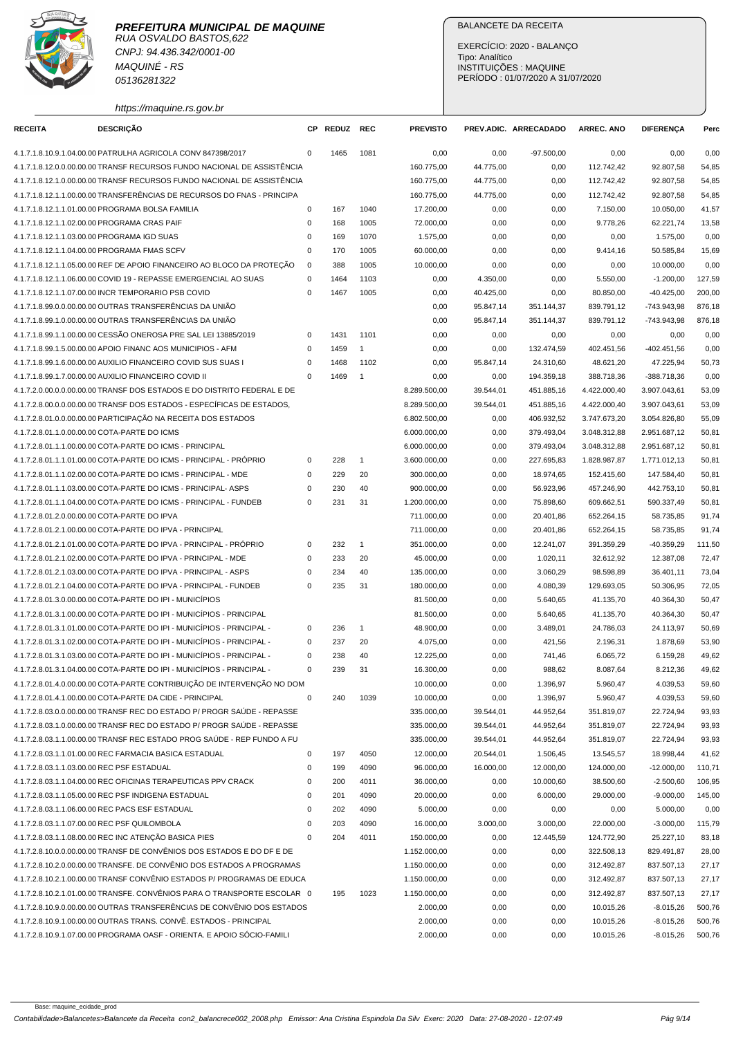# PREFEITURA MUNICIPAL DE MAQUINE

RUA OSVALDO BASTOS,622
CNPJ: 94.436.342/0001-00
MAQUINÉ - RS
05136281322

https://maquine.rs.gov.br

BALANCETE DA RECEITA

EXERCÍCIO: 2020 - BALANÇO
Tipo: Analítico
INSTITUIÇÕES : MAQUINE
PERÍODO : 01/07/2020 A 31/07/2020

| RECEITA | DESCRIÇÃO | CP | REDUZ | REC | PREVISTO | PREV.ADIC. | ARRECADADO | ARREC. ANO | DIFERENÇA | Perc |
|---|---|---|---|---|---|---|---|---|---|---|
| 4.1.7.1.8.10.9.1.04.00.00 | PATRULHA AGRICOLA CONV 847398/2017 | 0 | 1465 | 1081 | 0,00 | 0,00 | -97.500,00 | 0,00 | 0,00 | 0,00 |
| 4.1.7.1.8.12.0.0.00.00.00 | TRANSF RECURSOS FUNDO NACIONAL DE ASSISTÊNCIA | | | | 160.775,00 | 44.775,00 | 0,00 | 112.742,42 | 92.807,58 | 54,85 |
| 4.1.7.1.8.12.1.0.00.00.00 | TRANSF RECURSOS FUNDO NACIONAL DE ASSISTÊNCIA | | | | 160.775,00 | 44.775,00 | 0,00 | 112.742,42 | 92.807,58 | 54,85 |
| 4.1.7.1.8.12.1.1.00.00.00 | TRANSFERÊNCIAS DE RECURSOS DO FNAS - PRINCIPA | | | | 160.775,00 | 44.775,00 | 0,00 | 112.742,42 | 92.807,58 | 54,85 |
| 4.1.7.1.8.12.1.1.01.00.00 | PROGRAMA BOLSA FAMILIA | 0 | 167 | 1040 | 17.200,00 | 0,00 | 0,00 | 7.150,00 | 10.050,00 | 41,57 |
| 4.1.7.1.8.12.1.1.02.00.00 | PROGRAMA CRAS PAIF | 0 | 168 | 1005 | 72.000,00 | 0,00 | 0,00 | 9.778,26 | 62.221,74 | 13,58 |
| 4.1.7.1.8.12.1.1.03.00.00 | PROGRAMA IGD SUAS | 0 | 169 | 1070 | 1.575,00 | 0,00 | 0,00 | 0,00 | 1.575,00 | 0,00 |
| 4.1.7.1.8.12.1.1.04.00.00 | PROGRAMA FMAS SCFV | 0 | 170 | 1005 | 60.000,00 | 0,00 | 0,00 | 9.414,16 | 50.585,84 | 15,69 |
| 4.1.7.1.8.12.1.1.05.00.00 | REF DE APOIO FINANCEIRO AO BLOCO DA PROTEÇÃO | 0 | 388 | 1005 | 10.000,00 | 0,00 | 0,00 | 0,00 | 10.000,00 | 0,00 |
| 4.1.7.1.8.12.1.1.06.00.00 | COVID 19 - REPASSE EMERGENCIAL AO SUAS | 0 | 1464 | 1103 | 0,00 | 4.350,00 | 0,00 | 5.550,00 | -1.200,00 | 127,59 |
| 4.1.7.1.8.12.1.1.07.00.00 | INCR TEMPORARIO PSB COVID | 0 | 1467 | 1005 | 0,00 | 40.425,00 | 0,00 | 80.850,00 | -40.425,00 | 200,00 |
| 4.1.7.1.8.99.0.0.00.00.00 | OUTRAS TRANSFERÊNCIAS DA UNIÃO | | | | 0,00 | 95.847,14 | 351.144,37 | 839.791,12 | -743.943,98 | 876,18 |
| 4.1.7.1.8.99.1.0.00.00.00 | OUTRAS TRANSFERÊNCIAS DA UNIÃO | | | | 0,00 | 95.847,14 | 351.144,37 | 839.791,12 | -743.943,98 | 876,18 |
| 4.1.7.1.8.99.1.1.00.00.00 | CESSÃO ONEROSA PRE SAL LEI 13885/2019 | 0 | 1431 | 1101 | 0,00 | 0,00 | 0,00 | 0,00 | 0,00 | 0,00 |
| 4.1.7.1.8.99.1.5.00.00.00 | APOIO FINANC AOS MUNICIPIOS - AFM | 0 | 1459 | 1 | 0,00 | 0,00 | 132.474,59 | 402.451,56 | -402.451,56 | 0,00 |
| 4.1.7.1.8.99.1.6.00.00.00 | AUXILIO FINANCEIRO COVID SUS SUAS I | 0 | 1468 | 1102 | 0,00 | 95.847,14 | 24.310,60 | 48.621,20 | 47.225,94 | 50,73 |
| 4.1.7.1.8.99.1.7.00.00.00 | AUXILIO FINANCEIRO COVID II | 0 | 1469 | 1 | 0,00 | 0,00 | 194.359,18 | 388.718,36 | -388.718,36 | 0,00 |
| 4.1.7.2.0.00.0.0.00.00.00 | TRANSF DOS ESTADOS E DO DISTRITO FEDERAL E DE | | | | 8.289.500,00 | 39.544,01 | 451.885,16 | 4.422.000,40 | 3.907.043,61 | 53,09 |
| 4.1.7.2.8.00.0.0.00.00.00 | TRANSF DOS ESTADOS - ESPECÍFICAS DE ESTADOS, | | | | 8.289.500,00 | 39.544,01 | 451.885,16 | 4.422.000,40 | 3.907.043,61 | 53,09 |
| 4.1.7.2.8.01.0.0.00.00.00 | PARTICIPAÇÃO NA RECEITA DOS ESTADOS | | | | 6.802.500,00 | 0,00 | 406.932,52 | 3.747.673,20 | 3.054.826,80 | 55,09 |
| 4.1.7.2.8.01.1.0.00.00.00 | COTA-PARTE DO ICMS | | | | 6.000.000,00 | 0,00 | 379.493,04 | 3.048.312,88 | 2.951.687,12 | 50,81 |
| 4.1.7.2.8.01.1.1.00.00.00 | COTA-PARTE DO ICMS - PRINCIPAL | | | | 6.000.000,00 | 0,00 | 379.493,04 | 3.048.312,88 | 2.951.687,12 | 50,81 |
| 4.1.7.2.8.01.1.1.01.00.00 | COTA-PARTE DO ICMS - PRINCIPAL - PRÓPRIO | 0 | 228 | 1 | 3.600.000,00 | 0,00 | 227.695,83 | 1.828.987,87 | 1.771.012,13 | 50,81 |
| 4.1.7.2.8.01.1.1.02.00.00 | COTA-PARTE DO ICMS - PRINCIPAL - MDE | 0 | 229 | 20 | 300.000,00 | 0,00 | 18.974,65 | 152.415,60 | 147.584,40 | 50,81 |
| 4.1.7.2.8.01.1.1.03.00.00 | COTA-PARTE DO ICMS - PRINCIPAL- ASPS | 0 | 230 | 40 | 900.000,00 | 0,00 | 56.923,96 | 457.246,90 | 442.753,10 | 50,81 |
| 4.1.7.2.8.01.1.1.04.00.00 | COTA-PARTE DO ICMS - PRINCIPAL - FUNDEB | 0 | 231 | 31 | 1.200.000,00 | 0,00 | 75.898,60 | 609.662,51 | 590.337,49 | 50,81 |
| 4.1.7.2.8.01.2.0.00.00.00 | COTA-PARTE DO IPVA | | | | 711.000,00 | 0,00 | 20.401,86 | 652.264,15 | 58.735,85 | 91,74 |
| 4.1.7.2.8.01.2.1.00.00.00 | COTA-PARTE DO IPVA - PRINCIPAL | | | | 711.000,00 | 0,00 | 20.401,86 | 652.264,15 | 58.735,85 | 91,74 |
| 4.1.7.2.8.01.2.1.01.00.00 | COTA-PARTE DO IPVA - PRINCIPAL - PRÓPRIO | 0 | 232 | 1 | 351.000,00 | 0,00 | 12.241,07 | 391.359,29 | -40.359,29 | 111,50 |
| 4.1.7.2.8.01.2.1.02.00.00 | COTA-PARTE DO IPVA - PRINCIPAL - MDE | 0 | 233 | 20 | 45.000,00 | 0,00 | 1.020,11 | 32.612,92 | 12.387,08 | 72,47 |
| 4.1.7.2.8.01.2.1.03.00.00 | COTA-PARTE DO IPVA - PRINCIPAL - ASPS | 0 | 234 | 40 | 135.000,00 | 0,00 | 3.060,29 | 98.598,89 | 36.401,11 | 73,04 |
| 4.1.7.2.8.01.2.1.04.00.00 | COTA-PARTE DO IPVA - PRINCIPAL - FUNDEB | 0 | 235 | 31 | 180.000,00 | 0,00 | 4.080,39 | 129.693,05 | 50.306,95 | 72,05 |
| 4.1.7.2.8.01.3.0.00.00.00 | COTA-PARTE DO IPI - MUNICÍPIOS | | | | 81.500,00 | 0,00 | 5.640,65 | 41.135,70 | 40.364,30 | 50,47 |
| 4.1.7.2.8.01.3.1.00.00.00 | COTA-PARTE DO IPI - MUNICÍPIOS - PRINCIPAL | | | | 81.500,00 | 0,00 | 5.640,65 | 41.135,70 | 40.364,30 | 50,47 |
| 4.1.7.2.8.01.3.1.01.00.00 | COTA-PARTE DO IPI - MUNICÍPIOS - PRINCIPAL - | 0 | 236 | 1 | 48.900,00 | 0,00 | 3.489,01 | 24.786,03 | 24.113,97 | 50,69 |
| 4.1.7.2.8.01.3.1.02.00.00 | COTA-PARTE DO IPI - MUNICÍPIOS - PRINCIPAL - | 0 | 237 | 20 | 4.075,00 | 0,00 | 421,56 | 2.196,31 | 1.878,69 | 53,90 |
| 4.1.7.2.8.01.3.1.03.00.00 | COTA-PARTE DO IPI - MUNICÍPIOS - PRINCIPAL - | 0 | 238 | 40 | 12.225,00 | 0,00 | 741,46 | 6.065,72 | 6.159,28 | 49,62 |
| 4.1.7.2.8.01.3.1.04.00.00 | COTA-PARTE DO IPI - MUNICÍPIOS - PRINCIPAL - | 0 | 239 | 31 | 16.300,00 | 0,00 | 988,62 | 8.087,64 | 8.212,36 | 49,62 |
| 4.1.7.2.8.01.4.0.00.00.00 | COTA-PARTE CONTRIBUIÇÃO DE INTERVENÇÃO NO DOM | | | | 10.000,00 | 0,00 | 1.396,97 | 5.960,47 | 4.039,53 | 59,60 |
| 4.1.7.2.8.01.4.1.00.00.00 | COTA-PARTE DA CIDE - PRINCIPAL | 0 | 240 | 1039 | 10.000,00 | 0,00 | 1.396,97 | 5.960,47 | 4.039,53 | 59,60 |
| 4.1.7.2.8.03.0.0.00.00.00 | TRANSF REC DO ESTADO P/ PROGR SAÚDE - REPASSE | | | | 335.000,00 | 39.544,01 | 44.952,64 | 351.819,07 | 22.724,94 | 93,93 |
| 4.1.7.2.8.03.1.0.00.00.00 | TRANSF REC DO ESTADO P/ PROGR SAÚDE - REPASSE | | | | 335.000,00 | 39.544,01 | 44.952,64 | 351.819,07 | 22.724,94 | 93,93 |
| 4.1.7.2.8.03.1.1.00.00.00 | TRANSF REC ESTADO PROG SAÚDE - REP FUNDO A FU | | | | 335.000,00 | 39.544,01 | 44.952,64 | 351.819,07 | 22.724,94 | 93,93 |
| 4.1.7.2.8.03.1.1.01.00.00 | REC FARMACIA BASICA ESTADUAL | 0 | 197 | 4050 | 12.000,00 | 20.544,01 | 1.506,45 | 13.545,57 | 18.998,44 | 41,62 |
| 4.1.7.2.8.03.1.1.03.00.00 | REC PSF ESTADUAL | 0 | 199 | 4090 | 96.000,00 | 16.000,00 | 12.000,00 | 124.000,00 | -12.000,00 | 110,71 |
| 4.1.7.2.8.03.1.1.04.00.00 | REC OFICINAS TERAPEUTICAS PPV CRACK | 0 | 200 | 4011 | 36.000,00 | 0,00 | 10.000,60 | 38.500,60 | -2.500,60 | 106,95 |
| 4.1.7.2.8.03.1.1.05.00.00 | REC PSF INDIGENA ESTADUAL | 0 | 201 | 4090 | 20.000,00 | 0,00 | 6.000,00 | 29.000,00 | -9.000,00 | 145,00 |
| 4.1.7.2.8.03.1.1.06.00.00 | REC PACS ESF ESTADUAL | 0 | 202 | 4090 | 5.000,00 | 0,00 | 0,00 | 0,00 | 5.000,00 | 0,00 |
| 4.1.7.2.8.03.1.1.07.00.00 | REC PSF QUILOMBOLA | 0 | 203 | 4090 | 16.000,00 | 3.000,00 | 3.000,00 | 22.000,00 | -3.000,00 | 115,79 |
| 4.1.7.2.8.03.1.1.08.00.00 | REC INC ATENÇÃO BASICA PIES | 0 | 204 | 4011 | 150.000,00 | 0,00 | 12.445,59 | 124.772,90 | 25.227,10 | 83,18 |
| 4.1.7.2.8.10.0.0.00.00.00 | TRANSF DE CONVÊNIOS DOS ESTADOS E DO DF E DE | | | | 1.152.000,00 | 0,00 | 0,00 | 322.508,13 | 829.491,87 | 28,00 |
| 4.1.7.2.8.10.2.0.00.00.00 | TRANSFE. DE CONVÊNIO DOS ESTADOS A PROGRAMAS | | | | 1.150.000,00 | 0,00 | 0,00 | 312.492,87 | 837.507,13 | 27,17 |
| 4.1.7.2.8.10.2.1.00.00.00 | TRANSF CONVÊNIO ESTADOS P/ PROGRAMAS DE EDUCA | | | | 1.150.000,00 | 0,00 | 0,00 | 312.492,87 | 837.507,13 | 27,17 |
| 4.1.7.2.8.10.2.1.01.00.00 | TRANSFE. CONVÊNIOS PARA O TRANSPORTE ESCOLAR | 0 | 195 | 1023 | 1.150.000,00 | 0,00 | 0,00 | 312.492,87 | 837.507,13 | 27,17 |
| 4.1.7.2.8.10.9.0.00.00.00 | OUTRAS TRANSFERÊNCIAS DE CONVÊNIO DOS ESTADOS | | | | 2.000,00 | 0,00 | 0,00 | 10.015,26 | -8.015,26 | 500,76 |
| 4.1.7.2.8.10.9.1.00.00.00 | OUTRAS TRANS. CONVÊ. ESTADOS - PRINCIPAL | | | | 2.000,00 | 0,00 | 0,00 | 10.015,26 | -8.015,26 | 500,76 |
| 4.1.7.2.8.10.9.1.07.00.00 | PROGRAMA OASF - ORIENTA. E APOIO SÓCIO-FAMILI | | | | 2.000,00 | 0,00 | 0,00 | 10.015,26 | -8.015,26 | 500,76 |

Base: maquine_ecidade_prod

Contabilidade>Balancetes>Balancete da Receita con2_balancrece002_2008.php Emissor: Ana Cristina Espindola Da Silv Exerc: 2020 Data: 27-08-2020 - 12:07:49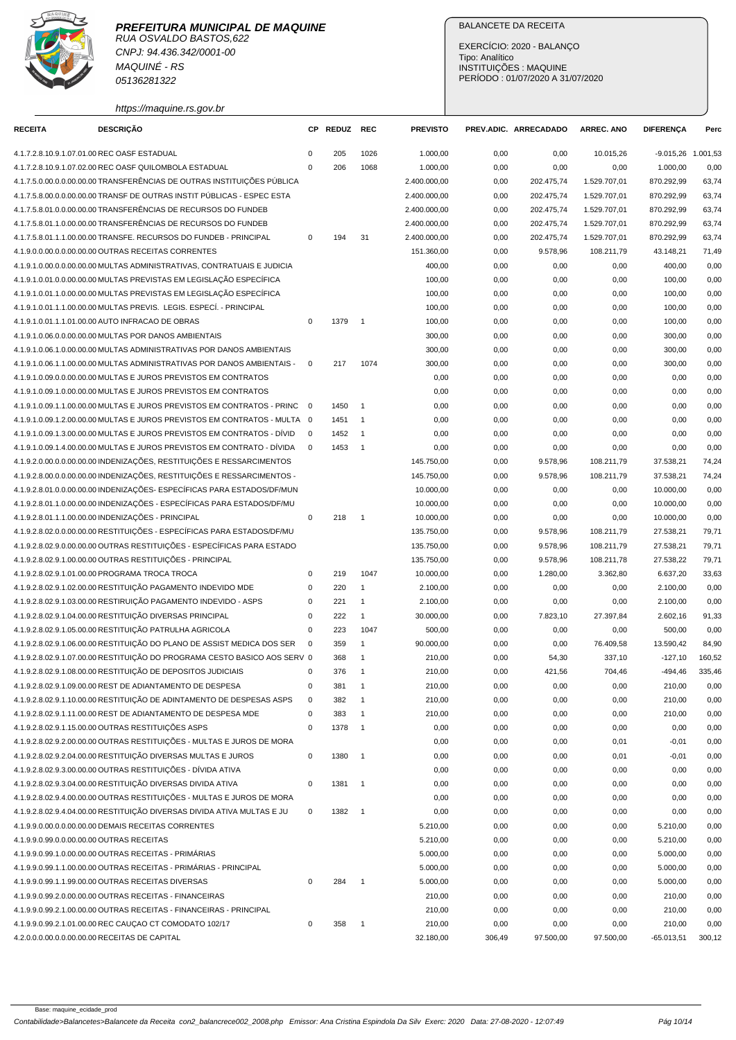**PREFEITURA MUNICIPAL DE MAQUINE**
RUA OSVALDO BASTOS,622
CNPJ: 94.436.342/0001-00
MAQUINÉ - RS
05136281322
https://maquine.rs.gov.br

BALANCETE DA RECEITA

EXERCÍCIO: 2020 - BALANÇO
Tipo: Analítico
INSTITUIÇÕES : MAQUINE
PERÍODO : 01/07/2020 A 31/07/2020

| RECEITA | DESCRIÇÃO | CP | REDUZ | REC | PREVISTO | PREV.ADIC. | ARRECADADO | ARREC. ANO | DIFERENÇA | Perc |
|---|---|---|---|---|---|---|---|---|---|---|
| 4.1.7.2.8.10.9.1.07.01.00 | REC OASF ESTADUAL | 0 | 205 | 1026 | 1.000,00 | 0,00 | 0,00 | 10.015,26 | -9.015,26 | 1.001,53 |
| 4.1.7.2.8.10.9.1.07.02.00 | REC OASF QUILOMBOLA ESTADUAL | 0 | 206 | 1068 | 1.000,00 | 0,00 | 0,00 | 0,00 | 1.000,00 | 0,00 |
| 4.1.7.5.0.00.0.0.00.00.00 | TRANSFERÊNCIAS DE OUTRAS INSTITUIÇÕES PÚBLICA | | | | 2.400.000,00 | 0,00 | 202.475,74 | 1.529.707,01 | 870.292,99 | 63,74 |
| 4.1.7.5.8.00.0.0.00.00.00 | TRANSF DE OUTRAS INSTIT PÚBLICAS - ESPEC ESTA | | | | 2.400.000,00 | 0,00 | 202.475,74 | 1.529.707,01 | 870.292,99 | 63,74 |
| 4.1.7.5.8.01.0.0.00.00.00 | TRANSFERÊNCIAS DE RECURSOS DO FUNDEB | | | | 2.400.000,00 | 0,00 | 202.475,74 | 1.529.707,01 | 870.292,99 | 63,74 |
| 4.1.7.5.8.01.1.0.00.00.00 | TRANSFERÊNCIAS DE RECURSOS DO FUNDEB | | | | 2.400.000,00 | 0,00 | 202.475,74 | 1.529.707,01 | 870.292,99 | 63,74 |
| 4.1.7.5.8.01.1.1.00.00.00 | TRANSFE. RECURSOS DO FUNDEB - PRINCIPAL | 0 | 194 | 31 | 2.400.000,00 | 0,00 | 202.475,74 | 1.529.707,01 | 870.292,99 | 63,74 |
| 4.1.9.0.0.00.0.0.00.00.00 | OUTRAS RECEITAS CORRENTES | | | | 151.360,00 | 0,00 | 9.578,96 | 108.211,79 | 43.148,21 | 71,49 |
| 4.1.9.1.0.00.0.0.00.00.00 | MULTAS ADMINISTRATIVAS, CONTRATUAIS E JUDICIA | | | | 400,00 | 0,00 | 0,00 | 0,00 | 400,00 | 0,00 |
| 4.1.9.1.0.01.0.0.00.00.00 | MULTAS PREVISTAS EM LEGISLAÇÃO ESPECÍFICA | | | | 100,00 | 0,00 | 0,00 | 0,00 | 100,00 | 0,00 |
| 4.1.9.1.0.01.1.0.00.00.00 | MULTAS PREVISTAS EM LEGISLAÇÃO ESPECÍFICA | | | | 100,00 | 0,00 | 0,00 | 0,00 | 100,00 | 0,00 |
| 4.1.9.1.0.01.1.1.00.00.00 | MULTAS PREVIS. LEGIS. ESPECÍ. - PRINCIPAL | | | | 100,00 | 0,00 | 0,00 | 0,00 | 100,00 | 0,00 |
| 4.1.9.1.0.01.1.1.01.00.00 | AUTO INFRACAO DE OBRAS | 0 | 1379 | 1 | 100,00 | 0,00 | 0,00 | 0,00 | 100,00 | 0,00 |
| 4.1.9.1.0.06.0.0.00.00.00 | MULTAS POR DANOS AMBIENTAIS | | | | 300,00 | 0,00 | 0,00 | 0,00 | 300,00 | 0,00 |
| 4.1.9.1.0.06.1.0.00.00.00 | MULTAS ADMINISTRATIVAS POR DANOS AMBIENTAIS | | | | 300,00 | 0,00 | 0,00 | 0,00 | 300,00 | 0,00 |
| 4.1.9.1.0.06.1.1.00.00.00 | MULTAS ADMINISTRATIVAS POR DANOS AMBIENTAIS - | 0 | 217 | 1074 | 300,00 | 0,00 | 0,00 | 0,00 | 300,00 | 0,00 |
| 4.1.9.1.0.09.0.0.00.00.00 | MULTAS E JUROS PREVISTOS EM CONTRATOS | | | | 0,00 | 0,00 | 0,00 | 0,00 | 0,00 | 0,00 |
| 4.1.9.1.0.09.1.0.00.00.00 | MULTAS E JUROS PREVISTOS EM CONTRATOS | | | | 0,00 | 0,00 | 0,00 | 0,00 | 0,00 | 0,00 |
| 4.1.9.1.0.09.1.1.00.00.00 | MULTAS E JUROS PREVISTOS EM CONTRATOS - PRINC | 0 | 1450 | 1 | 0,00 | 0,00 | 0,00 | 0,00 | 0,00 | 0,00 |
| 4.1.9.1.0.09.1.2.00.00.00 | MULTAS E JUROS PREVISTOS EM CONTRATOS - MULTA | 0 | 1451 | 1 | 0,00 | 0,00 | 0,00 | 0,00 | 0,00 | 0,00 |
| 4.1.9.1.0.09.1.3.00.00.00 | MULTAS E JUROS PREVISTOS EM CONTRATOS - DÍVID | 0 | 1452 | 1 | 0,00 | 0,00 | 0,00 | 0,00 | 0,00 | 0,00 |
| 4.1.9.1.0.09.1.4.00.00.00 | MULTAS E JUROS PREVISTOS EM CONTRATO - DÍVIDA | 0 | 1453 | 1 | 0,00 | 0,00 | 0,00 | 0,00 | 0,00 | 0,00 |
| 4.1.9.2.0.00.0.0.00.00.00 | INDENIZAÇÕES, RESTITUIÇÕES E RESSARCIMENTOS | | | | 145.750,00 | 0,00 | 9.578,96 | 108.211,79 | 37.538,21 | 74,24 |
| 4.1.9.2.8.00.0.0.00.00.00 | INDENIZAÇÕES, RESTITUIÇÕES E RESSARCIMENTOS - | | | | 145.750,00 | 0,00 | 9.578,96 | 108.211,79 | 37.538,21 | 74,24 |
| 4.1.9.2.8.01.0.0.00.00.00 | INDENIZAÇÕES- ESPECÍFICAS PARA ESTADOS/DF/MUN | | | | 10.000,00 | 0,00 | 0,00 | 0,00 | 10.000,00 | 0,00 |
| 4.1.9.2.8.01.1.0.00.00.00 | INDENIZAÇÕES - ESPECÍFICAS PARA ESTADOS/DF/MU | | | | 10.000,00 | 0,00 | 0,00 | 0,00 | 10.000,00 | 0,00 |
| 4.1.9.2.8.01.1.1.00.00.00 | INDENIZAÇÕES - PRINCIPAL | 0 | 218 | 1 | 10.000,00 | 0,00 | 0,00 | 0,00 | 10.000,00 | 0,00 |
| 4.1.9.2.8.02.0.0.00.00.00 | RESTITUIÇÕES - ESPECÍFICAS PARA ESTADOS/DF/MU | | | | 135.750,00 | 0,00 | 9.578,96 | 108.211,79 | 27.538,21 | 79,71 |
| 4.1.9.2.8.02.9.0.00.00.00 | OUTRAS RESTITUIÇÕES - ESPECÍFICAS PARA ESTADO | | | | 135.750,00 | 0,00 | 9.578,96 | 108.211,79 | 27.538,21 | 79,71 |
| 4.1.9.2.8.02.9.1.00.00.00 | OUTRAS RESTITUIÇÕES - PRINCIPAL | | | | 135.750,00 | 0,00 | 9.578,96 | 108.211,78 | 27.538,22 | 79,71 |
| 4.1.9.2.8.02.9.1.01.00.00 | PROGRAMA TROCA TROCA | 0 | 219 | 1047 | 10.000,00 | 0,00 | 1.280,00 | 3.362,80 | 6.637,20 | 33,63 |
| 4.1.9.2.8.02.9.1.02.00.00 | RESTITUIÇÃO PAGAMENTO INDEVIDO MDE | 0 | 220 | 1 | 2.100,00 | 0,00 | 0,00 | 0,00 | 2.100,00 | 0,00 |
| 4.1.9.2.8.02.9.1.03.00.00 | RESTIRUIÇÃO PAGAMENTO INDEVIDO - ASPS | 0 | 221 | 1 | 2.100,00 | 0,00 | 0,00 | 0,00 | 2.100,00 | 0,00 |
| 4.1.9.2.8.02.9.1.04.00.00 | RESTITUIÇÃO DIVERSAS PRINCIPAL | 0 | 222 | 1 | 30.000,00 | 0,00 | 7.823,10 | 27.397,84 | 2.602,16 | 91,33 |
| 4.1.9.2.8.02.9.1.05.00.00 | RESTITUIÇÃO PATRULHA AGRICOLA | 0 | 223 | 1047 | 500,00 | 0,00 | 0,00 | 0,00 | 500,00 | 0,00 |
| 4.1.9.2.8.02.9.1.06.00.00 | RESTITUIÇÃO DO PLANO DE ASSIST MEDICA DOS SER | 0 | 359 | 1 | 90.000,00 | 0,00 | 0,00 | 76.409,58 | 13.590,42 | 84,90 |
| 4.1.9.2.8.02.9.1.07.00.00 | RESTITUIÇÃO DO PROGRAMA CESTO BASICO AOS SERV | 0 | 368 | 1 | 210,00 | 0,00 | 54,30 | 337,10 | -127,10 | 160,52 |
| 4.1.9.2.8.02.9.1.08.00.00 | RESTITUIÇÃO DE DEPOSITOS JUDICIAIS | 0 | 376 | 1 | 210,00 | 0,00 | 421,56 | 704,46 | -494,46 | 335,46 |
| 4.1.9.2.8.02.9.1.09.00.00 | REST DE ADIANTAMENTO DE DESPESA | 0 | 381 | 1 | 210,00 | 0,00 | 0,00 | 0,00 | 210,00 | 0,00 |
| 4.1.9.2.8.02.9.1.10.00.00 | RESTITUIÇÃO DE ADINTAMENTO DE DESPESAS ASPS | 0 | 382 | 1 | 210,00 | 0,00 | 0,00 | 0,00 | 210,00 | 0,00 |
| 4.1.9.2.8.02.9.1.11.00.00 | REST DE ADIANTAMENTO DE DESPESA MDE | 0 | 383 | 1 | 210,00 | 0,00 | 0,00 | 0,00 | 210,00 | 0,00 |
| 4.1.9.2.8.02.9.1.15.00.00 | OUTRAS RESTITUIÇÕES ASPS | 0 | 1378 | 1 | 0,00 | 0,00 | 0,00 | 0,00 | 0,00 | 0,00 |
| 4.1.9.2.8.02.9.2.00.00.00 | OUTRAS RESTITUIÇÕES - MULTAS E JUROS DE MORA | | | | 0,00 | 0,00 | 0,00 | 0,01 | -0,01 | 0,00 |
| 4.1.9.2.8.02.9.2.04.00.00 | RESTITUIÇÃO DIVERSAS MULTAS E JUROS | 0 | 1380 | 1 | 0,00 | 0,00 | 0,00 | 0,01 | -0,01 | 0,00 |
| 4.1.9.2.8.02.9.3.00.00.00 | OUTRAS RESTITUIÇÕES - DÍVIDA ATIVA | | | | 0,00 | 0,00 | 0,00 | 0,00 | 0,00 | 0,00 |
| 4.1.9.2.8.02.9.3.04.00.00 | RESTITUIÇÃO DIVERSAS DIVIDA ATIVA | 0 | 1381 | 1 | 0,00 | 0,00 | 0,00 | 0,00 | 0,00 | 0,00 |
| 4.1.9.2.8.02.9.4.00.00.00 | OUTRAS RESTITUIÇÕES - MULTAS E JUROS DE MORA | | | | 0,00 | 0,00 | 0,00 | 0,00 | 0,00 | 0,00 |
| 4.1.9.2.8.02.9.4.04.00.00 | RESTITUIÇÃO DIVERSAS DIVIDA ATIVA MULTAS E JU | 0 | 1382 | 1 | 0,00 | 0,00 | 0,00 | 0,00 | 0,00 | 0,00 |
| 4.1.9.9.0.00.0.0.00.00.00 | DEMAIS RECEITAS CORRENTES | | | | 5.210,00 | 0,00 | 0,00 | 0,00 | 5.210,00 | 0,00 |
| 4.1.9.9.0.99.0.0.00.00.00 | OUTRAS RECEITAS | | | | 5.210,00 | 0,00 | 0,00 | 0,00 | 5.210,00 | 0,00 |
| 4.1.9.9.0.99.1.0.00.00.00 | OUTRAS RECEITAS - PRIMÁRIAS | | | | 5.000,00 | 0,00 | 0,00 | 0,00 | 5.000,00 | 0,00 |
| 4.1.9.9.0.99.1.1.00.00.00 | OUTRAS RECEITAS - PRIMÁRIAS - PRINCIPAL | | | | 5.000,00 | 0,00 | 0,00 | 0,00 | 5.000,00 | 0,00 |
| 4.1.9.9.0.99.1.1.99.00.00 | OUTRAS RECEITAS DIVERSAS | 0 | 284 | 1 | 5.000,00 | 0,00 | 0,00 | 0,00 | 5.000,00 | 0,00 |
| 4.1.9.9.0.99.2.0.00.00.00 | OUTRAS RECEITAS - FINANCEIRAS | | | | 210,00 | 0,00 | 0,00 | 0,00 | 210,00 | 0,00 |
| 4.1.9.9.0.99.2.1.00.00.00 | OUTRAS RECEITAS - FINANCEIRAS - PRINCIPAL | | | | 210,00 | 0,00 | 0,00 | 0,00 | 210,00 | 0,00 |
| 4.1.9.9.0.99.2.1.01.00.00 | REC CAUÇAO CT COMODATO 102/17 | 0 | 358 | 1 | 210,00 | 0,00 | 0,00 | 0,00 | 210,00 | 0,00 |
| 4.2.0.0.0.00.0.0.00.00.00 | RECEITAS DE CAPITAL | | | | 32.180,00 | 306,49 | 97.500,00 | 97.500,00 | -65.013,51 | 300,12 |

Base: maquine_ecidade_prod

Contabilidade>Balancetes>Balancete da Receita con2_balancrece002_2008.php Emissor: Ana Cristina Espindola Da Silv Exerc: 2020 Data: 27-08-2020 - 12:07:49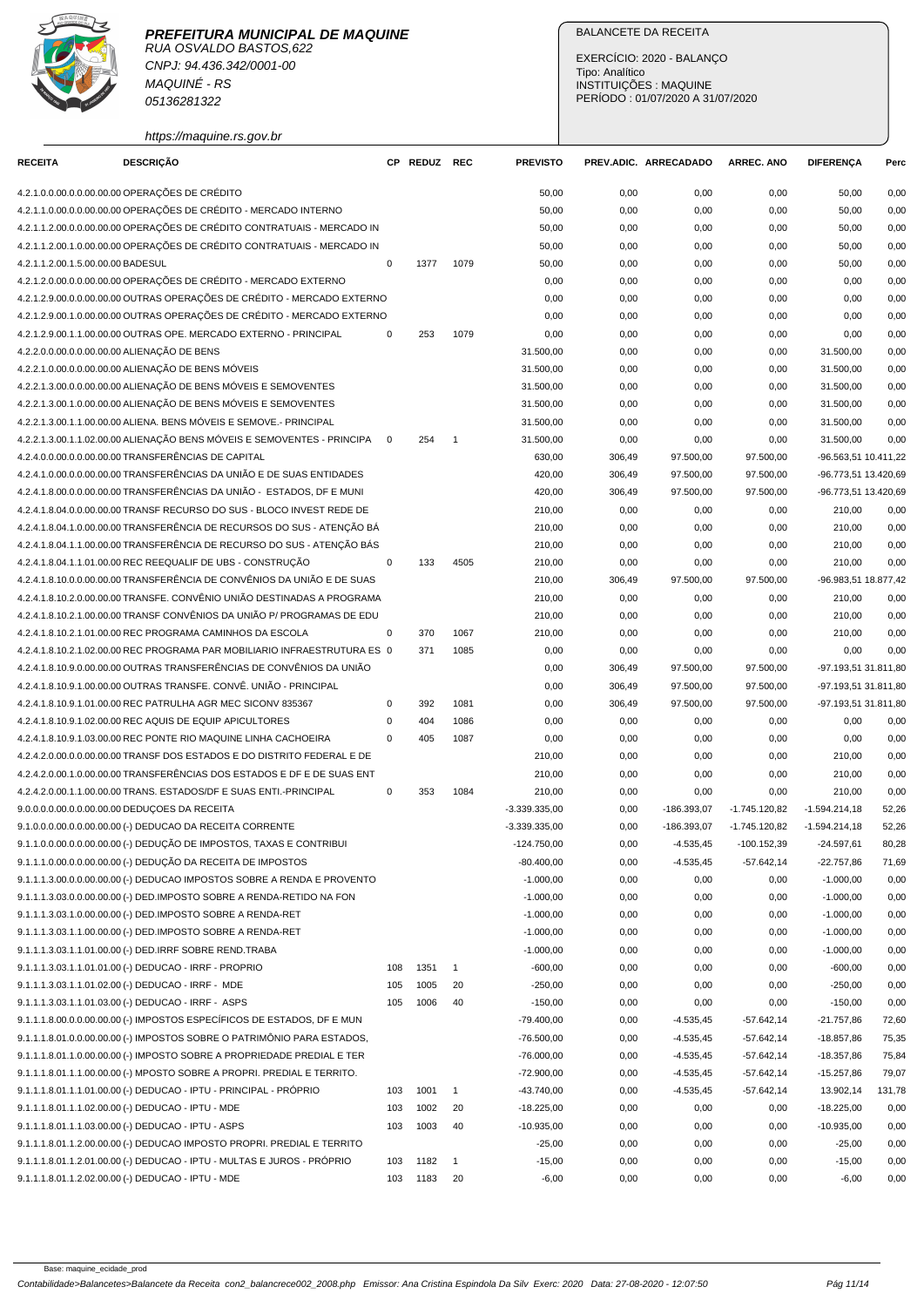**PREFEITURA MUNICIPAL DE MAQUINE**
RUA OSVALDO BASTOS,622
CNPJ: 94.436.342/0001-00
MAQUINÉ - RS
05136281322
https://maquine.rs.gov.br

BALANCETE DA RECEITA

EXERCÍCIO: 2020 - BALANÇO
Tipo: Analítico
INSTITUIÇÕES : MAQUINE
PERÍODO : 01/07/2020 A 31/07/2020

| RECEITA | DESCRIÇÃO | CP | REDUZ | REC | PREVISTO | PREV.ADIC. | ARRECADADO | ARREC. ANO | DIFERENÇA | Perc |
|---|---|---|---|---|---|---|---|---|---|---|
| 4.2.1.0.0.00.0.0.00.00.00 | OPERAÇÕES DE CRÉDITO | | | | 50,00 | 0,00 | 0,00 | 0,00 | 50,00 | 0,00 |
| 4.2.1.1.0.00.0.0.00.00.00 | OPERAÇÕES DE CRÉDITO - MERCADO INTERNO | | | | 50,00 | 0,00 | 0,00 | 0,00 | 50,00 | 0,00 |
| 4.2.1.1.2.00.0.0.00.00.00 | OPERAÇÕES DE CRÉDITO CONTRATUAIS - MERCADO IN | | | | 50,00 | 0,00 | 0,00 | 0,00 | 50,00 | 0,00 |
| 4.2.1.1.2.00.1.0.00.00.00 | OPERAÇÕES DE CRÉDITO CONTRATUAIS - MERCADO IN | | | | 50,00 | 0,00 | 0,00 | 0,00 | 50,00 | 0,00 |
| 4.2.1.1.2.00.1.5.00.00.00 | BADESUL | 0 | 1377 | 1079 | 50,00 | 0,00 | 0,00 | 0,00 | 50,00 | 0,00 |
| 4.2.1.2.0.00.0.0.00.00.00 | OPERAÇÕES DE CRÉDITO - MERCADO EXTERNO | | | | 0,00 | 0,00 | 0,00 | 0,00 | 0,00 | 0,00 |
| 4.2.1.2.9.00.0.0.00.00.00 | OUTRAS OPERAÇÕES DE CRÉDITO - MERCADO EXTERNO | | | | 0,00 | 0,00 | 0,00 | 0,00 | 0,00 | 0,00 |
| 4.2.1.2.9.00.1.0.00.00.00 | OUTRAS OPERAÇÕES DE CRÉDITO - MERCADO EXTERNO | | | | 0,00 | 0,00 | 0,00 | 0,00 | 0,00 | 0,00 |
| 4.2.1.2.9.00.1.1.00.00.00 | OUTRAS OPE. MERCADO EXTERNO - PRINCIPAL | 0 | 253 | 1079 | 0,00 | 0,00 | 0,00 | 0,00 | 0,00 | 0,00 |
| 4.2.2.0.0.00.0.0.00.00.00 | ALIENAÇÃO DE BENS | | | | 31.500,00 | 0,00 | 0,00 | 0,00 | 31.500,00 | 0,00 |
| 4.2.2.1.0.00.0.0.00.00.00 | ALIENAÇÃO DE BENS MÓVEIS | | | | 31.500,00 | 0,00 | 0,00 | 0,00 | 31.500,00 | 0,00 |
| 4.2.2.1.3.00.0.0.00.00.00 | ALIENAÇÃO DE BENS MÓVEIS E SEMOVENTES | | | | 31.500,00 | 0,00 | 0,00 | 0,00 | 31.500,00 | 0,00 |
| 4.2.2.1.3.00.1.0.00.00.00 | ALIENAÇÃO DE BENS MÓVEIS E SEMOVENTES | | | | 31.500,00 | 0,00 | 0,00 | 0,00 | 31.500,00 | 0,00 |
| 4.2.2.1.3.00.1.1.00.00.00 | ALIENA. BENS MÓVEIS E SEMOVE.- PRINCIPAL | | | | 31.500,00 | 0,00 | 0,00 | 0,00 | 31.500,00 | 0,00 |
| 4.2.2.1.3.00.1.1.02.00.00 | ALIENAÇÃO BENS MÓVEIS E SEMOVENTES - PRINCIPA | 0 | 254 | 1 | 31.500,00 | 0,00 | 0,00 | 0,00 | 31.500,00 | 0,00 |
| 4.2.4.0.0.00.0.0.00.00.00 | TRANSFERÊNCIAS DE CAPITAL | | | | 630,00 | 306,49 | 97.500,00 | 97.500,00 | -96.563,51 | 10.411,22 |
| 4.2.4.1.0.00.0.0.00.00.00 | TRANSFERÊNCIAS DA UNIÃO E DE SUAS ENTIDADES | | | | 420,00 | 306,49 | 97.500,00 | 97.500,00 | -96.773,51 | 13.420,69 |
| 4.2.4.1.8.00.0.0.00.00.00 | TRANSFERÊNCIAS DA UNIÃO - ESTADOS, DF E MUNI | | | | 420,00 | 306,49 | 97.500,00 | 97.500,00 | -96.773,51 | 13.420,69 |
| 4.2.4.1.8.04.0.0.00.00.00 | TRANSF RECURSO DO SUS - BLOCO INVEST REDE DE | | | | 210,00 | 0,00 | 0,00 | 0,00 | 210,00 | 0,00 |
| 4.2.4.1.8.04.1.0.00.00.00 | TRANSFERÊNCIA DE RECURSOS DO SUS - ATENÇÃO BÁ | | | | 210,00 | 0,00 | 0,00 | 0,00 | 210,00 | 0,00 |
| 4.2.4.1.8.04.1.1.00.00.00 | TRANSFERÊNCIA DE RECURSO DO SUS - ATENÇÃO BÁS | | | | 210,00 | 0,00 | 0,00 | 0,00 | 210,00 | 0,00 |
| 4.2.4.1.8.04.1.1.01.00.00 | REC REEQUALIF DE UBS - CONSTRUÇÃO | 0 | 133 | 4505 | 210,00 | 0,00 | 0,00 | 0,00 | 210,00 | 0,00 |
| 4.2.4.1.8.10.0.0.00.00.00 | TRANSFERÊNCIA DE CONVÊNIOS DA UNIÃO E DE SUAS | | | | 210,00 | 306,49 | 97.500,00 | 97.500,00 | -96.983,51 | 18.877,42 |
| 4.2.4.1.8.10.2.0.00.00.00 | TRANSFE. CONVÊNIO UNIÃO DESTINADAS A PROGRAMA | | | | 210,00 | 0,00 | 0,00 | 0,00 | 210,00 | 0,00 |
| 4.2.4.1.8.10.2.1.00.00.00 | TRANSF CONVÊNIOS DA UNIÃO P/ PROGRAMAS DE EDU | | | | 210,00 | 0,00 | 0,00 | 0,00 | 210,00 | 0,00 |
| 4.2.4.1.8.10.2.1.01.00.00 | REC PROGRAMA CAMINHOS DA ESCOLA | 0 | 370 | 1067 | 210,00 | 0,00 | 0,00 | 0,00 | 210,00 | 0,00 |
| 4.2.4.1.8.10.2.1.02.00.00 | REC PROGRAMA PAR MOBILIARIO INFRAESTRUTURA ES | 0 | 371 | 1085 | 0,00 | 0,00 | 0,00 | 0,00 | 0,00 | 0,00 |
| 4.2.4.1.8.10.9.0.00.00.00 | OUTRAS TRANSFERÊNCIAS DE CONVÊNIOS DA UNIÃO | | | | 0,00 | 306,49 | 97.500,00 | 97.500,00 | -97.193,51 | 31.811,80 |
| 4.2.4.1.8.10.9.1.00.00.00 | OUTRAS TRANSFE. CONVÊ. UNIÃO - PRINCIPAL | | | | 0,00 | 306,49 | 97.500,00 | 97.500,00 | -97.193,51 | 31.811,80 |
| 4.2.4.1.8.10.9.1.01.00.00 | REC PATRULHA AGR MEC SICONV 835367 | 0 | 392 | 1081 | 0,00 | 306,49 | 97.500,00 | 97.500,00 | -97.193,51 | 31.811,80 |
| 4.2.4.1.8.10.9.1.02.00.00 | REC AQUIS DE EQUIP APICULTORES | 0 | 404 | 1086 | 0,00 | 0,00 | 0,00 | 0,00 | 0,00 | 0,00 |
| 4.2.4.1.8.10.9.1.03.00.00 | REC PONTE RIO MAQUINE LINHA CACHOEIRA | 0 | 405 | 1087 | 0,00 | 0,00 | 0,00 | 0,00 | 0,00 | 0,00 |
| 4.2.4.2.0.00.0.0.00.00.00 | TRANSF DOS ESTADOS E DO DISTRITO FEDERAL E DE | | | | 210,00 | 0,00 | 0,00 | 0,00 | 210,00 | 0,00 |
| 4.2.4.2.0.00.1.0.00.00.00 | TRANSFERÊNCIAS DOS ESTADOS E DF E DE SUAS ENT | | | | 210,00 | 0,00 | 0,00 | 0,00 | 210,00 | 0,00 |
| 4.2.4.2.0.00.1.1.00.00.00 | TRANS. ESTADOS/DF E SUAS ENTI.-PRINCIPAL | 0 | 353 | 1084 | 210,00 | 0,00 | 0,00 | 0,00 | 210,00 | 0,00 |
| 9.0.0.0.0.00.0.0.00.00.00 | DEDUÇOES DA RECEITA | | | | -3.339.335,00 | 0,00 | -186.393,07 | -1.745.120,82 | -1.594.214,18 | 52,26 |
| 9.1.0.0.0.00.0.0.00.00.00 | (-) DEDUCAO DA RECEITA CORRENTE | | | | -3.339.335,00 | 0,00 | -186.393,07 | -1.745.120,82 | -1.594.214,18 | 52,26 |
| 9.1.1.0.0.00.0.0.00.00.00 | (-) DEDUÇÃO DE IMPOSTOS, TAXAS E CONTRIBUI | | | | -124.750,00 | 0,00 | -4.535,45 | -100.152,39 | -24.597,61 | 80,28 |
| 9.1.1.1.0.00.0.0.00.00.00 | (-) DEDUÇÃO DA RECEITA DE IMPOSTOS | | | | -80.400,00 | 0,00 | -4.535,45 | -57.642,14 | -22.757,86 | 71,69 |
| 9.1.1.1.3.00.0.0.00.00.00 | (-) DEDUCAO IMPOSTOS SOBRE A RENDA E PROVENTO | | | | -1.000,00 | 0,00 | 0,00 | 0,00 | -1.000,00 | 0,00 |
| 9.1.1.1.3.03.0.0.00.00.00 | (-) DED.IMPOSTO SOBRE A RENDA-RETIDO NA FON | | | | -1.000,00 | 0,00 | 0,00 | 0,00 | -1.000,00 | 0,00 |
| 9.1.1.1.3.03.1.0.00.00.00 | (-) DED.IMPOSTO SOBRE A RENDA-RET | | | | -1.000,00 | 0,00 | 0,00 | 0,00 | -1.000,00 | 0,00 |
| 9.1.1.1.3.03.1.1.00.00.00 | (-) DED.IMPOSTO SOBRE A RENDA-RET | | | | -1.000,00 | 0,00 | 0,00 | 0,00 | -1.000,00 | 0,00 |
| 9.1.1.1.3.03.1.1.01.00.00 | (-) DED.IRRF SOBRE REND.TRABA | | | | -1.000,00 | 0,00 | 0,00 | 0,00 | -1.000,00 | 0,00 |
| 9.1.1.1.3.03.1.1.01.01.00 | (-) DEDUCAO - IRRF - PROPRIO | 108 | 1351 | 1 | -600,00 | 0,00 | 0,00 | 0,00 | -600,00 | 0,00 |
| 9.1.1.1.3.03.1.1.01.02.00 | (-) DEDUCAO - IRRF - MDE | 105 | 1005 | 20 | -250,00 | 0,00 | 0,00 | 0,00 | -250,00 | 0,00 |
| 9.1.1.1.3.03.1.1.01.03.00 | (-) DEDUCAO - IRRF - ASPS | 105 | 1006 | 40 | -150,00 | 0,00 | 0,00 | 0,00 | -150,00 | 0,00 |
| 9.1.1.1.8.00.0.0.00.00.00 | (-) IMPOSTOS ESPECÍFICOS DE ESTADOS, DF E MUN | | | | -79.400,00 | 0,00 | -4.535,45 | -57.642,14 | -21.757,86 | 72,60 |
| 9.1.1.1.8.01.0.0.00.00.00 | (-) IMPOSTOS SOBRE O PATRIMÔNIO PARA ESTADOS, | | | | -76.500,00 | 0,00 | -4.535,45 | -57.642,14 | -18.857,86 | 75,35 |
| 9.1.1.1.8.01.1.0.00.00.00 | (-) IMPOSTO SOBRE A PROPRIEDADE PREDIAL E TER | | | | -76.000,00 | 0,00 | -4.535,45 | -57.642,14 | -18.357,86 | 75,84 |
| 9.1.1.1.8.01.1.1.00.00.00 | (-) MPOSTO SOBRE A PROPRI. PREDIAL E TERRITO. | | | | -72.900,00 | 0,00 | -4.535,45 | -57.642,14 | -15.257,86 | 79,07 |
| 9.1.1.1.8.01.1.1.01.00.00 | (-) DEDUCAO - IPTU - PRINCIPAL - PRÓPRIO | 103 | 1001 | 1 | -43.740,00 | 0,00 | -4.535,45 | -57.642,14 | 13.902,14 | 131,78 |
| 9.1.1.1.8.01.1.1.02.00.00 | (-) DEDUCAO - IPTU - MDE | 103 | 1002 | 20 | -18.225,00 | 0,00 | 0,00 | 0,00 | -18.225,00 | 0,00 |
| 9.1.1.1.8.01.1.1.03.00.00 | (-) DEDUCAO - IPTU - ASPS | 103 | 1003 | 40 | -10.935,00 | 0,00 | 0,00 | 0,00 | -10.935,00 | 0,00 |
| 9.1.1.1.8.01.1.2.00.00.00 | (-) DEDUCAO IMPOSTO PROPRI. PREDIAL E TERRITO | | | | -25,00 | 0,00 | 0,00 | 0,00 | -25,00 | 0,00 |
| 9.1.1.1.8.01.1.2.01.00.00 | (-) DEDUCAO - IPTU - MULTAS E JUROS - PRÓPRIO | 103 | 1182 | 1 | -15,00 | 0,00 | 0,00 | 0,00 | -15,00 | 0,00 |
| 9.1.1.1.8.01.1.2.02.00.00 | (-) DEDUCAO - IPTU - MDE | 103 | 1183 | 20 | -6,00 | 0,00 | 0,00 | 0,00 | -6,00 | 0,00 |

Base: maquine_ecidade_prod

Contabilidade>Balancetes>Balancete da Receita con2_balancrece002_2008.php Emissor: Ana Cristina Espindola Da Silv Exerc: 2020 Data: 27-08-2020 - 12:07:50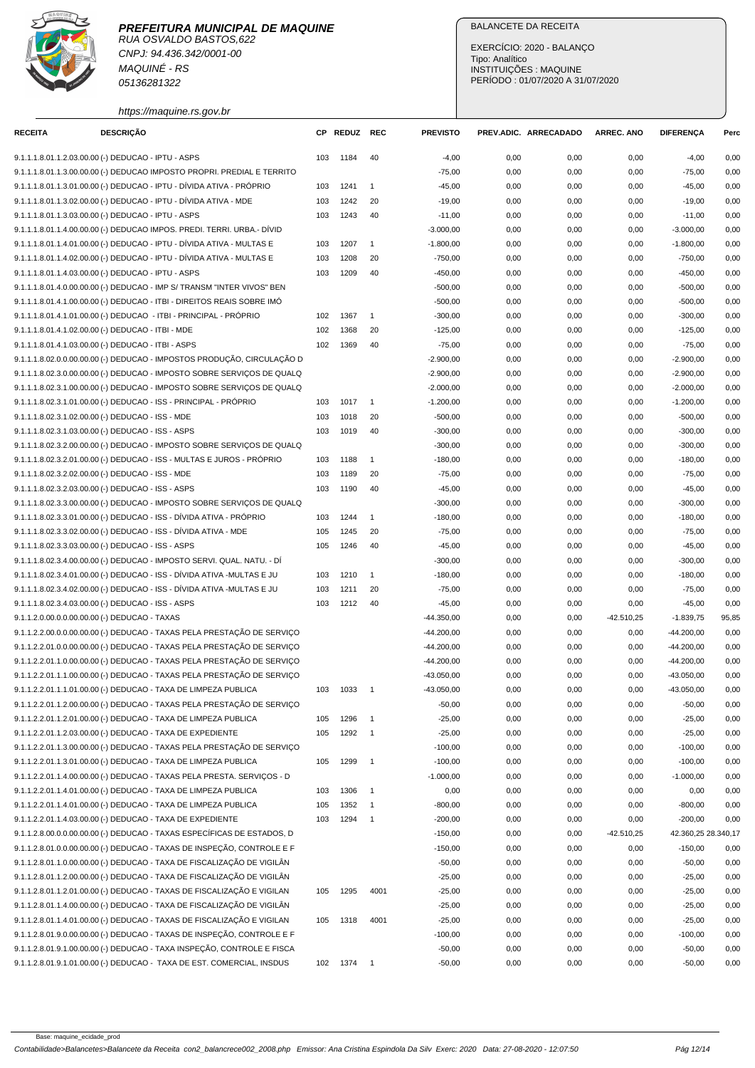**PREFEITURA MUNICIPAL DE MAQUINE**
RUA OSVALDO BASTOS,622
CNPJ: 94.436.342/0001-00
MAQUINÉ - RS
05136281322
https://maquine.rs.gov.br

BALANCETE DA RECEITA

EXERCÍCIO: 2020 - BALANÇO
Tipo: Analítico
INSTITUIÇÕES : MAQUINE
PERÍODO : 01/07/2020 A 31/07/2020

| RECEITA | DESCRIÇÃO | CP | REDUZ | REC | PREVISTO | PREV.ADIC. | ARRECADADO | ARREC. ANO | DIFERENÇA | Perc |
|---|---|---|---|---|---|---|---|---|---|---|
| 9.1.1.1.8.01.1.2.03.00.00.00 | (-) DEDUCAO - IPTU - ASPS | 103 | 1184 | 40 | -4,00 | 0,00 | 0,00 | 0,00 | -4,00 | 0,00 |
| 9.1.1.1.8.01.1.3.00.00.00.00 | (-) DEDUCAO IMPOSTO PROPRI. PREDIAL E TERRITO | | | | -75,00 | 0,00 | 0,00 | 0,00 | -75,00 | 0,00 |
| 9.1.1.1.8.01.1.3.01.00.00.00 | (-) DEDUCAO - IPTU - DÍVIDA ATIVA - PRÓPRIO | 103 | 1241 | 1 | -45,00 | 0,00 | 0,00 | 0,00 | -45,00 | 0,00 |
| 9.1.1.1.8.01.1.3.02.00.00.00 | (-) DEDUCAO - IPTU - DÍVIDA ATIVA - MDE | 103 | 1242 | 20 | -19,00 | 0,00 | 0,00 | 0,00 | -19,00 | 0,00 |
| 9.1.1.1.8.01.1.3.03.00.00.00 | (-) DEDUCAO - IPTU - ASPS | 103 | 1243 | 40 | -11,00 | 0,00 | 0,00 | 0,00 | -11,00 | 0,00 |
| 9.1.1.1.8.01.1.4.00.00.00.00 | (-) DEDUCAO IMPOS. PREDI. TERRI. URBA.- DÍVID | | | | -3.000,00 | 0,00 | 0,00 | 0,00 | -3.000,00 | 0,00 |
| 9.1.1.1.8.01.1.4.01.00.00.00 | (-) DEDUCAO - IPTU - DÍVIDA ATIVA - MULTAS E | 103 | 1207 | 1 | -1.800,00 | 0,00 | 0,00 | 0,00 | -1.800,00 | 0,00 |
| 9.1.1.1.8.01.1.4.02.00.00.00 | (-) DEDUCAO - IPTU - DÍVIDA ATIVA - MULTAS E | 103 | 1208 | 20 | -750,00 | 0,00 | 0,00 | 0,00 | -750,00 | 0,00 |
| 9.1.1.1.8.01.1.4.03.00.00.00 | (-) DEDUCAO - IPTU - ASPS | 103 | 1209 | 40 | -450,00 | 0,00 | 0,00 | 0,00 | -450,00 | 0,00 |
| 9.1.1.1.8.01.4.0.00.00.00.00 | (-) DEDUCAO - IMP S/ TRANSM "INTER VIVOS" BEN | | | | -500,00 | 0,00 | 0,00 | 0,00 | -500,00 | 0,00 |
| 9.1.1.1.8.01.4.1.00.00.00.00 | (-) DEDUCAO - ITBI - DIREITOS REAIS SOBRE IMÓ | | | | -500,00 | 0,00 | 0,00 | 0,00 | -500,00 | 0,00 |
| 9.1.1.1.8.01.4.1.01.00.00.00 | (-) DEDUCAO - ITBI - PRINCIPAL - PRÓPRIO | 102 | 1367 | 1 | -300,00 | 0,00 | 0,00 | 0,00 | -300,00 | 0,00 |
| 9.1.1.1.8.01.4.1.02.00.00.00 | (-) DEDUCAO - ITBI - MDE | 102 | 1368 | 20 | -125,00 | 0,00 | 0,00 | 0,00 | -125,00 | 0,00 |
| 9.1.1.1.8.01.4.1.03.00.00.00 | (-) DEDUCAO - ITBI - ASPS | 102 | 1369 | 40 | -75,00 | 0,00 | 0,00 | 0,00 | -75,00 | 0,00 |
| 9.1.1.1.8.02.0.0.00.00.00.00 | (-) DEDUCAO - IMPOSTOS PRODUÇÃO, CIRCULAÇÃO D | | | | -2.900,00 | 0,00 | 0,00 | 0,00 | -2.900,00 | 0,00 |
| 9.1.1.1.8.02.3.0.00.00.00.00 | (-) DEDUCAO - IMPOSTO SOBRE SERVIÇOS DE QUALQ | | | | -2.900,00 | 0,00 | 0,00 | 0,00 | -2.900,00 | 0,00 |
| 9.1.1.1.8.02.3.1.00.00.00.00 | (-) DEDUCAO - IMPOSTO SOBRE SERVIÇOS DE QUALQ | | | | -2.000,00 | 0,00 | 0,00 | 0,00 | -2.000,00 | 0,00 |
| 9.1.1.1.8.02.3.1.01.00.00.00 | (-) DEDUCAO - ISS - PRINCIPAL - PRÓPRIO | 103 | 1017 | 1 | -1.200,00 | 0,00 | 0,00 | 0,00 | -1.200,00 | 0,00 |
| 9.1.1.1.8.02.3.1.02.00.00.00 | (-) DEDUCAO - ISS - MDE | 103 | 1018 | 20 | -500,00 | 0,00 | 0,00 | 0,00 | -500,00 | 0,00 |
| 9.1.1.1.8.02.3.1.03.00.00.00 | (-) DEDUCAO - ISS - ASPS | 103 | 1019 | 40 | -300,00 | 0,00 | 0,00 | 0,00 | -300,00 | 0,00 |
| 9.1.1.1.8.02.3.2.00.00.00.00 | (-) DEDUCAO - IMPOSTO SOBRE SERVIÇOS DE QUALQ | | | | -300,00 | 0,00 | 0,00 | 0,00 | -300,00 | 0,00 |
| 9.1.1.1.8.02.3.2.01.00.00.00 | (-) DEDUCAO - ISS - MULTAS E JUROS - PRÓPRIO | 103 | 1188 | 1 | -180,00 | 0,00 | 0,00 | 0,00 | -180,00 | 0,00 |
| 9.1.1.1.8.02.3.2.02.00.00.00 | (-) DEDUCAO - ISS - MDE | 103 | 1189 | 20 | -75,00 | 0,00 | 0,00 | 0,00 | -75,00 | 0,00 |
| 9.1.1.1.8.02.3.2.03.00.00.00 | (-) DEDUCAO - ISS - ASPS | 103 | 1190 | 40 | -45,00 | 0,00 | 0,00 | 0,00 | -45,00 | 0,00 |
| 9.1.1.1.8.02.3.3.00.00.00.00 | (-) DEDUCAO - IMPOSTO SOBRE SERVIÇOS DE QUALQ | | | | -300,00 | 0,00 | 0,00 | 0,00 | -300,00 | 0,00 |
| 9.1.1.1.8.02.3.3.01.00.00.00 | (-) DEDUCAO - ISS - DÍVIDA ATIVA - PRÓPRIO | 103 | 1244 | 1 | -180,00 | 0,00 | 0,00 | 0,00 | -180,00 | 0,00 |
| 9.1.1.1.8.02.3.3.02.00.00.00 | (-) DEDUCAO - ISS - DÍVIDA ATIVA - MDE | 105 | 1245 | 20 | -75,00 | 0,00 | 0,00 | 0,00 | -75,00 | 0,00 |
| 9.1.1.1.8.02.3.3.03.00.00.00 | (-) DEDUCAO - ISS - ASPS | 105 | 1246 | 40 | -45,00 | 0,00 | 0,00 | 0,00 | -45,00 | 0,00 |
| 9.1.1.1.8.02.3.4.00.00.00.00 | (-) DEDUCAO - IMPOSTO SERVI. QUAL. NATU. - DÍ | | | | -300,00 | 0,00 | 0,00 | 0,00 | -300,00 | 0,00 |
| 9.1.1.1.8.02.3.4.01.00.00.00 | (-) DEDUCAO - ISS - DÍVIDA ATIVA -MULTAS E JU | 103 | 1210 | 1 | -180,00 | 0,00 | 0,00 | 0,00 | -180,00 | 0,00 |
| 9.1.1.1.8.02.3.4.02.00.00.00 | (-) DEDUCAO - ISS - DÍVIDA ATIVA -MULTAS E JU | 103 | 1211 | 20 | -75,00 | 0,00 | 0,00 | 0,00 | -75,00 | 0,00 |
| 9.1.1.1.8.02.3.4.03.00.00.00 | (-) DEDUCAO - ISS - ASPS | 103 | 1212 | 40 | -45,00 | 0,00 | 0,00 | 0,00 | -45,00 | 0,00 |
| 9.1.1.2.0.00.0.0.00.00.00.00 | (-) DEDUCAO - TAXAS | | | | -44.350,00 | 0,00 | 0,00 | -42.510,25 | -1.839,75 | 95,85 |
| 9.1.1.2.2.00.0.0.00.00.00.00 | (-) DEDUCAO - TAXAS PELA PRESTAÇÃO DE SERVIÇO | | | | -44.200,00 | 0,00 | 0,00 | 0,00 | -44.200,00 | 0,00 |
| 9.1.1.2.2.01.0.0.00.00.00.00 | (-) DEDUCAO - TAXAS PELA PRESTAÇÃO DE SERVIÇO | | | | -44.200,00 | 0,00 | 0,00 | 0,00 | -44.200,00 | 0,00 |
| 9.1.1.2.2.01.1.0.00.00.00.00 | (-) DEDUCAO - TAXAS PELA PRESTAÇÃO DE SERVIÇO | | | | -44.200,00 | 0,00 | 0,00 | 0,00 | -44.200,00 | 0,00 |
| 9.1.1.2.2.01.1.1.00.00.00.00 | (-) DEDUCAO - TAXAS PELA PRESTAÇÃO DE SERVIÇO | | | | -43.050,00 | 0,00 | 0,00 | 0,00 | -43.050,00 | 0,00 |
| 9.1.1.2.2.01.1.1.01.00.00.00 | (-) DEDUCAO - TAXA DE LIMPEZA PUBLICA | 103 | 1033 | 1 | -43.050,00 | 0,00 | 0,00 | 0,00 | -43.050,00 | 0,00 |
| 9.1.1.2.2.01.1.2.00.00.00.00 | (-) DEDUCAO - TAXAS PELA PRESTAÇÃO DE SERVIÇO | | | | -50,00 | 0,00 | 0,00 | 0,00 | -50,00 | 0,00 |
| 9.1.1.2.2.01.1.2.01.00.00.00 | (-) DEDUCAO - TAXA DE LIMPEZA PUBLICA | 105 | 1296 | 1 | -25,00 | 0,00 | 0,00 | 0,00 | -25,00 | 0,00 |
| 9.1.1.2.2.01.1.2.03.00.00.00 | (-) DEDUCAO - TAXA DE EXPEDIENTE | 105 | 1292 | 1 | -25,00 | 0,00 | 0,00 | 0,00 | -25,00 | 0,00 |
| 9.1.1.2.2.01.1.3.00.00.00.00 | (-) DEDUCAO - TAXAS PELA PRESTAÇÃO DE SERVIÇO | | | | -100,00 | 0,00 | 0,00 | 0,00 | -100,00 | 0,00 |
| 9.1.1.2.2.01.1.3.01.00.00.00 | (-) DEDUCAO - TAXA DE LIMPEZA PUBLICA | 105 | 1299 | 1 | -100,00 | 0,00 | 0,00 | 0,00 | -100,00 | 0,00 |
| 9.1.1.2.2.01.1.4.00.00.00.00 | (-) DEDUCAO - TAXAS PELA PRESTA. SERVIÇOS - D | | | | -1.000,00 | 0,00 | 0,00 | 0,00 | -1.000,00 | 0,00 |
| 9.1.1.2.2.01.1.4.01.00.00.00 | (-) DEDUCAO - TAXA DE LIMPEZA PUBLICA | 103 | 1306 | 1 | 0,00 | 0,00 | 0,00 | 0,00 | 0,00 | 0,00 |
| 9.1.1.2.2.01.1.4.01.00.00.00 | (-) DEDUCAO - TAXA DE LIMPEZA PUBLICA | 105 | 1352 | 1 | -800,00 | 0,00 | 0,00 | 0,00 | -800,00 | 0,00 |
| 9.1.1.2.2.01.1.4.03.00.00.00 | (-) DEDUCAO - TAXA DE EXPEDIENTE | 103 | 1294 | 1 | -200,00 | 0,00 | 0,00 | 0,00 | -200,00 | 0,00 |
| 9.1.1.2.8.00.0.0.00.00.00.00 | (-) DEDUCAO - TAXAS ESPECÍFICAS DE ESTADOS, D | | | | -150,00 | 0,00 | 0,00 | -42.510,25 | 42.360,25 | 28.340,17 |
| 9.1.1.2.8.01.0.0.00.00.00.00 | (-) DEDUCAO - TAXAS DE INSPEÇÃO, CONTROLE E F | | | | -150,00 | 0,00 | 0,00 | 0,00 | -150,00 | 0,00 |
| 9.1.1.2.8.01.1.0.00.00.00.00 | (-) DEDUCAO - TAXA DE FISCALIZAÇÃO DE VIGILÂN | | | | -50,00 | 0,00 | 0,00 | 0,00 | -50,00 | 0,00 |
| 9.1.1.2.8.01.1.2.00.00.00.00 | (-) DEDUCAO - TAXA DE FISCALIZAÇÃO DE VIGILÂN | | | | -25,00 | 0,00 | 0,00 | 0,00 | -25,00 | 0,00 |
| 9.1.1.2.8.01.1.2.01.00.00.00 | (-) DEDUCAO - TAXAS DE FISCALIZAÇÃO E VIGILAN | 105 | 1295 | 4001 | -25,00 | 0,00 | 0,00 | 0,00 | -25,00 | 0,00 |
| 9.1.1.2.8.01.1.4.00.00.00.00 | (-) DEDUCAO - TAXA DE FISCALIZAÇÃO DE VIGILÂN | | | | -25,00 | 0,00 | 0,00 | 0,00 | -25,00 | 0,00 |
| 9.1.1.2.8.01.1.4.01.00.00.00 | (-) DEDUCAO - TAXAS DE FISCALIZAÇÃO E VIGILAN | 105 | 1318 | 4001 | -25,00 | 0,00 | 0,00 | 0,00 | -25,00 | 0,00 |
| 9.1.1.2.8.01.9.0.00.00.00.00 | (-) DEDUCAO - TAXAS DE INSPEÇÃO, CONTROLE E F | | | | -100,00 | 0,00 | 0,00 | 0,00 | -100,00 | 0,00 |
| 9.1.1.2.8.01.9.1.00.00.00.00 | (-) DEDUCAO - TAXA INSPEÇÃO, CONTROLE E FISCA | | | | -50,00 | 0,00 | 0,00 | 0,00 | -50,00 | 0,00 |
| 9.1.1.2.8.01.9.1.01.00.00.00 | (-) DEDUCAO - TAXA DE EST. COMERCIAL, INSDUS | 102 | 1374 | 1 | -50,00 | 0,00 | 0,00 | 0,00 | -50,00 | 0,00 |

Base: maquine_ecidade_prod

Contabilidade>Balancetes>Balancete da Receita con2_balancrece002_2008.php Emissor: Ana Cristina Espindola Da Silv Exerc: 2020 Data: 27-08-2020 - 12:07:50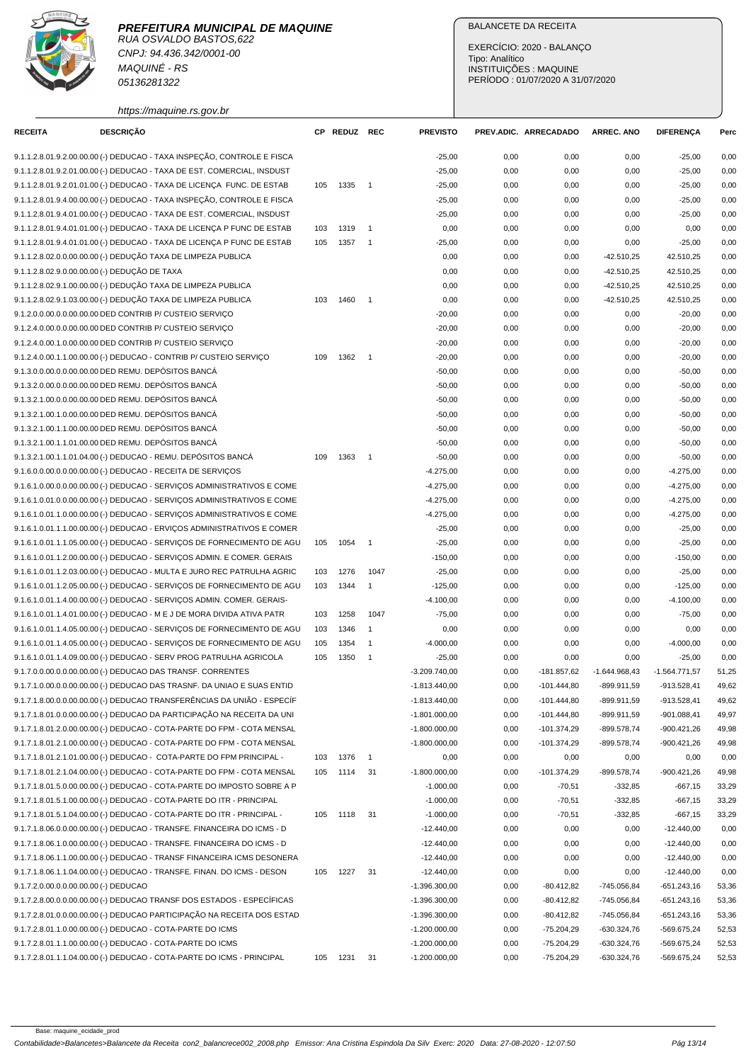**PREFEITURA MUNICIPAL DE MAQUINE**
RUA OSVALDO BASTOS,622
CNPJ: 94.436.342/0001-00
MAQUINÉ - RS
05136281322
https://maquine.rs.gov.br

BALANCETE DA RECEITA

EXERCÍCIO: 2020 - BALANÇO
Tipo: Analítico
INSTITUIÇÕES : MAQUINE
PERÍODO : 01/07/2020 A 31/07/2020

| RECEITA | DESCRIÇÃO | CP | REDUZ | REC | PREVISTO | PREV.ADIC. | ARRECADADO | ARREC. ANO | DIFERENÇA | Perc |
|---|---|---|---|---|---|---|---|---|---|---|
| 9.1.1.2.8.01.9.2.00.00.00 | (-) DEDUCAO - TAXA INSPEÇÃO, CONTROLE E FISCA | | | | -25,00 | 0,00 | 0,00 | 0,00 | -25,00 | 0,00 |
| 9.1.1.2.8.01.9.2.01.00.00 | (-) DEDUCAO - TAXA DE EST. COMERCIAL, INSDUST | | | | -25,00 | 0,00 | 0,00 | 0,00 | -25,00 | 0,00 |
| 9.1.1.2.8.01.9.2.01.01.00 | (-) DEDUCAO - TAXA DE LICENÇA FUNC. DE ESTAB | 105 | 1335 | 1 | -25,00 | 0,00 | 0,00 | 0,00 | -25,00 | 0,00 |
| 9.1.1.2.8.01.9.4.00.00.00 | (-) DEDUCAO - TAXA INSPEÇÃO, CONTROLE E FISCA | | | | -25,00 | 0,00 | 0,00 | 0,00 | -25,00 | 0,00 |
| 9.1.1.2.8.01.9.4.01.00.00 | (-) DEDUCAO - TAXA DE EST. COMERCIAL, INSDUST | | | | -25,00 | 0,00 | 0,00 | 0,00 | -25,00 | 0,00 |
| 9.1.1.2.8.01.9.4.01.01.00 | (-) DEDUCAO - TAXA DE LICENÇA P FUNC DE ESTAB | 103 | 1319 | 1 | 0,00 | 0,00 | 0,00 | 0,00 | 0,00 | 0,00 |
| 9.1.1.2.8.01.9.4.01.01.00 | (-) DEDUCAO - TAXA DE LICENÇA P FUNC DE ESTAB | 105 | 1357 | 1 | -25,00 | 0,00 | 0,00 | 0,00 | -25,00 | 0,00 |
| 9.1.1.2.8.02.0.0.00.00.00 | (-) DEDUÇÃO TAXA DE LIMPEZA PUBLICA | | | | 0,00 | 0,00 | 0,00 | -42.510,25 | 42.510,25 | 0,00 |
| 9.1.1.2.8.02.9.0.00.00.00 | (-) DEDUÇÃO DE TAXA | | | | 0,00 | 0,00 | 0,00 | -42.510,25 | 42.510,25 | 0,00 |
| 9.1.1.2.8.02.9.1.00.00.00 | (-) DEDUÇÃO TAXA DE LIMPEZA PUBLICA | | | | 0,00 | 0,00 | 0,00 | -42.510,25 | 42.510,25 | 0,00 |
| 9.1.1.2.8.02.9.1.03.00.00 | (-) DEDUÇÃO TAXA DE LIMPEZA PUBLICA | 103 | 1460 | 1 | 0,00 | 0,00 | 0,00 | -42.510,25 | 42.510,25 | 0,00 |
| 9.1.2.0.0.00.0.0.00.00.00 | DED CONTRIB P/ CUSTEIO SERVIÇO | | | | -20,00 | 0,00 | 0,00 | 0,00 | -20,00 | 0,00 |
| 9.1.2.4.0.00.0.0.00.00.00 | DED CONTRIB P/ CUSTEIO SERVIÇO | | | | -20,00 | 0,00 | 0,00 | 0,00 | -20,00 | 0,00 |
| 9.1.2.4.0.00.1.0.00.00.00 | DED CONTRIB P/ CUSTEIO SERVIÇO | | | | -20,00 | 0,00 | 0,00 | 0,00 | -20,00 | 0,00 |
| 9.1.2.4.0.00.1.1.00.00.00 | (-) DEDUCAO - CONTRIB P/ CUSTEIO SERVIÇO | 109 | 1362 | 1 | -20,00 | 0,00 | 0,00 | 0,00 | -20,00 | 0,00 |
| 9.1.3.0.0.00.0.0.00.00.00 | DED REMU. DEPÓSITOS BANCÁ | | | | -50,00 | 0,00 | 0,00 | 0,00 | -50,00 | 0,00 |
| 9.1.3.2.0.00.0.0.00.00.00 | DED REMU. DEPÓSITOS BANCÁ | | | | -50,00 | 0,00 | 0,00 | 0,00 | -50,00 | 0,00 |
| 9.1.3.2.1.00.0.0.00.00.00 | DED REMU. DEPÓSITOS BANCÁ | | | | -50,00 | 0,00 | 0,00 | 0,00 | -50,00 | 0,00 |
| 9.1.3.2.1.00.1.0.00.00.00 | DED REMU. DEPÓSITOS BANCÁ | | | | -50,00 | 0,00 | 0,00 | 0,00 | -50,00 | 0,00 |
| 9.1.3.2.1.00.1.1.00.00.00 | DED REMU. DEPÓSITOS BANCÁ | | | | -50,00 | 0,00 | 0,00 | 0,00 | -50,00 | 0,00 |
| 9.1.3.2.1.00.1.1.01.00.00 | DED REMU. DEPÓSITOS BANCÁ | | | | -50,00 | 0,00 | 0,00 | 0,00 | -50,00 | 0,00 |
| 9.1.3.2.1.00.1.1.01.04.00 | (-) DEDUCAO - REMU. DEPÓSITOS BANCÁ | 109 | 1363 | 1 | -50,00 | 0,00 | 0,00 | 0,00 | -50,00 | 0,00 |
| 9.1.6.0.0.00.0.0.00.00.00 | (-) DEDUCAO - RECEITA DE SERVIÇOS | | | | -4.275,00 | 0,00 | 0,00 | 0,00 | -4.275,00 | 0,00 |
| 9.1.6.1.0.00.0.0.00.00.00 | (-) DEDUCAO - SERVIÇOS ADMINISTRATIVOS E COME | | | | -4.275,00 | 0,00 | 0,00 | 0,00 | -4.275,00 | 0,00 |
| 9.1.6.1.0.01.0.0.00.00.00 | (-) DEDUCAO - SERVIÇOS ADMINISTRATIVOS E COME | | | | -4.275,00 | 0,00 | 0,00 | 0,00 | -4.275,00 | 0,00 |
| 9.1.6.1.0.01.1.0.00.00.00 | (-) DEDUCAO - SERVIÇOS ADMINISTRATIVOS E COME | | | | -4.275,00 | 0,00 | 0,00 | 0,00 | -4.275,00 | 0,00 |
| 9.1.6.1.0.01.1.1.00.00.00 | (-) DEDUCAO - ERVIÇOS ADMINISTRATIVOS E COMER | | | | -25,00 | 0,00 | 0,00 | 0,00 | -25,00 | 0,00 |
| 9.1.6.1.0.01.1.1.05.00.00 | (-) DEDUCAO - SERVIÇOS DE FORNECIMENTO DE AGU | 105 | 1054 | 1 | -25,00 | 0,00 | 0,00 | 0,00 | -25,00 | 0,00 |
| 9.1.6.1.0.01.1.2.00.00.00 | (-) DEDUCAO - SERVIÇOS ADMIN. E COMER. GERAIS | | | | -150,00 | 0,00 | 0,00 | 0,00 | -150,00 | 0,00 |
| 9.1.6.1.0.01.1.2.03.00.00 | (-) DEDUCAO - MULTA E JURO REC PATRULHA AGRIC | 103 | 1276 | 1047 | -25,00 | 0,00 | 0,00 | 0,00 | -25,00 | 0,00 |
| 9.1.6.1.0.01.1.2.05.00.00 | (-) DEDUCAO - SERVIÇOS DE FORNECIMENTO DE AGU | 103 | 1344 | 1 | -125,00 | 0,00 | 0,00 | 0,00 | -125,00 | 0,00 |
| 9.1.6.1.0.01.1.4.00.00.00 | (-) DEDUCAO - SERVIÇOS ADMIN. COMER. GERAIS- | | | | -4.100,00 | 0,00 | 0,00 | 0,00 | -4.100,00 | 0,00 |
| 9.1.6.1.0.01.1.4.01.00.00 | (-) DEDUCAO - M E J DE MORA DIVIDA ATIVA PATR | 103 | 1258 | 1047 | -75,00 | 0,00 | 0,00 | 0,00 | -75,00 | 0,00 |
| 9.1.6.1.0.01.1.4.05.00.00 | (-) DEDUCAO - SERVIÇOS DE FORNECIMENTO DE AGU | 103 | 1346 | 1 | 0,00 | 0,00 | 0,00 | 0,00 | 0,00 | 0,00 |
| 9.1.6.1.0.01.1.4.05.00.00 | (-) DEDUCAO - SERVIÇOS DE FORNECIMENTO DE AGU | 105 | 1354 | 1 | -4.000,00 | 0,00 | 0,00 | 0,00 | -4.000,00 | 0,00 |
| 9.1.6.1.0.01.1.4.09.00.00 | (-) DEDUCAO - SERV PROG PATRULHA AGRICOLA | 105 | 1350 | 1 | -25,00 | 0,00 | 0,00 | 0,00 | -25,00 | 0,00 |
| 9.1.7.0.0.00.0.0.00.00.00 | (-) DEDUCAO DAS TRANSF. CORRENTES | | | | -3.209.740,00 | 0,00 | -181.857,62 | -1.644.968,43 | -1.564.771,57 | 51,25 |
| 9.1.7.1.0.00.0.0.00.00.00 | (-) DEDUCAO DAS TRASNF. DA UNIAO E SUAS ENTID | | | | -1.813.440,00 | 0,00 | -101.444,80 | -899.911,59 | -913.528,41 | 49,62 |
| 9.1.7.1.8.00.0.0.00.00.00 | (-) DEDUCAO TRANSFERÊNCIAS DA UNIÃO - ESPECÍF | | | | -1.813.440,00 | 0,00 | -101.444,80 | -899.911,59 | -913.528,41 | 49,62 |
| 9.1.7.1.8.01.0.0.00.00.00 | (-) DEDUCAO DA PARTICIPAÇÃO NA RECEITA DA UNI | | | | -1.801.000,00 | 0,00 | -101.444,80 | -899.911,59 | -901.088,41 | 49,97 |
| 9.1.7.1.8.01.2.0.00.00.00 | (-) DEDUCAO - COTA-PARTE DO FPM - COTA MENSAL | | | | -1.800.000,00 | 0,00 | -101.374,29 | -899.578,74 | -900.421,26 | 49,98 |
| 9.1.7.1.8.01.2.1.00.00.00 | (-) DEDUCAO - COTA-PARTE DO FPM - COTA MENSAL | | | | -1.800.000,00 | 0,00 | -101.374,29 | -899.578,74 | -900.421,26 | 49,98 |
| 9.1.7.1.8.01.2.1.01.00.00 | (-) DEDUCAO - COTA-PARTE DO FPM PRINCIPAL - | 103 | 1376 | 1 | 0,00 | 0,00 | 0,00 | 0,00 | 0,00 | 0,00 |
| 9.1.7.1.8.01.2.1.04.00.00 | (-) DEDUCAO - COTA-PARTE DO FPM - COTA MENSAL | 105 | 1114 | 31 | -1.800.000,00 | 0,00 | -101.374,29 | -899.578,74 | -900.421,26 | 49,98 |
| 9.1.7.1.8.01.5.0.00.00.00 | (-) DEDUCAO - COTA-PARTE DO IMPOSTO SOBRE A P | | | | -1.000,00 | 0,00 | -70,51 | -332,85 | -667,15 | 33,29 |
| 9.1.7.1.8.01.5.1.00.00.00 | (-) DEDUCAO - COTA-PARTE DO ITR - PRINCIPAL | | | | -1.000,00 | 0,00 | -70,51 | -332,85 | -667,15 | 33,29 |
| 9.1.7.1.8.01.5.1.04.00.00 | (-) DEDUCAO - COTA-PARTE DO ITR - PRINCIPAL - | 105 | 1118 | 31 | -1.000,00 | 0,00 | -70,51 | -332,85 | -667,15 | 33,29 |
| 9.1.7.1.8.06.0.0.00.00.00 | (-) DEDUCAO - TRANSFE. FINANCEIRA DO ICMS - D | | | | -12.440,00 | 0,00 | 0,00 | 0,00 | -12.440,00 | 0,00 |
| 9.1.7.1.8.06.1.0.00.00.00 | (-) DEDUCAO - TRANSFE. FINANCEIRA DO ICMS - D | | | | -12.440,00 | 0,00 | 0,00 | 0,00 | -12.440,00 | 0,00 |
| 9.1.7.1.8.06.1.1.00.00.00 | (-) DEDUCAO - TRANSF FINANCEIRA ICMS DESONERA | | | | -12.440,00 | 0,00 | 0,00 | 0,00 | -12.440,00 | 0,00 |
| 9.1.7.1.8.06.1.1.04.00.00 | (-) DEDUCAO - TRANSFE. FINAN. DO ICMS - DESON | 105 | 1227 | 31 | -12.440,00 | 0,00 | 0,00 | 0,00 | -12.440,00 | 0,00 |
| 9.1.7.2.0.00.0.0.00.00.00 | (-) DEDUCAO | | | | -1.396.300,00 | 0,00 | -80.412,82 | -745.056,84 | -651.243,16 | 53,36 |
| 9.1.7.2.8.00.0.0.00.00.00 | (-) DEDUCAO TRANSF DOS ESTADOS - ESPECÍFICAS | | | | -1.396.300,00 | 0,00 | -80.412,82 | -745.056,84 | -651.243,16 | 53,36 |
| 9.1.7.2.8.01.0.0.00.00.00 | (-) DEDUCAO PARTICIPAÇÃO NA RECEITA DOS ESTAD | | | | -1.396.300,00 | 0,00 | -80.412,82 | -745.056,84 | -651.243,16 | 53,36 |
| 9.1.7.2.8.01.1.0.00.00.00 | (-) DEDUCAO - COTA-PARTE DO ICMS | | | | -1.200.000,00 | 0,00 | -75.204,29 | -630.324,76 | -569.675,24 | 52,53 |
| 9.1.7.2.8.01.1.1.00.00.00 | (-) DEDUCAO - COTA-PARTE DO ICMS | | | | -1.200.000,00 | 0,00 | -75.204,29 | -630.324,76 | -569.675,24 | 52,53 |
| 9.1.7.2.8.01.1.1.04.00.00 | (-) DEDUCAO - COTA-PARTE DO ICMS - PRINCIPAL | 105 | 1231 | 31 | -1.200.000,00 | 0,00 | -75.204,29 | -630.324,76 | -569.675,24 | 52,53 |

Base: maquine_ecidade_prod

Contabilidade>Balancetes>Balancete da Receita con2_balancrece002_2008.php Emissor: Ana Cristina Espindola Da Silv Exerc: 2020 Data: 27-08-2020 - 12:07:50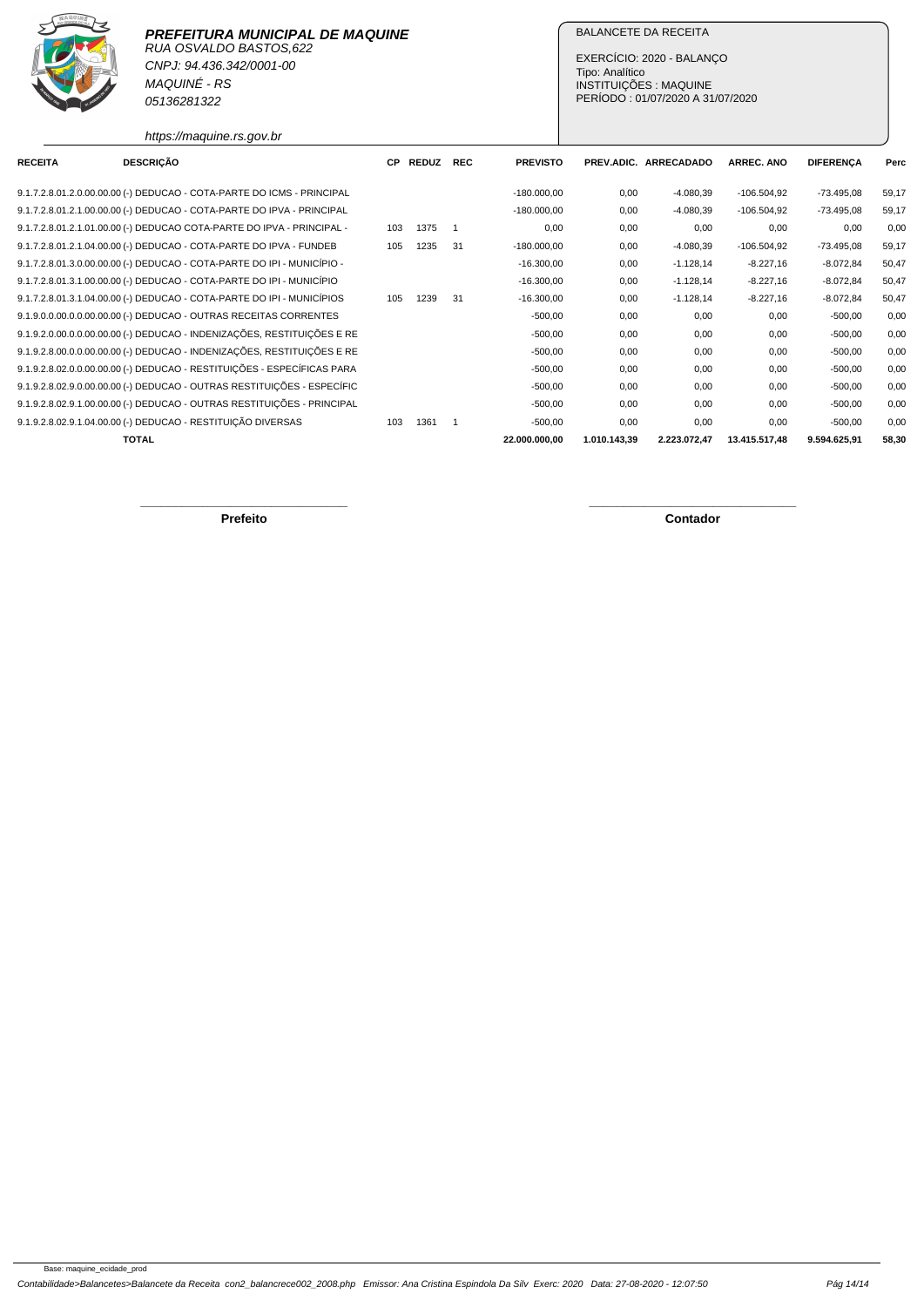**PREFEITURA MUNICIPAL DE MAQUINE**
*RUA OSVALDO BASTOS,622*
*CNPJ: 94.436.342/0001-00*
*MAQUINÉ - RS*
*05136281322*
*https://maquine.rs.gov.br*

BALANCETE DA RECEITA

EXERCÍCIO: 2020 - BALANÇO
Tipo: Analítico
INSTITUIÇÕES : MAQUINE
PERÍODO : 01/07/2020 A 31/07/2020

| RECEITA | DESCRIÇÃO | CP | REDUZ | REC | PREVISTO | PREV.ADIC. | ARRECADADO | ARREC. ANO | DIFERENÇA | Perc |
|---|---|---|---|---|---|---|---|---|---|---|
| 9.1.7.2.8.01.2.0.00.00.00 | (-) DEDUCAO - COTA-PARTE DO ICMS - PRINCIPAL | | | | -180.000,00 | 0,00 | -4.080,39 | -106.504,92 | -73.495,08 | 59,17 |
| 9.1.7.2.8.01.2.1.00.00.00 | (-) DEDUCAO - COTA-PARTE DO IPVA - PRINCIPAL | | | | -180.000,00 | 0,00 | -4.080,39 | -106.504,92 | -73.495,08 | 59,17 |
| 9.1.7.2.8.01.2.1.01.00.00 | (-) DEDUCAO COTA-PARTE DO IPVA - PRINCIPAL - | 103 | 1375 | 1 | 0,00 | 0,00 | 0,00 | 0,00 | 0,00 | 0,00 |
| 9.1.7.2.8.01.2.1.04.00.00 | (-) DEDUCAO - COTA-PARTE DO IPVA - FUNDEB | 105 | 1235 | 31 | -180.000,00 | 0,00 | -4.080,39 | -106.504,92 | -73.495,08 | 59,17 |
| 9.1.7.2.8.01.3.0.00.00.00 | (-) DEDUCAO - COTA-PARTE DO IPI - MUNICÍPIO - | | | | -16.300,00 | 0,00 | -1.128,14 | -8.227,16 | -8.072,84 | 50,47 |
| 9.1.7.2.8.01.3.1.00.00.00 | (-) DEDUCAO - COTA-PARTE DO IPI - MUNICÍPIO | | | | -16.300,00 | 0,00 | -1.128,14 | -8.227,16 | -8.072,84 | 50,47 |
| 9.1.7.2.8.01.3.1.04.00.00 | (-) DEDUCAO - COTA-PARTE DO IPI - MUNICÍPIOS | 105 | 1239 | 31 | -16.300,00 | 0,00 | -1.128,14 | -8.227,16 | -8.072,84 | 50,47 |
| 9.1.9.0.0.00.0.0.00.00.00 | (-) DEDUCAO - OUTRAS RECEITAS CORRENTES | | | | -500,00 | 0,00 | 0,00 | 0,00 | -500,00 | 0,00 |
| 9.1.9.2.0.00.0.0.00.00.00 | (-) DEDUCAO - INDENIZAÇÕES, RESTITUIÇÕES E RE | | | | -500,00 | 0,00 | 0,00 | 0,00 | -500,00 | 0,00 |
| 9.1.9.2.8.00.0.0.00.00.00 | (-) DEDUCAO - INDENIZAÇÕES, RESTITUIÇÕES E RE | | | | -500,00 | 0,00 | 0,00 | 0,00 | -500,00 | 0,00 |
| 9.1.9.2.8.02.0.0.00.00.00 | (-) DEDUCAO - RESTITUIÇÕES - ESPECÍFICAS PARA | | | | -500,00 | 0,00 | 0,00 | 0,00 | -500,00 | 0,00 |
| 9.1.9.2.8.02.9.0.00.00.00 | (-) DEDUCAO - OUTRAS RESTITUIÇÕES - ESPECÍFIC | | | | -500,00 | 0,00 | 0,00 | 0,00 | -500,00 | 0,00 |
| 9.1.9.2.8.02.9.1.00.00.00 | (-) DEDUCAO - OUTRAS RESTITUIÇÕES - PRINCIPAL | | | | -500,00 | 0,00 | 0,00 | 0,00 | -500,00 | 0,00 |
| 9.1.9.2.8.02.9.1.04.00.00 | (-) DEDUCAO - RESTITUIÇÃO DIVERSAS | 103 | 1361 | 1 | -500,00 | 0,00 | 0,00 | 0,00 | -500,00 | 0,00 |
| | **TOTAL** | | | | **22.000.000,00** | **1.010.143,39** | **2.223.072,47** | **13.415.517,48** | **9.594.625,91** | **58,30** |

\_\_\_\_\_\_\_\_\_\_\_\_\_\_\_\_\_\_\_\_\_\_\_\_\_\_\_\_\_\_
**Prefeito**

\_\_\_\_\_\_\_\_\_\_\_\_\_\_\_\_\_\_\_\_\_\_\_\_\_\_\_\_\_\_
**Contador**

Base: maquine_ecidade_prod

*Contabilidade>Balancetes>Balancete da Receita con2_balancrece002_2008.php Emissor: Ana Cristina Espindola Da Silv Exerc: 2020 Data: 27-08-2020 - 12:07:50*